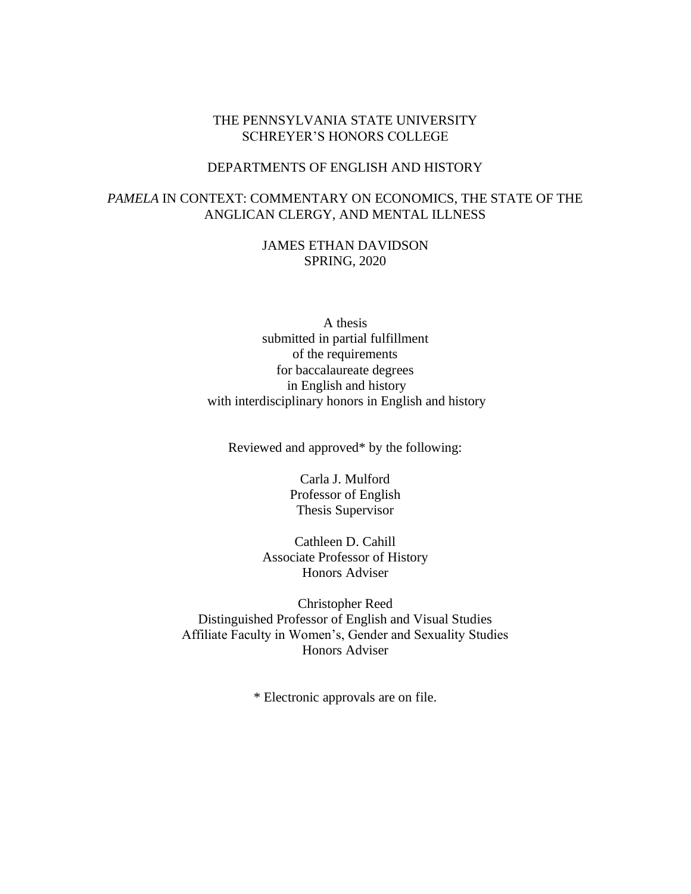THE PENNSYLVANIA STATE UNIVERSITY
SCHREYER'S HONORS COLLEGE

DEPARTMENTS OF ENGLISH AND HISTORY

# *PAMELA* IN CONTEXT: COMMENTARY ON ECONOMICS, THE STATE OF THE ANGLICAN CLERGY, AND MENTAL ILLNESS

JAMES ETHAN DAVIDSON
SPRING, 2020

A thesis
submitted in partial fulfillment
of the requirements
for baccalaureate degrees
in English and history
with interdisciplinary honors in English and history

Reviewed and approved* by the following:

Carla J. Mulford
Professor of English
Thesis Supervisor

Cathleen D. Cahill
Associate Professor of History
Honors Adviser

Christopher Reed
Distinguished Professor of English and Visual Studies
Affiliate Faculty in Women's, Gender and Sexuality Studies
Honors Adviser

* Electronic approvals are on file.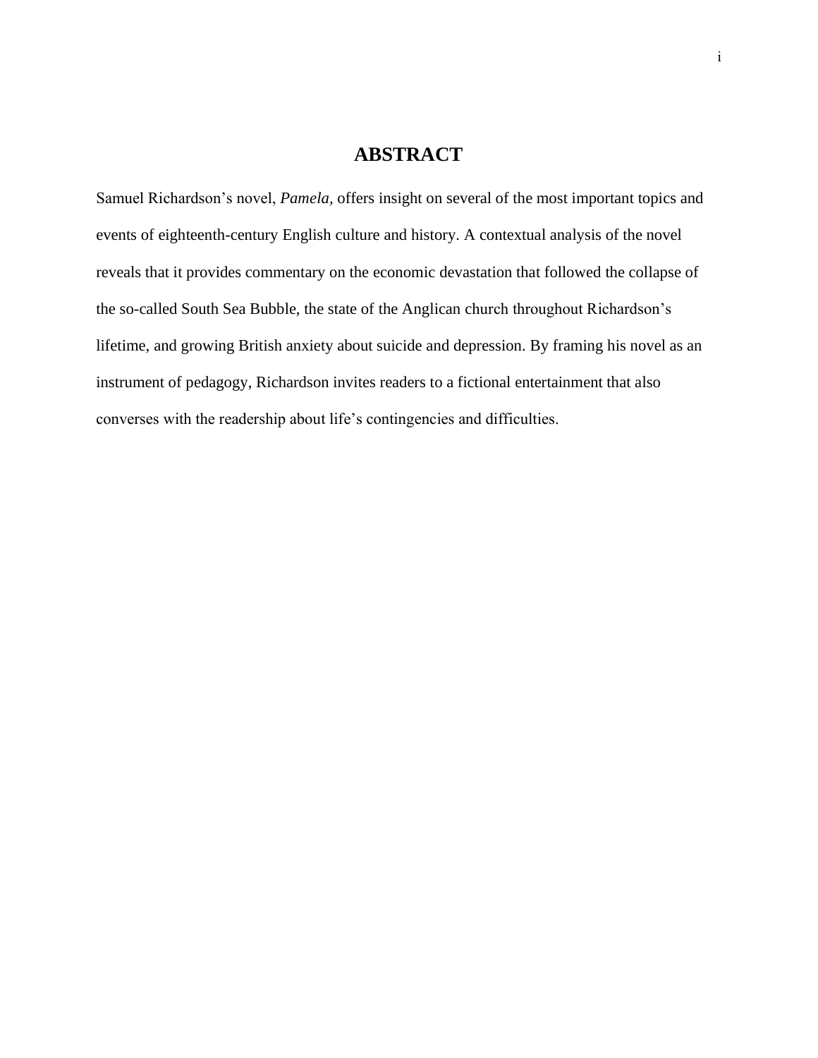# ABSTRACT

Samuel Richardson's novel, *Pamela,* offers insight on several of the most important topics and events of eighteenth-century English culture and history. A contextual analysis of the novel reveals that it provides commentary on the economic devastation that followed the collapse of the so-called South Sea Bubble, the state of the Anglican church throughout Richardson's lifetime, and growing British anxiety about suicide and depression. By framing his novel as an instrument of pedagogy, Richardson invites readers to a fictional entertainment that also converses with the readership about life's contingencies and difficulties.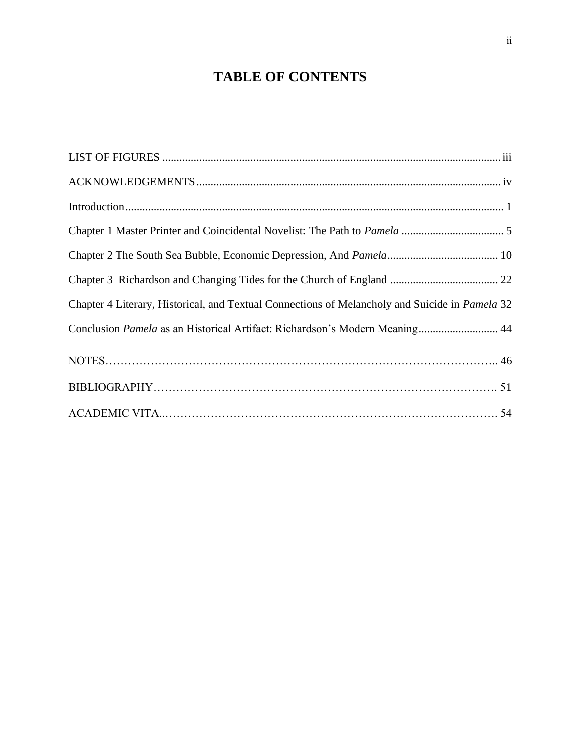# TABLE OF CONTENTS

LIST OF FIGURES ........................................................................................................................ iii

ACKNOWLEDGEMENTS ........................................................................................................... iv

Introduction .................................................................................................................................... 1

Chapter 1 Master Printer and Coincidental Novelist: The Path to *Pamela* .................................... 5

Chapter 2 The South Sea Bubble, Economic Depression, And *Pamela* ....................................... 10

Chapter 3 Richardson and Changing Tides for the Church of England ...................................... 22

Chapter 4 Literary, Historical, and Textual Connections of Melancholy and Suicide in *Pamela* 32

Conclusion *Pamela* as an Historical Artifact: Richardson's Modern Meaning ............................ 44

NOTES………………………………………………………………………………………….. 46

BIBLIOGRAPHY………………………………………………………………………………. 51

ACADEMIC VITA..……………………………………………………………………………. 54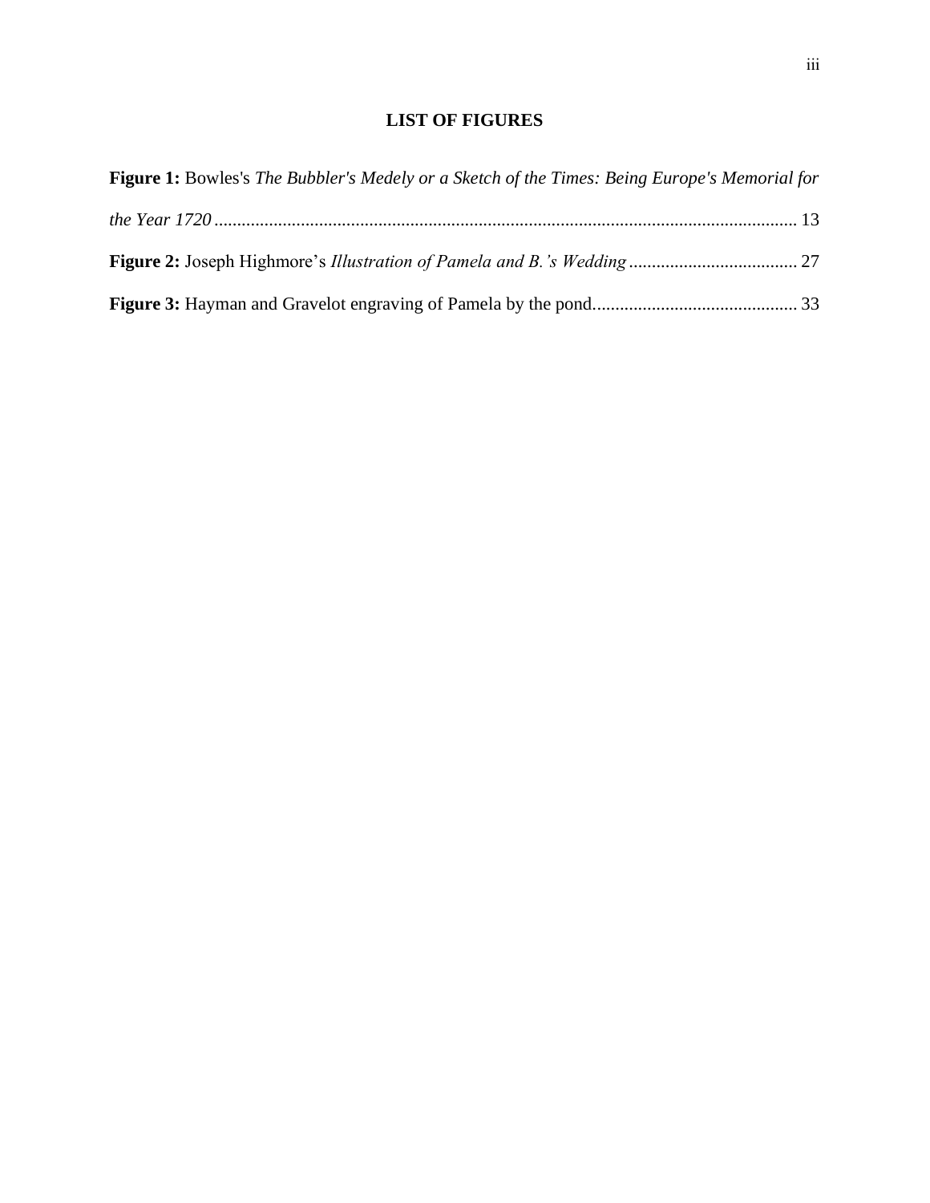# LIST OF FIGURES

**Figure 1:** Bowles's *The Bubbler's Medely or a Sketch of the Times: Being Europe's Memorial for the Year 1720* ............................................................................................................ 13

**Figure 2:** Joseph Highmore's *Illustration of Pamela and B.'s Wedding* .................................... 27

**Figure 3:** Hayman and Gravelot engraving of Pamela by the pond............................................ 33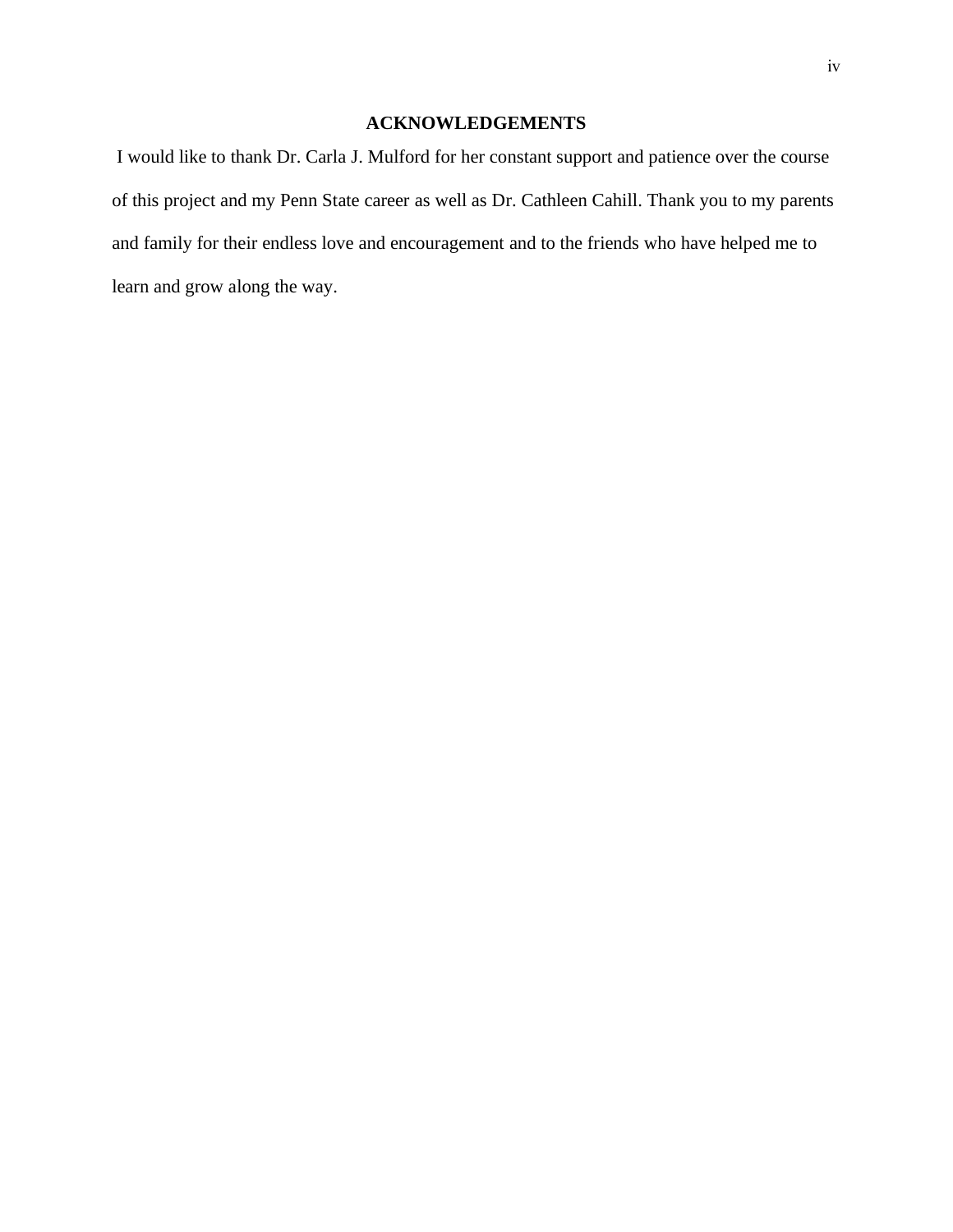## ACKNOWLEDGEMENTS

I would like to thank Dr. Carla J. Mulford for her constant support and patience over the course of this project and my Penn State career as well as Dr. Cathleen Cahill. Thank you to my parents and family for their endless love and encouragement and to the friends who have helped me to learn and grow along the way.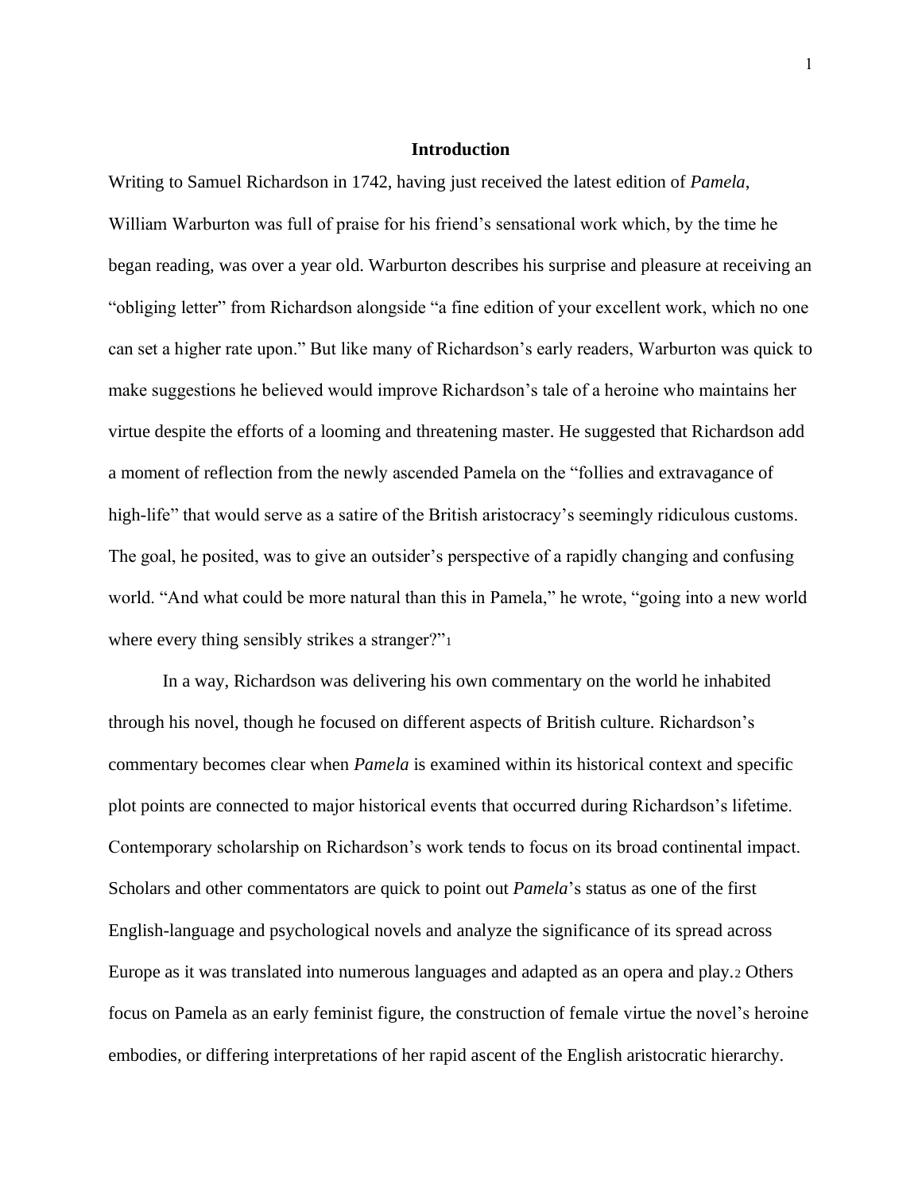## Introduction

Writing to Samuel Richardson in 1742, having just received the latest edition of *Pamela*, William Warburton was full of praise for his friend's sensational work which, by the time he began reading, was over a year old. Warburton describes his surprise and pleasure at receiving an "obliging letter" from Richardson alongside "a fine edition of your excellent work, which no one can set a higher rate upon." But like many of Richardson's early readers, Warburton was quick to make suggestions he believed would improve Richardson's tale of a heroine who maintains her virtue despite the efforts of a looming and threatening master. He suggested that Richardson add a moment of reflection from the newly ascended Pamela on the "follies and extravagance of high-life" that would serve as a satire of the British aristocracy's seemingly ridiculous customs. The goal, he posited, was to give an outsider's perspective of a rapidly changing and confusing world. "And what could be more natural than this in Pamela," he wrote, "going into a new world where every thing sensibly strikes a stranger?"[1]

In a way, Richardson was delivering his own commentary on the world he inhabited through his novel, though he focused on different aspects of British culture. Richardson's commentary becomes clear when *Pamela* is examined within its historical context and specific plot points are connected to major historical events that occurred during Richardson's lifetime. Contemporary scholarship on Richardson's work tends to focus on its broad continental impact. Scholars and other commentators are quick to point out *Pamela*'s status as one of the first English-language and psychological novels and analyze the significance of its spread across Europe as it was translated into numerous languages and adapted as an opera and play.[2] Others focus on Pamela as an early feminist figure, the construction of female virtue the novel's heroine embodies, or differing interpretations of her rapid ascent of the English aristocratic hierarchy.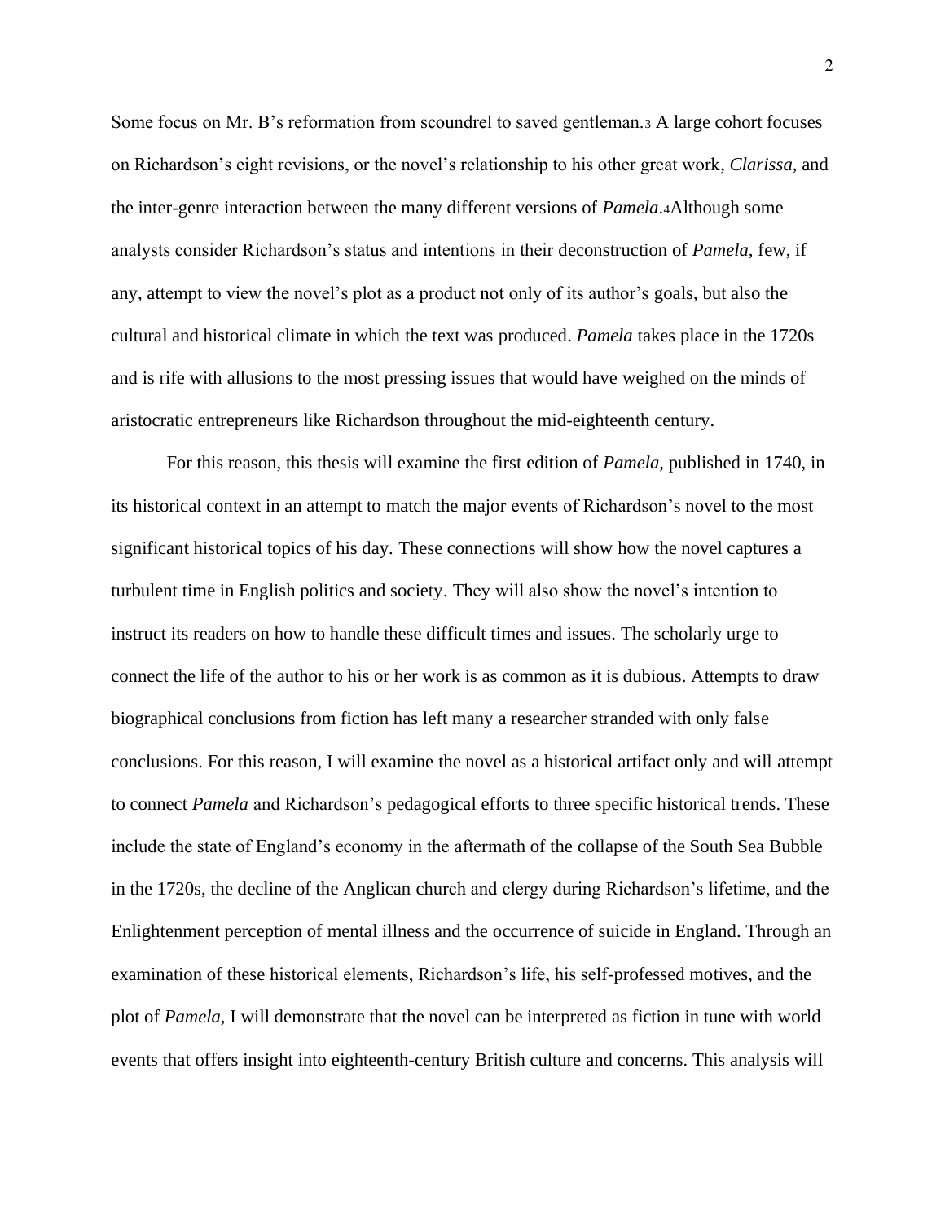Some focus on Mr. B's reformation from scoundrel to saved gentleman.[3] A large cohort focuses on Richardson's eight revisions, or the novel's relationship to his other great work, *Clarissa,* and the inter-genre interaction between the many different versions of *Pamela*.[4]Although some analysts consider Richardson's status and intentions in their deconstruction of *Pamela,* few, if any, attempt to view the novel's plot as a product not only of its author's goals, but also the cultural and historical climate in which the text was produced. *Pamela* takes place in the 1720s and is rife with allusions to the most pressing issues that would have weighed on the minds of aristocratic entrepreneurs like Richardson throughout the mid-eighteenth century.

For this reason, this thesis will examine the first edition of *Pamela,* published in 1740, in its historical context in an attempt to match the major events of Richardson's novel to the most significant historical topics of his day. These connections will show how the novel captures a turbulent time in English politics and society. They will also show the novel's intention to instruct its readers on how to handle these difficult times and issues. The scholarly urge to connect the life of the author to his or her work is as common as it is dubious. Attempts to draw biographical conclusions from fiction has left many a researcher stranded with only false conclusions. For this reason, I will examine the novel as a historical artifact only and will attempt to connect *Pamela* and Richardson's pedagogical efforts to three specific historical trends. These include the state of England's economy in the aftermath of the collapse of the South Sea Bubble in the 1720s, the decline of the Anglican church and clergy during Richardson's lifetime, and the Enlightenment perception of mental illness and the occurrence of suicide in England. Through an examination of these historical elements, Richardson's life, his self-professed motives, and the plot of *Pamela,* I will demonstrate that the novel can be interpreted as fiction in tune with world events that offers insight into eighteenth-century British culture and concerns. This analysis will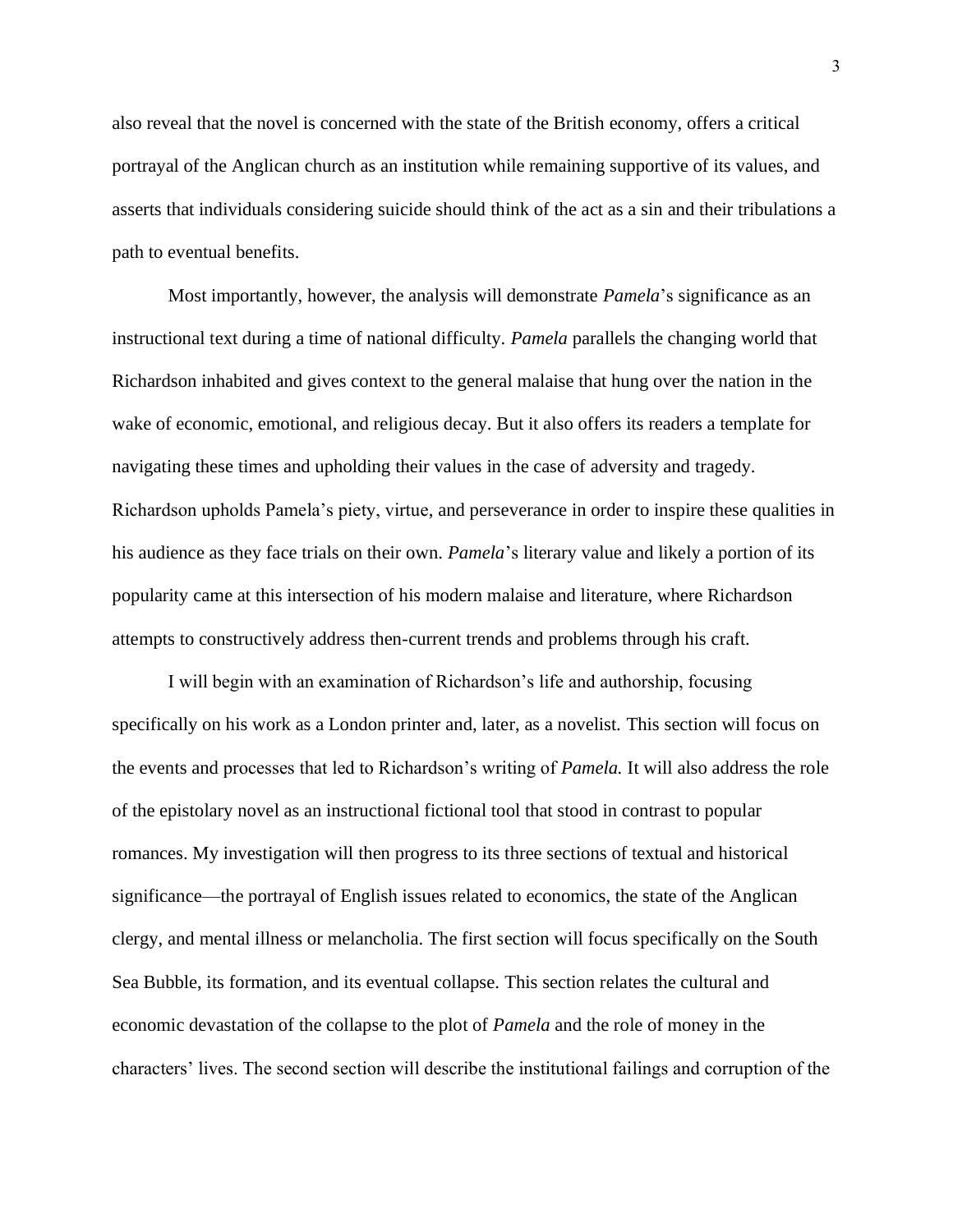also reveal that the novel is concerned with the state of the British economy, offers a critical portrayal of the Anglican church as an institution while remaining supportive of its values, and asserts that individuals considering suicide should think of the act as a sin and their tribulations a path to eventual benefits.

Most importantly, however, the analysis will demonstrate *Pamela*'s significance as an instructional text during a time of national difficulty. *Pamela* parallels the changing world that Richardson inhabited and gives context to the general malaise that hung over the nation in the wake of economic, emotional, and religious decay. But it also offers its readers a template for navigating these times and upholding their values in the case of adversity and tragedy. Richardson upholds Pamela's piety, virtue, and perseverance in order to inspire these qualities in his audience as they face trials on their own. *Pamela*'s literary value and likely a portion of its popularity came at this intersection of his modern malaise and literature, where Richardson attempts to constructively address then-current trends and problems through his craft.

I will begin with an examination of Richardson's life and authorship, focusing specifically on his work as a London printer and, later, as a novelist. This section will focus on the events and processes that led to Richardson's writing of *Pamela.* It will also address the role of the epistolary novel as an instructional fictional tool that stood in contrast to popular romances. My investigation will then progress to its three sections of textual and historical significance—the portrayal of English issues related to economics, the state of the Anglican clergy, and mental illness or melancholia. The first section will focus specifically on the South Sea Bubble, its formation, and its eventual collapse. This section relates the cultural and economic devastation of the collapse to the plot of *Pamela* and the role of money in the characters' lives. The second section will describe the institutional failings and corruption of the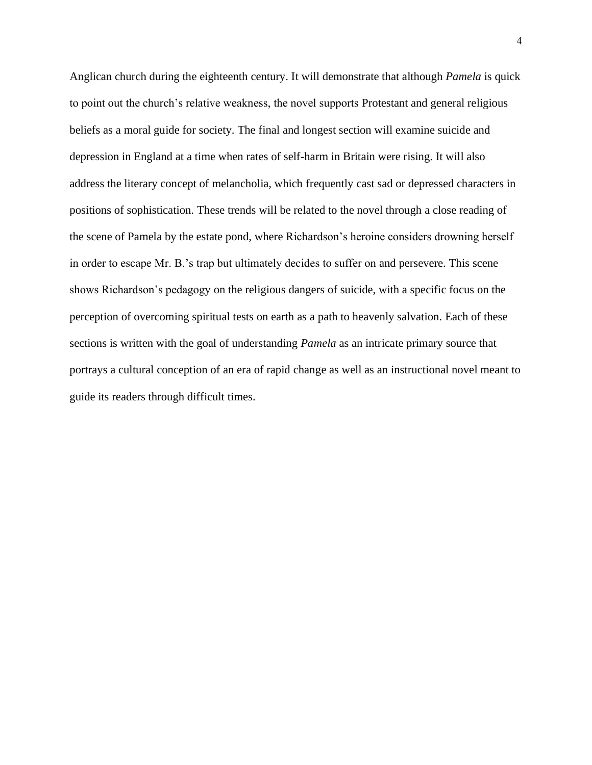Anglican church during the eighteenth century. It will demonstrate that although *Pamela* is quick to point out the church's relative weakness, the novel supports Protestant and general religious beliefs as a moral guide for society. The final and longest section will examine suicide and depression in England at a time when rates of self-harm in Britain were rising. It will also address the literary concept of melancholia, which frequently cast sad or depressed characters in positions of sophistication. These trends will be related to the novel through a close reading of the scene of Pamela by the estate pond, where Richardson's heroine considers drowning herself in order to escape Mr. B.'s trap but ultimately decides to suffer on and persevere. This scene shows Richardson's pedagogy on the religious dangers of suicide, with a specific focus on the perception of overcoming spiritual tests on earth as a path to heavenly salvation. Each of these sections is written with the goal of understanding *Pamela* as an intricate primary source that portrays a cultural conception of an era of rapid change as well as an instructional novel meant to guide its readers through difficult times.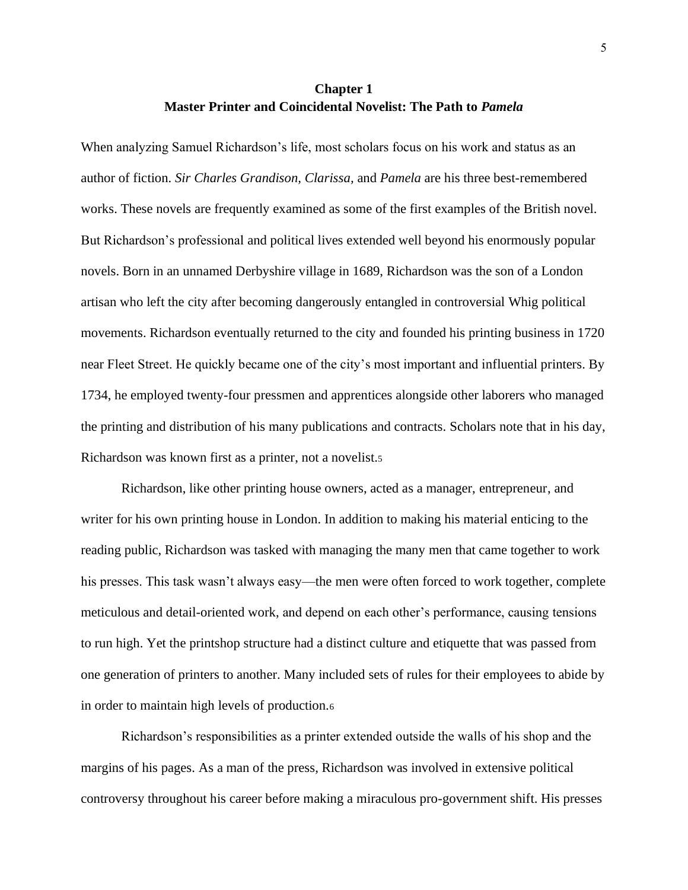# Chapter 1
## Master Printer and Coincidental Novelist: The Path to *Pamela*

When analyzing Samuel Richardson's life, most scholars focus on his work and status as an author of fiction. *Sir Charles Grandison, Clarissa,* and *Pamela* are his three best-remembered works. These novels are frequently examined as some of the first examples of the British novel. But Richardson's professional and political lives extended well beyond his enormously popular novels. Born in an unnamed Derbyshire village in 1689, Richardson was the son of a London artisan who left the city after becoming dangerously entangled in controversial Whig political movements. Richardson eventually returned to the city and founded his printing business in 1720 near Fleet Street. He quickly became one of the city's most important and influential printers. By 1734, he employed twenty-four pressmen and apprentices alongside other laborers who managed the printing and distribution of his many publications and contracts. Scholars note that in his day, Richardson was known first as a printer, not a novelist.[5]

Richardson, like other printing house owners, acted as a manager, entrepreneur, and writer for his own printing house in London. In addition to making his material enticing to the reading public, Richardson was tasked with managing the many men that came together to work his presses. This task wasn't always easy—the men were often forced to work together, complete meticulous and detail-oriented work, and depend on each other's performance, causing tensions to run high. Yet the printshop structure had a distinct culture and etiquette that was passed from one generation of printers to another. Many included sets of rules for their employees to abide by in order to maintain high levels of production.[6]

Richardson's responsibilities as a printer extended outside the walls of his shop and the margins of his pages. As a man of the press, Richardson was involved in extensive political controversy throughout his career before making a miraculous pro-government shift. His presses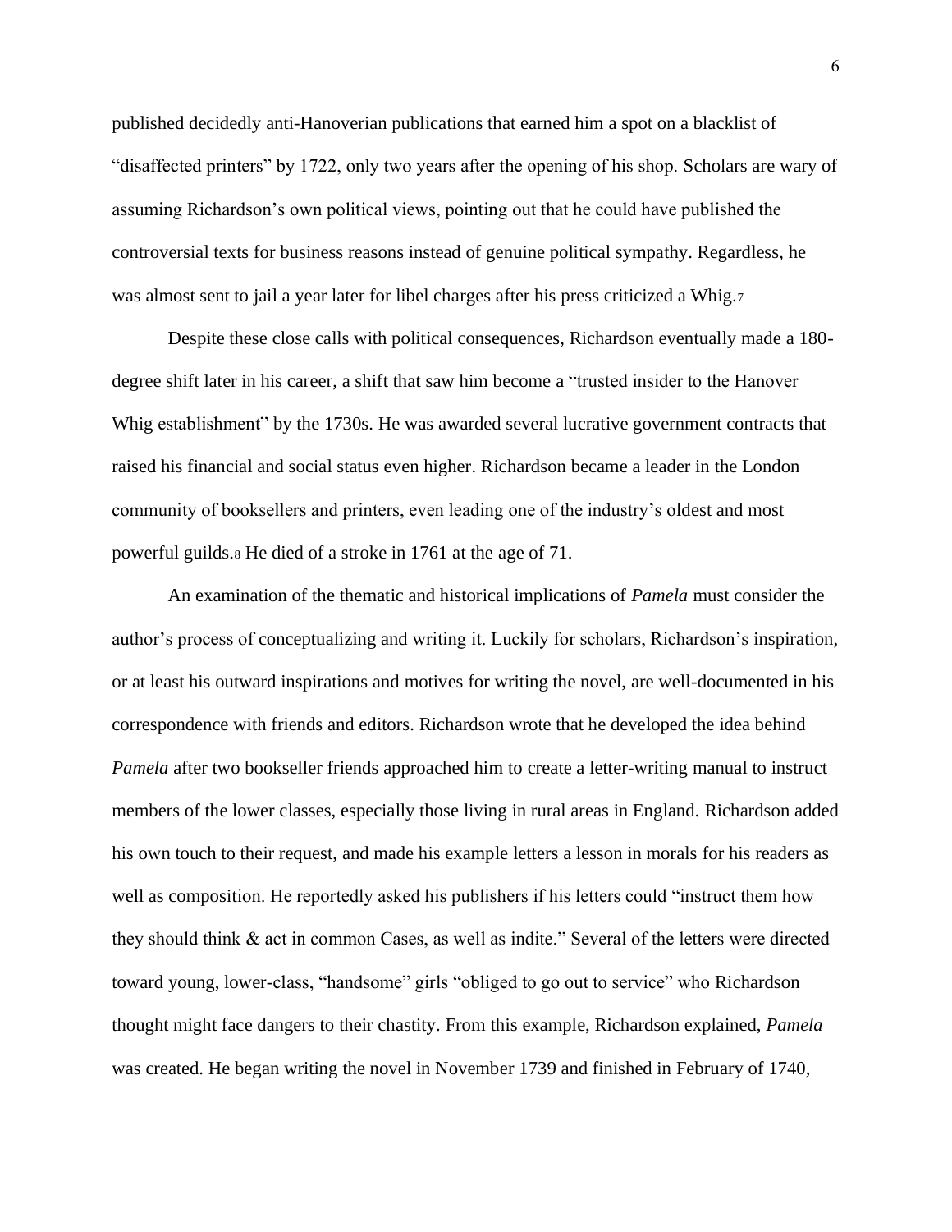published decidedly anti-Hanoverian publications that earned him a spot on a blacklist of "disaffected printers" by 1722, only two years after the opening of his shop. Scholars are wary of assuming Richardson's own political views, pointing out that he could have published the controversial texts for business reasons instead of genuine political sympathy. Regardless, he was almost sent to jail a year later for libel charges after his press criticized a Whig.[7]

Despite these close calls with political consequences, Richardson eventually made a 180-degree shift later in his career, a shift that saw him become a "trusted insider to the Hanover Whig establishment" by the 1730s. He was awarded several lucrative government contracts that raised his financial and social status even higher. Richardson became a leader in the London community of booksellers and printers, even leading one of the industry's oldest and most powerful guilds.[8] He died of a stroke in 1761 at the age of 71.

An examination of the thematic and historical implications of *Pamela* must consider the author's process of conceptualizing and writing it. Luckily for scholars, Richardson's inspiration, or at least his outward inspirations and motives for writing the novel, are well-documented in his correspondence with friends and editors. Richardson wrote that he developed the idea behind *Pamela* after two bookseller friends approached him to create a letter-writing manual to instruct members of the lower classes, especially those living in rural areas in England. Richardson added his own touch to their request, and made his example letters a lesson in morals for his readers as well as composition. He reportedly asked his publishers if his letters could "instruct them how they should think & act in common Cases, as well as indite." Several of the letters were directed toward young, lower-class, "handsome" girls "obliged to go out to service" who Richardson thought might face dangers to their chastity. From this example, Richardson explained, *Pamela* was created. He began writing the novel in November 1739 and finished in February of 1740,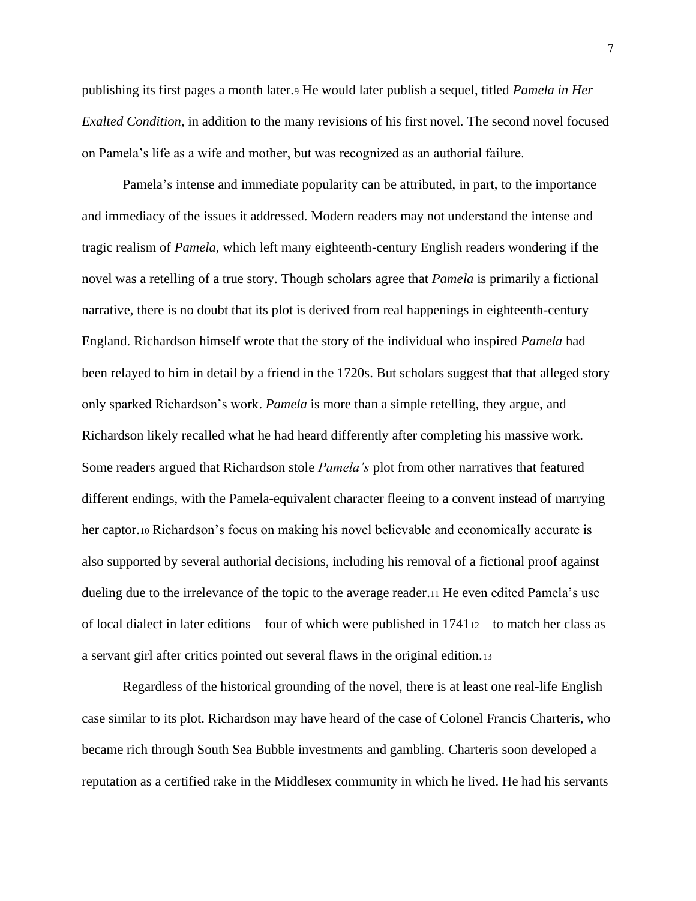publishing its first pages a month later.[9] He would later publish a sequel, titled *Pamela in Her Exalted Condition*, in addition to the many revisions of his first novel. The second novel focused on Pamela's life as a wife and mother, but was recognized as an authorial failure.

Pamela's intense and immediate popularity can be attributed, in part, to the importance and immediacy of the issues it addressed. Modern readers may not understand the intense and tragic realism of *Pamela*, which left many eighteenth-century English readers wondering if the novel was a retelling of a true story. Though scholars agree that *Pamela* is primarily a fictional narrative, there is no doubt that its plot is derived from real happenings in eighteenth-century England. Richardson himself wrote that the story of the individual who inspired *Pamela* had been relayed to him in detail by a friend in the 1720s. But scholars suggest that that alleged story only sparked Richardson's work. *Pamela* is more than a simple retelling, they argue, and Richardson likely recalled what he had heard differently after completing his massive work. Some readers argued that Richardson stole *Pamela's* plot from other narratives that featured different endings, with the Pamela-equivalent character fleeing to a convent instead of marrying her captor.[10] Richardson's focus on making his novel believable and economically accurate is also supported by several authorial decisions, including his removal of a fictional proof against dueling due to the irrelevance of the topic to the average reader.[11] He even edited Pamela's use of local dialect in later editions—four of which were published in 1741[12]—to match her class as a servant girl after critics pointed out several flaws in the original edition.[13]

Regardless of the historical grounding of the novel, there is at least one real-life English case similar to its plot. Richardson may have heard of the case of Colonel Francis Charteris, who became rich through South Sea Bubble investments and gambling. Charteris soon developed a reputation as a certified rake in the Middlesex community in which he lived. He had his servants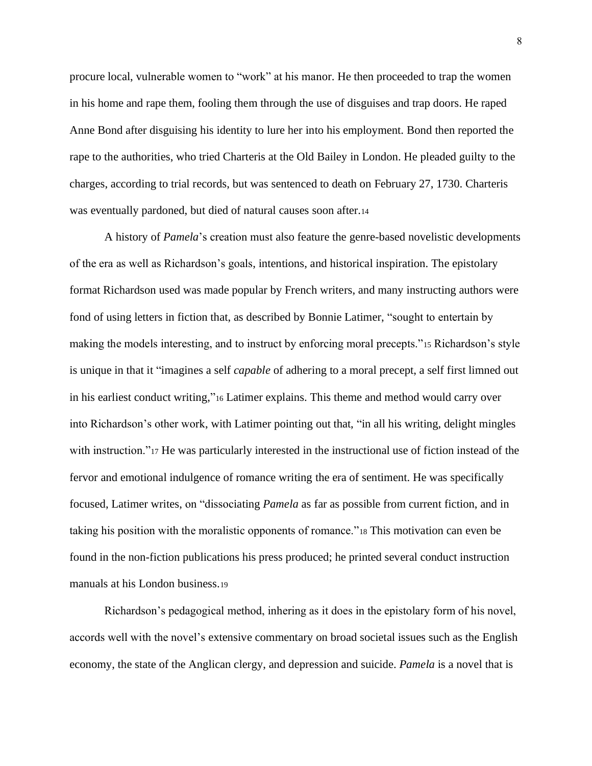procure local, vulnerable women to "work" at his manor. He then proceeded to trap the women in his home and rape them, fooling them through the use of disguises and trap doors. He raped Anne Bond after disguising his identity to lure her into his employment. Bond then reported the rape to the authorities, who tried Charteris at the Old Bailey in London. He pleaded guilty to the charges, according to trial records, but was sentenced to death on February 27, 1730. Charteris was eventually pardoned, but died of natural causes soon after.[14]

A history of *Pamela*'s creation must also feature the genre-based novelistic developments of the era as well as Richardson's goals, intentions, and historical inspiration. The epistolary format Richardson used was made popular by French writers, and many instructing authors were fond of using letters in fiction that, as described by Bonnie Latimer, "sought to entertain by making the models interesting, and to instruct by enforcing moral precepts."[15] Richardson's style is unique in that it "imagines a self *capable* of adhering to a moral precept, a self first limned out in his earliest conduct writing,"[16] Latimer explains. This theme and method would carry over into Richardson's other work, with Latimer pointing out that, "in all his writing, delight mingles with instruction."[17] He was particularly interested in the instructional use of fiction instead of the fervor and emotional indulgence of romance writing the era of sentiment. He was specifically focused, Latimer writes, on "dissociating *Pamela* as far as possible from current fiction, and in taking his position with the moralistic opponents of romance."[18] This motivation can even be found in the non-fiction publications his press produced; he printed several conduct instruction manuals at his London business.[19]

Richardson's pedagogical method, inhering as it does in the epistolary form of his novel, accords well with the novel's extensive commentary on broad societal issues such as the English economy, the state of the Anglican clergy, and depression and suicide. *Pamela* is a novel that is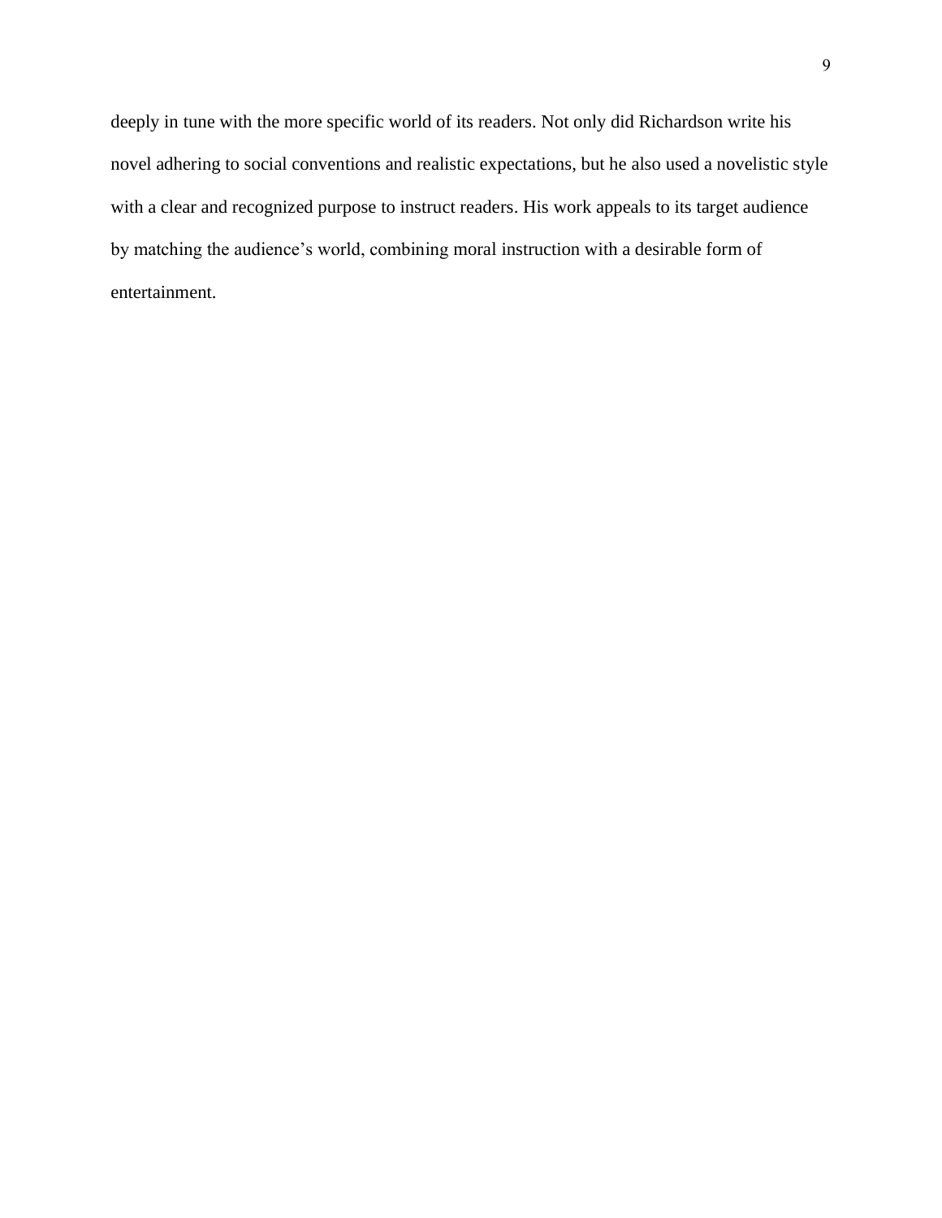deeply in tune with the more specific world of its readers. Not only did Richardson write his novel adhering to social conventions and realistic expectations, but he also used a novelistic style with a clear and recognized purpose to instruct readers. His work appeals to its target audience by matching the audience's world, combining moral instruction with a desirable form of entertainment.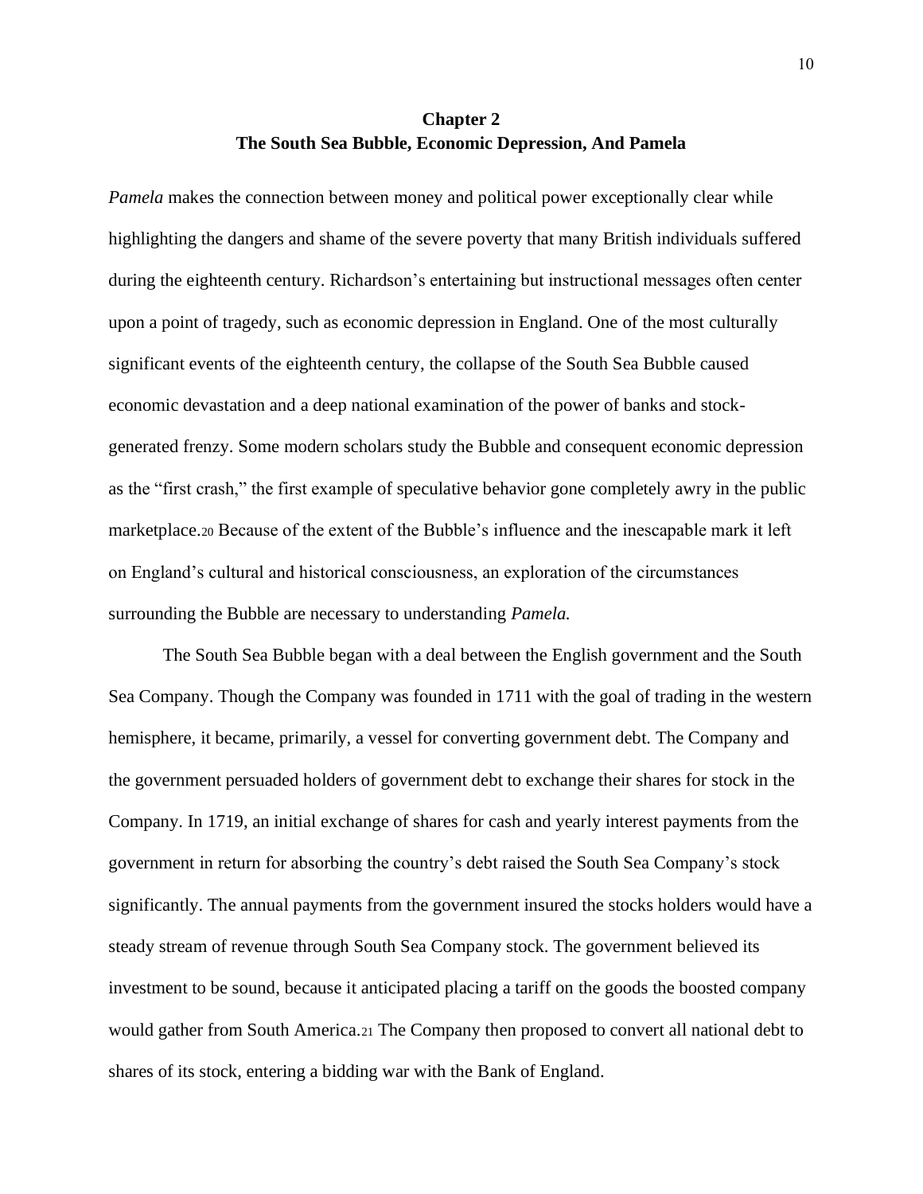# Chapter 2
## The South Sea Bubble, Economic Depression, And Pamela

*Pamela* makes the connection between money and political power exceptionally clear while highlighting the dangers and shame of the severe poverty that many British individuals suffered during the eighteenth century. Richardson's entertaining but instructional messages often center upon a point of tragedy, such as economic depression in England. One of the most culturally significant events of the eighteenth century, the collapse of the South Sea Bubble caused economic devastation and a deep national examination of the power of banks and stock-generated frenzy. Some modern scholars study the Bubble and consequent economic depression as the "first crash," the first example of speculative behavior gone completely awry in the public marketplace.[20] Because of the extent of the Bubble's influence and the inescapable mark it left on England's cultural and historical consciousness, an exploration of the circumstances surrounding the Bubble are necessary to understanding *Pamela.*

The South Sea Bubble began with a deal between the English government and the South Sea Company. Though the Company was founded in 1711 with the goal of trading in the western hemisphere, it became, primarily, a vessel for converting government debt. The Company and the government persuaded holders of government debt to exchange their shares for stock in the Company. In 1719, an initial exchange of shares for cash and yearly interest payments from the government in return for absorbing the country's debt raised the South Sea Company's stock significantly. The annual payments from the government insured the stocks holders would have a steady stream of revenue through South Sea Company stock. The government believed its investment to be sound, because it anticipated placing a tariff on the goods the boosted company would gather from South America.[21] The Company then proposed to convert all national debt to shares of its stock, entering a bidding war with the Bank of England.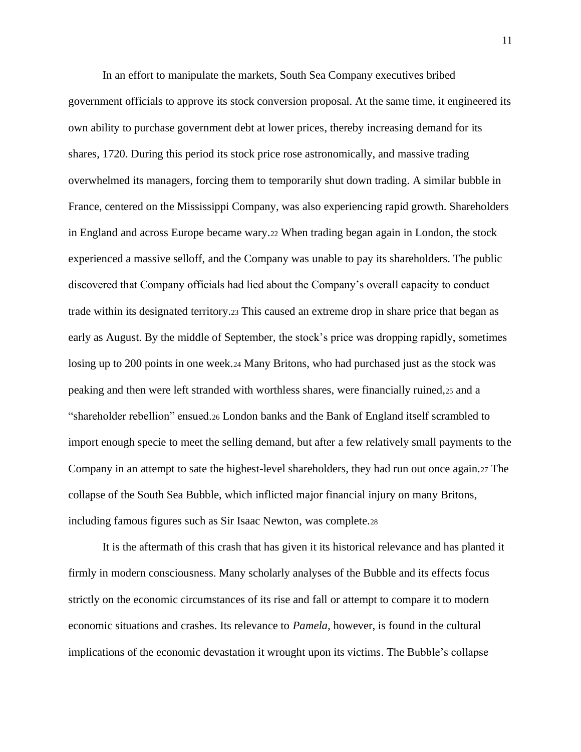In an effort to manipulate the markets, South Sea Company executives bribed government officials to approve its stock conversion proposal. At the same time, it engineered its own ability to purchase government debt at lower prices, thereby increasing demand for its shares, 1720. During this period its stock price rose astronomically, and massive trading overwhelmed its managers, forcing them to temporarily shut down trading. A similar bubble in France, centered on the Mississippi Company, was also experiencing rapid growth. Shareholders in England and across Europe became wary.[22] When trading began again in London, the stock experienced a massive selloff, and the Company was unable to pay its shareholders. The public discovered that Company officials had lied about the Company's overall capacity to conduct trade within its designated territory.[23] This caused an extreme drop in share price that began as early as August. By the middle of September, the stock's price was dropping rapidly, sometimes losing up to 200 points in one week.[24] Many Britons, who had purchased just as the stock was peaking and then were left stranded with worthless shares, were financially ruined,[25] and a "shareholder rebellion" ensued.[26] London banks and the Bank of England itself scrambled to import enough specie to meet the selling demand, but after a few relatively small payments to the Company in an attempt to sate the highest-level shareholders, they had run out once again.[27] The collapse of the South Sea Bubble, which inflicted major financial injury on many Britons, including famous figures such as Sir Isaac Newton, was complete.[28]

It is the aftermath of this crash that has given it its historical relevance and has planted it firmly in modern consciousness. Many scholarly analyses of the Bubble and its effects focus strictly on the economic circumstances of its rise and fall or attempt to compare it to modern economic situations and crashes. Its relevance to *Pamela*, however, is found in the cultural implications of the economic devastation it wrought upon its victims. The Bubble's collapse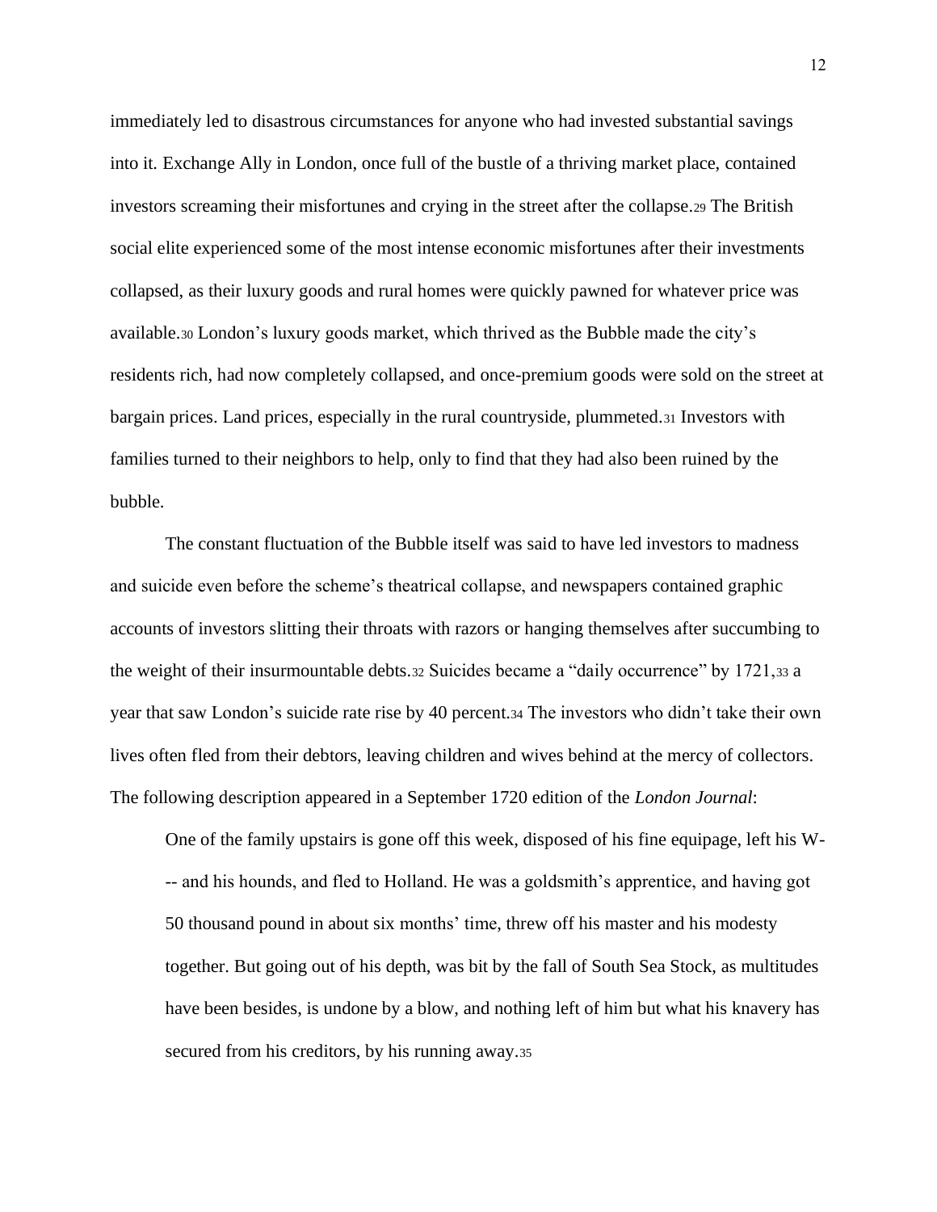immediately led to disastrous circumstances for anyone who had invested substantial savings into it. Exchange Ally in London, once full of the bustle of a thriving market place, contained investors screaming their misfortunes and crying in the street after the collapse.[29] The British social elite experienced some of the most intense economic misfortunes after their investments collapsed, as their luxury goods and rural homes were quickly pawned for whatever price was available.[30] London's luxury goods market, which thrived as the Bubble made the city's residents rich, had now completely collapsed, and once-premium goods were sold on the street at bargain prices. Land prices, especially in the rural countryside, plummeted.[31] Investors with families turned to their neighbors to help, only to find that they had also been ruined by the bubble.

The constant fluctuation of the Bubble itself was said to have led investors to madness and suicide even before the scheme's theatrical collapse, and newspapers contained graphic accounts of investors slitting their throats with razors or hanging themselves after succumbing to the weight of their insurmountable debts.[32] Suicides became a "daily occurrence" by 1721,[33] a year that saw London's suicide rate rise by 40 percent.[34] The investors who didn't take their own lives often fled from their debtors, leaving children and wives behind at the mercy of collectors. The following description appeared in a September 1720 edition of the *London Journal*:

> One of the family upstairs is gone off this week, disposed of his fine equipage, left his W--- and his hounds, and fled to Holland. He was a goldsmith's apprentice, and having got 50 thousand pound in about six months' time, threw off his master and his modesty together. But going out of his depth, was bit by the fall of South Sea Stock, as multitudes have been besides, is undone by a blow, and nothing left of him but what his knavery has secured from his creditors, by his running away.[35]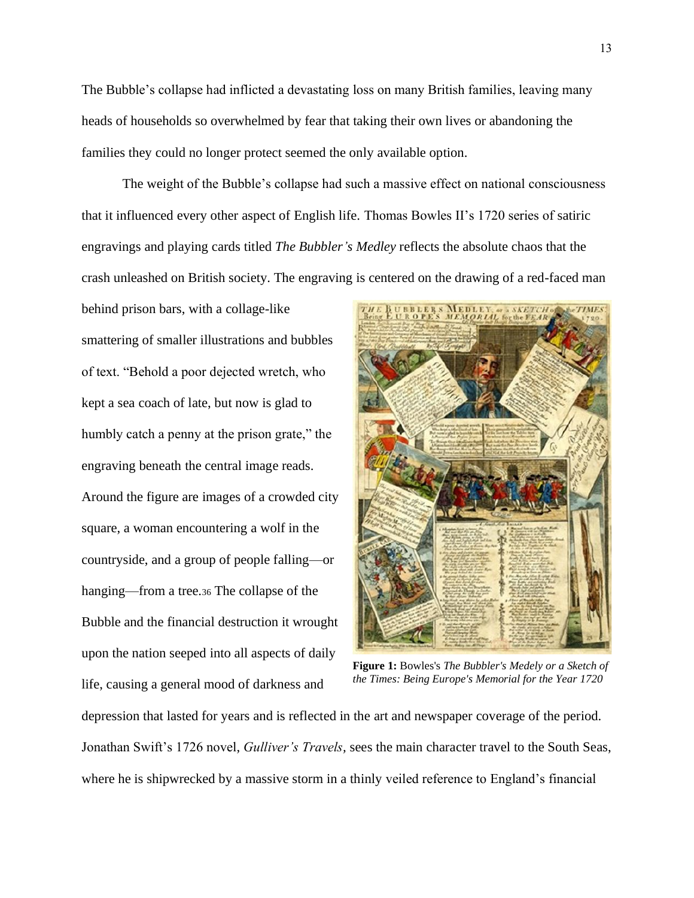The Bubble's collapse had inflicted a devastating loss on many British families, leaving many heads of households so overwhelmed by fear that taking their own lives or abandoning the families they could no longer protect seemed the only available option.

The weight of the Bubble's collapse had such a massive effect on national consciousness that it influenced every other aspect of English life. Thomas Bowles II's 1720 series of satiric engravings and playing cards titled *The Bubbler's Medley* reflects the absolute chaos that the crash unleashed on British society. The engraving is centered on the drawing of a red-faced man behind prison bars, with a collage-like smattering of smaller illustrations and bubbles of text. "Behold a poor dejected wretch, who kept a sea coach of late, but now is glad to humbly catch a penny at the prison grate," the engraving beneath the central image reads. Around the figure are images of a crowded city square, a woman encountering a wolf in the countryside, and a group of people falling—or hanging—from a tree.[36] The collapse of the Bubble and the financial destruction it wrought upon the nation seeped into all aspects of daily life, causing a general mood of darkness and depression that lasted for years and is reflected in the art and newspaper coverage of the period. Jonathan Swift's 1726 novel, *Gulliver's Travels,* sees the main character travel to the South Seas, where he is shipwrecked by a massive storm in a thinly veiled reference to England's financial

**Figure 1:** Bowles's *The Bubbler's Medely or a Sketch of the Times: Being Europe's Memorial for the Year 1720*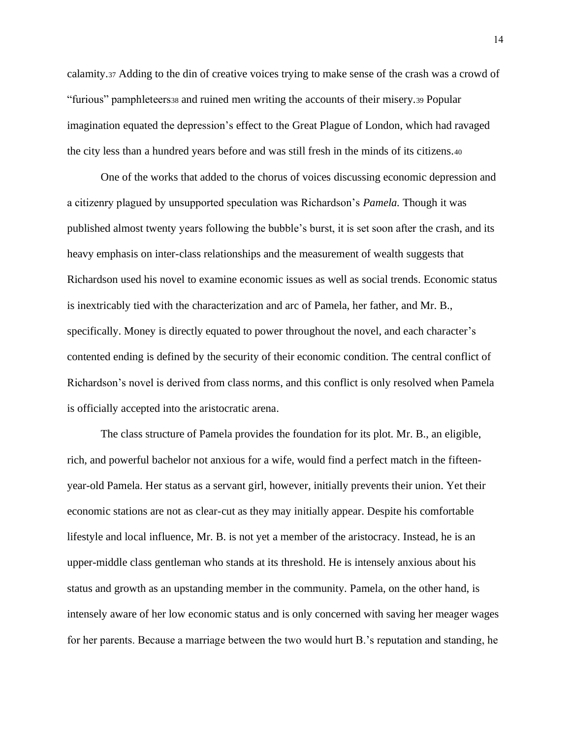calamity.[37] Adding to the din of creative voices trying to make sense of the crash was a crowd of "furious" pamphleteers[38] and ruined men writing the accounts of their misery.[39] Popular imagination equated the depression's effect to the Great Plague of London, which had ravaged the city less than a hundred years before and was still fresh in the minds of its citizens.[40]

One of the works that added to the chorus of voices discussing economic depression and a citizenry plagued by unsupported speculation was Richardson's *Pamela.* Though it was published almost twenty years following the bubble's burst, it is set soon after the crash, and its heavy emphasis on inter-class relationships and the measurement of wealth suggests that Richardson used his novel to examine economic issues as well as social trends. Economic status is inextricably tied with the characterization and arc of Pamela, her father, and Mr. B., specifically. Money is directly equated to power throughout the novel, and each character's contented ending is defined by the security of their economic condition. The central conflict of Richardson's novel is derived from class norms, and this conflict is only resolved when Pamela is officially accepted into the aristocratic arena.

The class structure of Pamela provides the foundation for its plot. Mr. B., an eligible, rich, and powerful bachelor not anxious for a wife, would find a perfect match in the fifteen-year-old Pamela. Her status as a servant girl, however, initially prevents their union. Yet their economic stations are not as clear-cut as they may initially appear. Despite his comfortable lifestyle and local influence, Mr. B. is not yet a member of the aristocracy. Instead, he is an upper-middle class gentleman who stands at its threshold. He is intensely anxious about his status and growth as an upstanding member in the community. Pamela, on the other hand, is intensely aware of her low economic status and is only concerned with saving her meager wages for her parents. Because a marriage between the two would hurt B.'s reputation and standing, he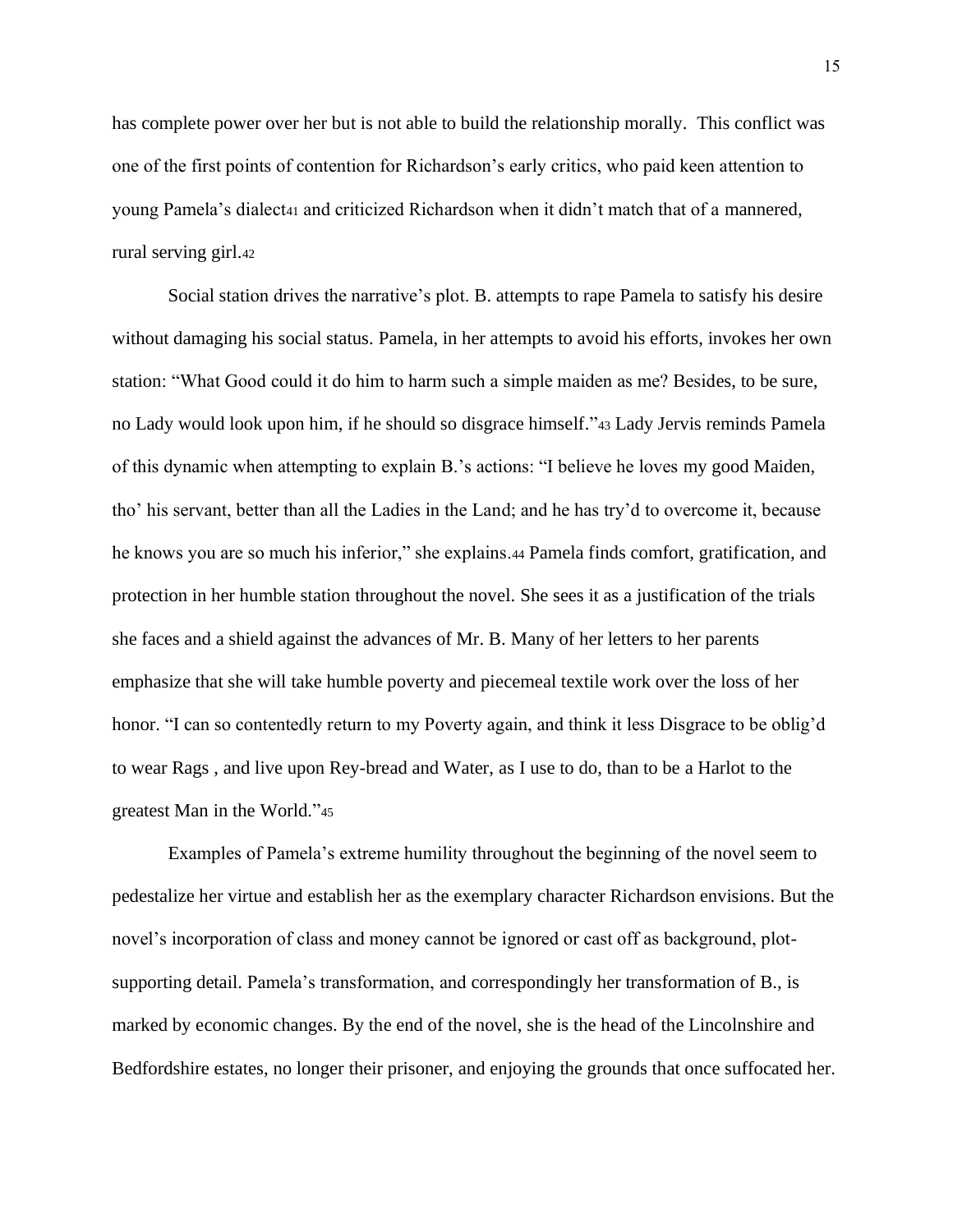has complete power over her but is not able to build the relationship morally. This conflict was one of the first points of contention for Richardson's early critics, who paid keen attention to young Pamela's dialect[41] and criticized Richardson when it didn't match that of a mannered, rural serving girl.[42]

Social station drives the narrative's plot. B. attempts to rape Pamela to satisfy his desire without damaging his social status. Pamela, in her attempts to avoid his efforts, invokes her own station: "What Good could it do him to harm such a simple maiden as me? Besides, to be sure, no Lady would look upon him, if he should so disgrace himself."[43] Lady Jervis reminds Pamela of this dynamic when attempting to explain B.'s actions: "I believe he loves my good Maiden, tho' his servant, better than all the Ladies in the Land; and he has try'd to overcome it, because he knows you are so much his inferior," she explains.[44] Pamela finds comfort, gratification, and protection in her humble station throughout the novel. She sees it as a justification of the trials she faces and a shield against the advances of Mr. B. Many of her letters to her parents emphasize that she will take humble poverty and piecemeal textile work over the loss of her honor. "I can so contentedly return to my Poverty again, and think it less Disgrace to be oblig'd to wear Rags , and live upon Rey-bread and Water, as I use to do, than to be a Harlot to the greatest Man in the World."[45]

Examples of Pamela's extreme humility throughout the beginning of the novel seem to pedestalize her virtue and establish her as the exemplary character Richardson envisions. But the novel's incorporation of class and money cannot be ignored or cast off as background, plot-supporting detail. Pamela's transformation, and correspondingly her transformation of B., is marked by economic changes. By the end of the novel, she is the head of the Lincolnshire and Bedfordshire estates, no longer their prisoner, and enjoying the grounds that once suffocated her.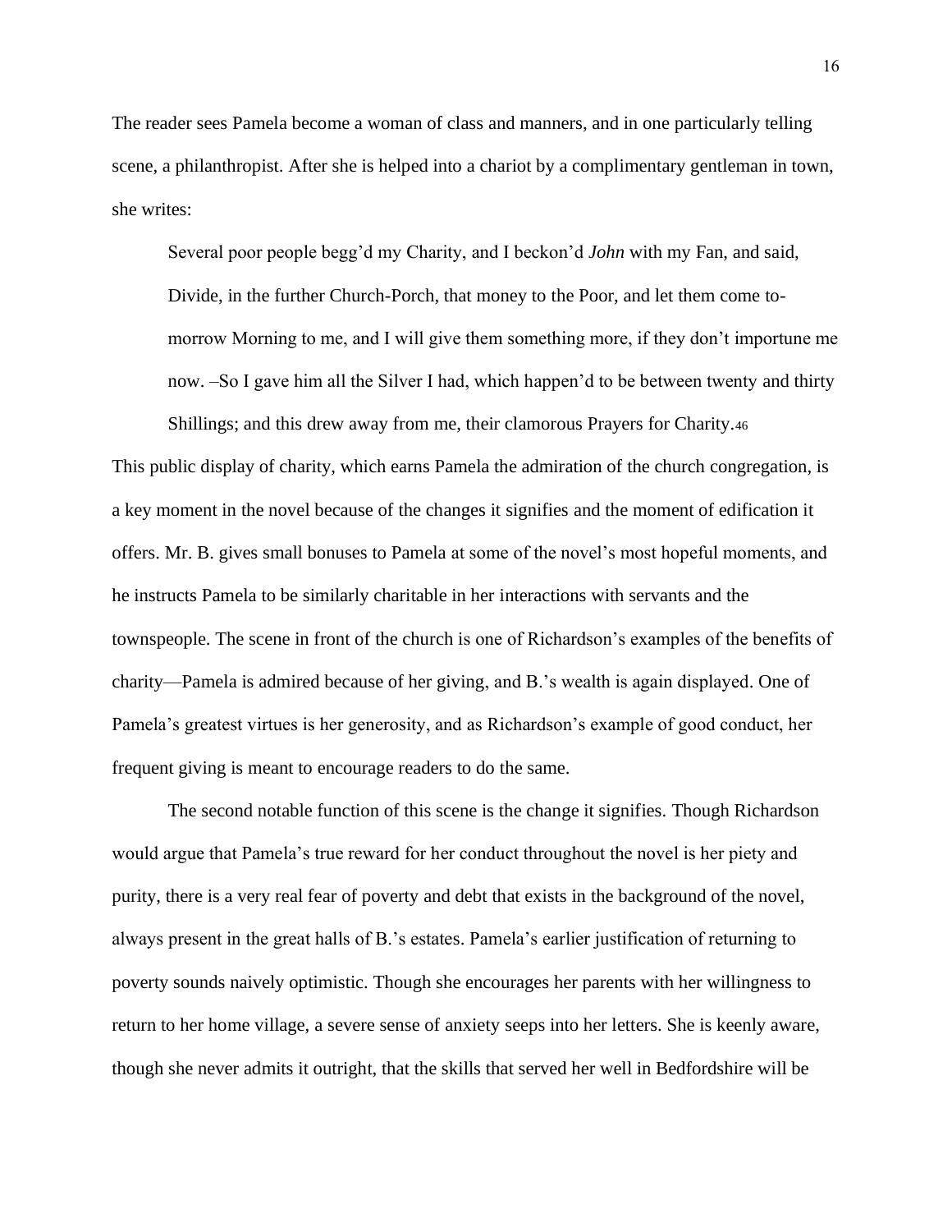The reader sees Pamela become a woman of class and manners, and in one particularly telling scene, a philanthropist. After she is helped into a chariot by a complimentary gentleman in town, she writes:

> Several poor people begg'd my Charity, and I beckon'd *John* with my Fan, and said, Divide, in the further Church-Porch, that money to the Poor, and let them come to-morrow Morning to me, and I will give them something more, if they don't importune me now. –So I gave him all the Silver I had, which happen'd to be between twenty and thirty Shillings; and this drew away from me, their clamorous Prayers for Charity.[46]

This public display of charity, which earns Pamela the admiration of the church congregation, is a key moment in the novel because of the changes it signifies and the moment of edification it offers. Mr. B. gives small bonuses to Pamela at some of the novel's most hopeful moments, and he instructs Pamela to be similarly charitable in her interactions with servants and the townspeople. The scene in front of the church is one of Richardson's examples of the benefits of charity—Pamela is admired because of her giving, and B.'s wealth is again displayed. One of Pamela's greatest virtues is her generosity, and as Richardson's example of good conduct, her frequent giving is meant to encourage readers to do the same.

The second notable function of this scene is the change it signifies. Though Richardson would argue that Pamela's true reward for her conduct throughout the novel is her piety and purity, there is a very real fear of poverty and debt that exists in the background of the novel, always present in the great halls of B.'s estates. Pamela's earlier justification of returning to poverty sounds naively optimistic. Though she encourages her parents with her willingness to return to her home village, a severe sense of anxiety seeps into her letters. She is keenly aware, though she never admits it outright, that the skills that served her well in Bedfordshire will be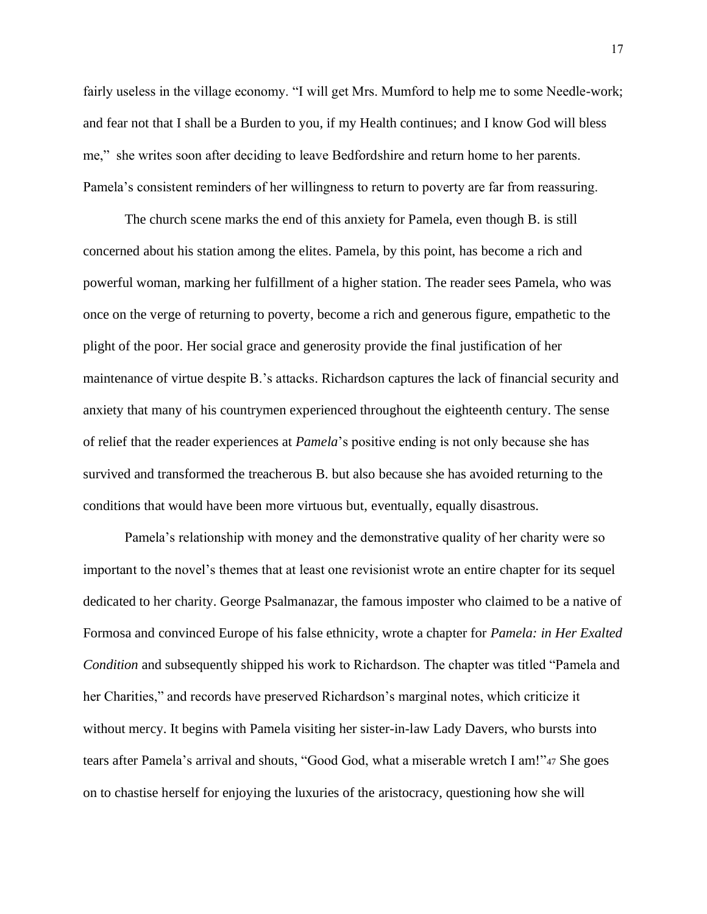fairly useless in the village economy. "I will get Mrs. Mumford to help me to some Needle-work; and fear not that I shall be a Burden to you, if my Health continues; and I know God will bless me," she writes soon after deciding to leave Bedfordshire and return home to her parents. Pamela's consistent reminders of her willingness to return to poverty are far from reassuring.

The church scene marks the end of this anxiety for Pamela, even though B. is still concerned about his station among the elites. Pamela, by this point, has become a rich and powerful woman, marking her fulfillment of a higher station. The reader sees Pamela, who was once on the verge of returning to poverty, become a rich and generous figure, empathetic to the plight of the poor. Her social grace and generosity provide the final justification of her maintenance of virtue despite B.'s attacks. Richardson captures the lack of financial security and anxiety that many of his countrymen experienced throughout the eighteenth century. The sense of relief that the reader experiences at *Pamela*'s positive ending is not only because she has survived and transformed the treacherous B. but also because she has avoided returning to the conditions that would have been more virtuous but, eventually, equally disastrous.

Pamela's relationship with money and the demonstrative quality of her charity were so important to the novel's themes that at least one revisionist wrote an entire chapter for its sequel dedicated to her charity. George Psalmanazar, the famous imposter who claimed to be a native of Formosa and convinced Europe of his false ethnicity, wrote a chapter for *Pamela: in Her Exalted Condition* and subsequently shipped his work to Richardson. The chapter was titled "Pamela and her Charities," and records have preserved Richardson's marginal notes, which criticize it without mercy. It begins with Pamela visiting her sister-in-law Lady Davers, who bursts into tears after Pamela's arrival and shouts, "Good God, what a miserable wretch I am!"[47] She goes on to chastise herself for enjoying the luxuries of the aristocracy, questioning how she will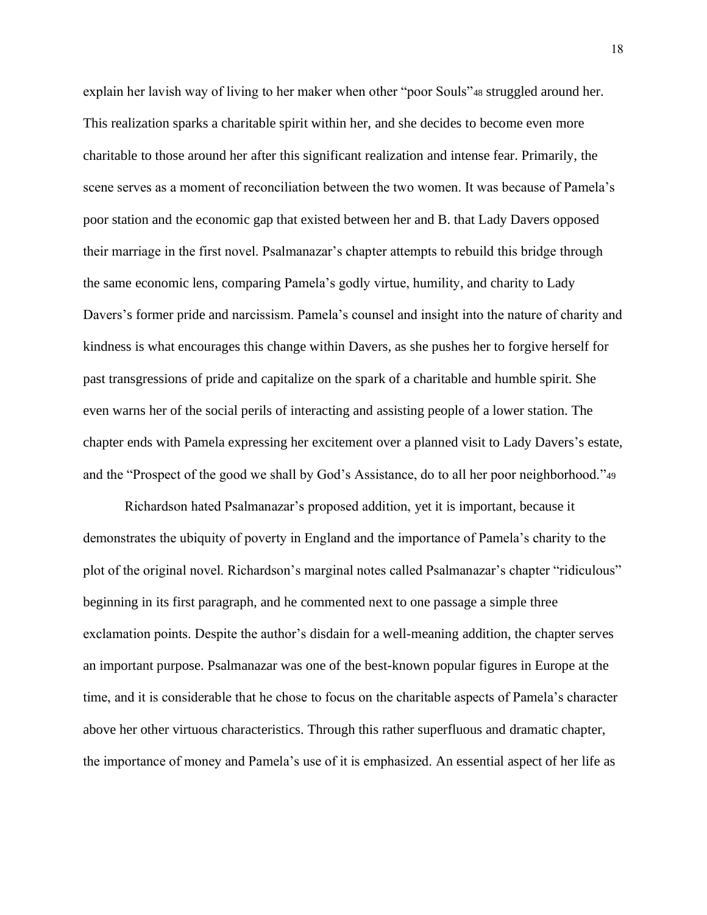explain her lavish way of living to her maker when other "poor Souls"[48] struggled around her. This realization sparks a charitable spirit within her, and she decides to become even more charitable to those around her after this significant realization and intense fear. Primarily, the scene serves as a moment of reconciliation between the two women. It was because of Pamela's poor station and the economic gap that existed between her and B. that Lady Davers opposed their marriage in the first novel. Psalmanazar's chapter attempts to rebuild this bridge through the same economic lens, comparing Pamela's godly virtue, humility, and charity to Lady Davers's former pride and narcissism. Pamela's counsel and insight into the nature of charity and kindness is what encourages this change within Davers, as she pushes her to forgive herself for past transgressions of pride and capitalize on the spark of a charitable and humble spirit. She even warns her of the social perils of interacting and assisting people of a lower station. The chapter ends with Pamela expressing her excitement over a planned visit to Lady Davers's estate, and the "Prospect of the good we shall by God's Assistance, do to all her poor neighborhood."[49]

Richardson hated Psalmanazar's proposed addition, yet it is important, because it demonstrates the ubiquity of poverty in England and the importance of Pamela's charity to the plot of the original novel. Richardson's marginal notes called Psalmanazar's chapter "ridiculous" beginning in its first paragraph, and he commented next to one passage a simple three exclamation points. Despite the author's disdain for a well-meaning addition, the chapter serves an important purpose. Psalmanazar was one of the best-known popular figures in Europe at the time, and it is considerable that he chose to focus on the charitable aspects of Pamela's character above her other virtuous characteristics. Through this rather superfluous and dramatic chapter, the importance of money and Pamela's use of it is emphasized. An essential aspect of her life as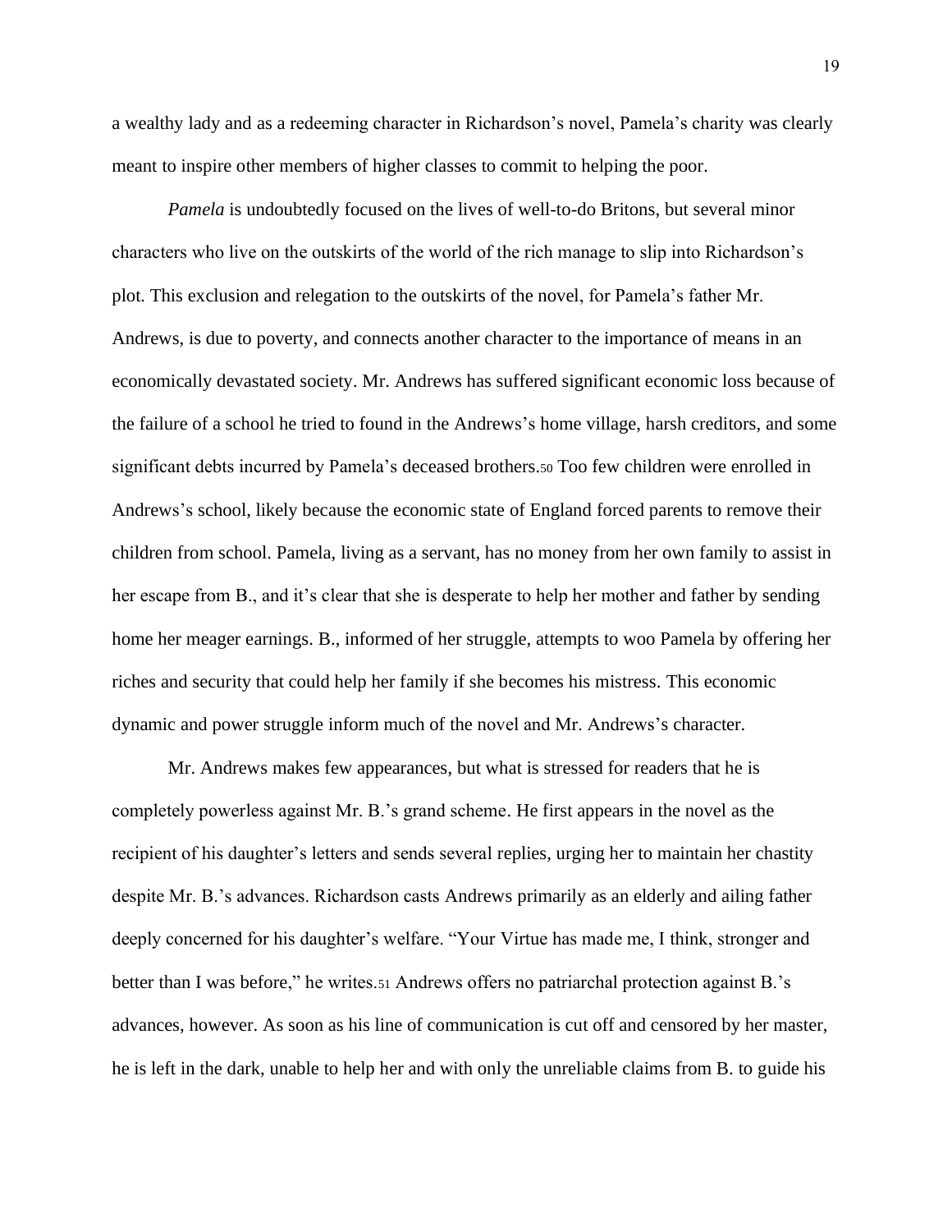a wealthy lady and as a redeeming character in Richardson's novel, Pamela's charity was clearly meant to inspire other members of higher classes to commit to helping the poor.

*Pamela* is undoubtedly focused on the lives of well-to-do Britons, but several minor characters who live on the outskirts of the world of the rich manage to slip into Richardson's plot. This exclusion and relegation to the outskirts of the novel, for Pamela's father Mr. Andrews, is due to poverty, and connects another character to the importance of means in an economically devastated society. Mr. Andrews has suffered significant economic loss because of the failure of a school he tried to found in the Andrews's home village, harsh creditors, and some significant debts incurred by Pamela's deceased brothers.[50] Too few children were enrolled in Andrews's school, likely because the economic state of England forced parents to remove their children from school. Pamela, living as a servant, has no money from her own family to assist in her escape from B., and it's clear that she is desperate to help her mother and father by sending home her meager earnings. B., informed of her struggle, attempts to woo Pamela by offering her riches and security that could help her family if she becomes his mistress. This economic dynamic and power struggle inform much of the novel and Mr. Andrews's character.

Mr. Andrews makes few appearances, but what is stressed for readers that he is completely powerless against Mr. B.'s grand scheme. He first appears in the novel as the recipient of his daughter's letters and sends several replies, urging her to maintain her chastity despite Mr. B.'s advances. Richardson casts Andrews primarily as an elderly and ailing father deeply concerned for his daughter's welfare. "Your Virtue has made me, I think, stronger and better than I was before," he writes.[51] Andrews offers no patriarchal protection against B.'s advances, however. As soon as his line of communication is cut off and censored by her master, he is left in the dark, unable to help her and with only the unreliable claims from B. to guide his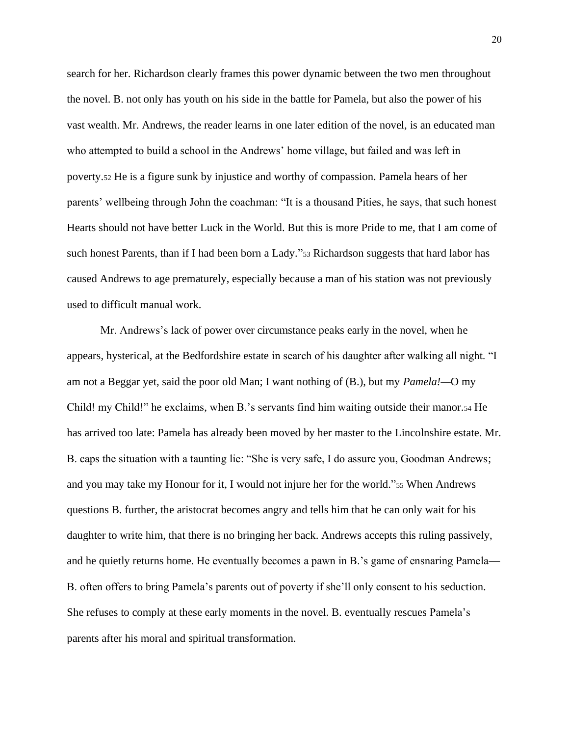search for her. Richardson clearly frames this power dynamic between the two men throughout the novel. B. not only has youth on his side in the battle for Pamela, but also the power of his vast wealth. Mr. Andrews, the reader learns in one later edition of the novel, is an educated man who attempted to build a school in the Andrews' home village, but failed and was left in poverty.[52] He is a figure sunk by injustice and worthy of compassion. Pamela hears of her parents' wellbeing through John the coachman: "It is a thousand Pities, he says, that such honest Hearts should not have better Luck in the World. But this is more Pride to me, that I am come of such honest Parents, than if I had been born a Lady."[53] Richardson suggests that hard labor has caused Andrews to age prematurely, especially because a man of his station was not previously used to difficult manual work.

Mr. Andrews's lack of power over circumstance peaks early in the novel, when he appears, hysterical, at the Bedfordshire estate in search of his daughter after walking all night. "I am not a Beggar yet, said the poor old Man; I want nothing of (B.), but my *Pamela!*—O my Child! my Child!" he exclaims, when B.'s servants find him waiting outside their manor.[54] He has arrived too late: Pamela has already been moved by her master to the Lincolnshire estate. Mr. B. caps the situation with a taunting lie: "She is very safe, I do assure you, Goodman Andrews; and you may take my Honour for it, I would not injure her for the world."[55] When Andrews questions B. further, the aristocrat becomes angry and tells him that he can only wait for his daughter to write him, that there is no bringing her back. Andrews accepts this ruling passively, and he quietly returns home. He eventually becomes a pawn in B.'s game of ensnaring Pamela—B. often offers to bring Pamela's parents out of poverty if she'll only consent to his seduction. She refuses to comply at these early moments in the novel. B. eventually rescues Pamela's parents after his moral and spiritual transformation.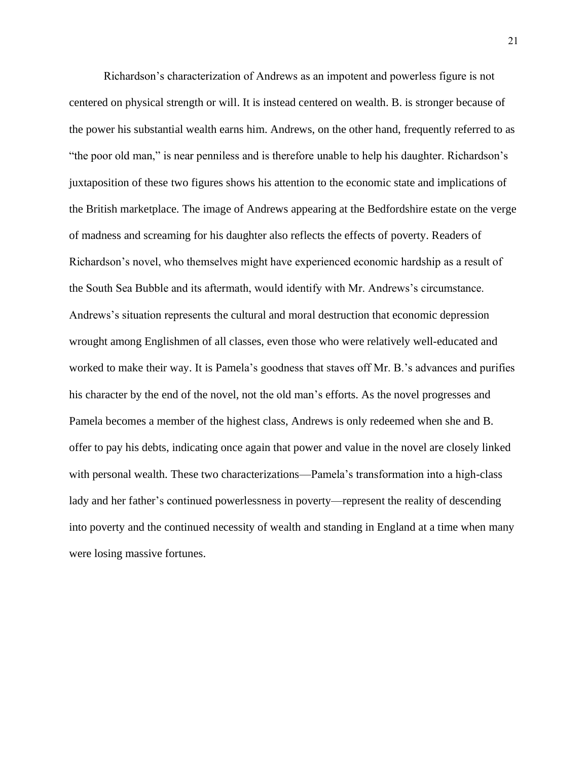Richardson's characterization of Andrews as an impotent and powerless figure is not centered on physical strength or will. It is instead centered on wealth. B. is stronger because of the power his substantial wealth earns him. Andrews, on the other hand, frequently referred to as "the poor old man," is near penniless and is therefore unable to help his daughter. Richardson's juxtaposition of these two figures shows his attention to the economic state and implications of the British marketplace. The image of Andrews appearing at the Bedfordshire estate on the verge of madness and screaming for his daughter also reflects the effects of poverty. Readers of Richardson's novel, who themselves might have experienced economic hardship as a result of the South Sea Bubble and its aftermath, would identify with Mr. Andrews's circumstance. Andrews's situation represents the cultural and moral destruction that economic depression wrought among Englishmen of all classes, even those who were relatively well-educated and worked to make their way. It is Pamela's goodness that staves off Mr. B.'s advances and purifies his character by the end of the novel, not the old man's efforts. As the novel progresses and Pamela becomes a member of the highest class, Andrews is only redeemed when she and B. offer to pay his debts, indicating once again that power and value in the novel are closely linked with personal wealth. These two characterizations—Pamela's transformation into a high-class lady and her father's continued powerlessness in poverty—represent the reality of descending into poverty and the continued necessity of wealth and standing in England at a time when many were losing massive fortunes.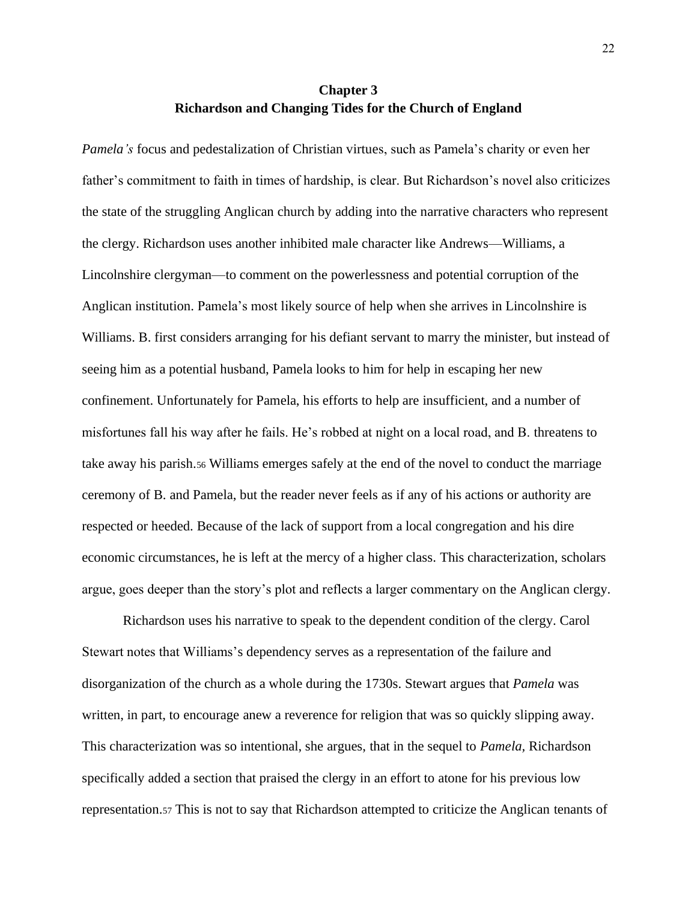# Chapter 3
## Richardson and Changing Tides for the Church of England

*Pamela's* focus and pedestalization of Christian virtues, such as Pamela's charity or even her father's commitment to faith in times of hardship, is clear. But Richardson's novel also criticizes the state of the struggling Anglican church by adding into the narrative characters who represent the clergy. Richardson uses another inhibited male character like Andrews—Williams, a Lincolnshire clergyman—to comment on the powerlessness and potential corruption of the Anglican institution. Pamela's most likely source of help when she arrives in Lincolnshire is Williams. B. first considers arranging for his defiant servant to marry the minister, but instead of seeing him as a potential husband, Pamela looks to him for help in escaping her new confinement. Unfortunately for Pamela, his efforts to help are insufficient, and a number of misfortunes fall his way after he fails. He's robbed at night on a local road, and B. threatens to take away his parish.[56] Williams emerges safely at the end of the novel to conduct the marriage ceremony of B. and Pamela, but the reader never feels as if any of his actions or authority are respected or heeded. Because of the lack of support from a local congregation and his dire economic circumstances, he is left at the mercy of a higher class. This characterization, scholars argue, goes deeper than the story's plot and reflects a larger commentary on the Anglican clergy.

Richardson uses his narrative to speak to the dependent condition of the clergy. Carol Stewart notes that Williams's dependency serves as a representation of the failure and disorganization of the church as a whole during the 1730s. Stewart argues that *Pamela* was written, in part, to encourage anew a reverence for religion that was so quickly slipping away. This characterization was so intentional, she argues, that in the sequel to *Pamela,* Richardson specifically added a section that praised the clergy in an effort to atone for his previous low representation.[57] This is not to say that Richardson attempted to criticize the Anglican tenants of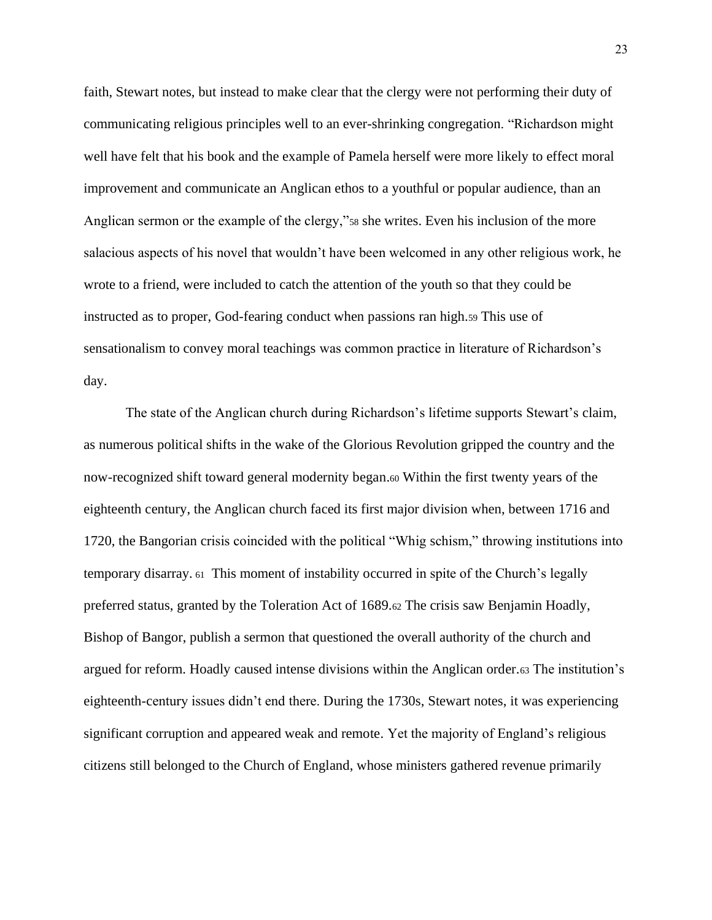faith, Stewart notes, but instead to make clear that the clergy were not performing their duty of communicating religious principles well to an ever-shrinking congregation. "Richardson might well have felt that his book and the example of Pamela herself were more likely to effect moral improvement and communicate an Anglican ethos to a youthful or popular audience, than an Anglican sermon or the example of the clergy,"[58] she writes. Even his inclusion of the more salacious aspects of his novel that wouldn't have been welcomed in any other religious work, he wrote to a friend, were included to catch the attention of the youth so that they could be instructed as to proper, God-fearing conduct when passions ran high.[59] This use of sensationalism to convey moral teachings was common practice in literature of Richardson's day.

The state of the Anglican church during Richardson's lifetime supports Stewart's claim, as numerous political shifts in the wake of the Glorious Revolution gripped the country and the now-recognized shift toward general modernity began.[60] Within the first twenty years of the eighteenth century, the Anglican church faced its first major division when, between 1716 and 1720, the Bangorian crisis coincided with the political "Whig schism," throwing institutions into temporary disarray.[61] This moment of instability occurred in spite of the Church's legally preferred status, granted by the Toleration Act of 1689.[62] The crisis saw Benjamin Hoadly, Bishop of Bangor, publish a sermon that questioned the overall authority of the church and argued for reform. Hoadly caused intense divisions within the Anglican order.[63] The institution's eighteenth-century issues didn't end there. During the 1730s, Stewart notes, it was experiencing significant corruption and appeared weak and remote. Yet the majority of England's religious citizens still belonged to the Church of England, whose ministers gathered revenue primarily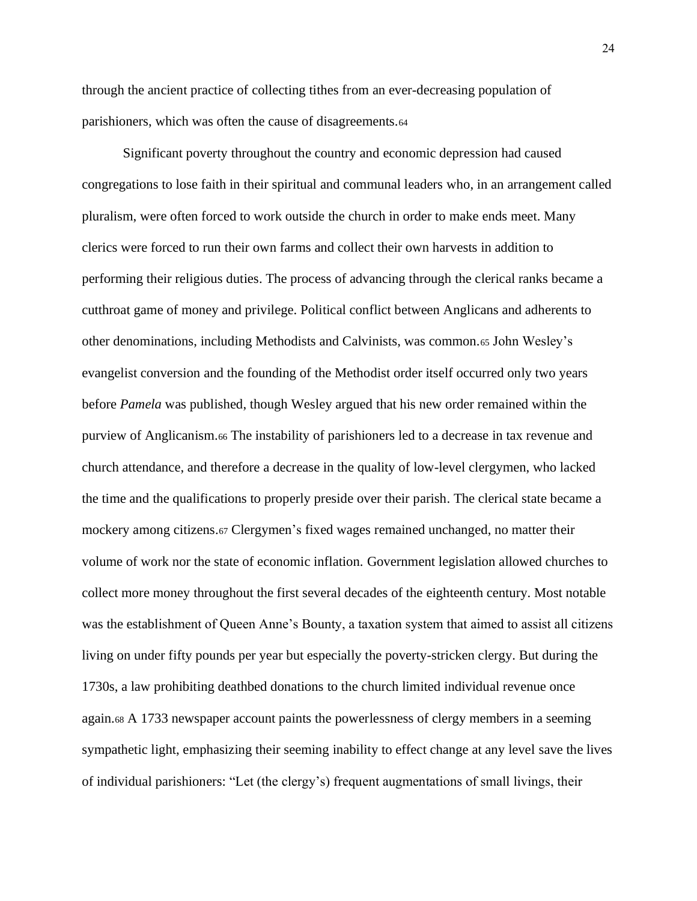through the ancient practice of collecting tithes from an ever-decreasing population of parishioners, which was often the cause of disagreements.[64]

Significant poverty throughout the country and economic depression had caused congregations to lose faith in their spiritual and communal leaders who, in an arrangement called pluralism, were often forced to work outside the church in order to make ends meet. Many clerics were forced to run their own farms and collect their own harvests in addition to performing their religious duties. The process of advancing through the clerical ranks became a cutthroat game of money and privilege. Political conflict between Anglicans and adherents to other denominations, including Methodists and Calvinists, was common.[65] John Wesley's evangelist conversion and the founding of the Methodist order itself occurred only two years before *Pamela* was published, though Wesley argued that his new order remained within the purview of Anglicanism.[66] The instability of parishioners led to a decrease in tax revenue and church attendance, and therefore a decrease in the quality of low-level clergymen, who lacked the time and the qualifications to properly preside over their parish. The clerical state became a mockery among citizens.[67] Clergymen's fixed wages remained unchanged, no matter their volume of work nor the state of economic inflation. Government legislation allowed churches to collect more money throughout the first several decades of the eighteenth century. Most notable was the establishment of Queen Anne's Bounty, a taxation system that aimed to assist all citizens living on under fifty pounds per year but especially the poverty-stricken clergy. But during the 1730s, a law prohibiting deathbed donations to the church limited individual revenue once again.[68] A 1733 newspaper account paints the powerlessness of clergy members in a seeming sympathetic light, emphasizing their seeming inability to effect change at any level save the lives of individual parishioners: "Let (the clergy's) frequent augmentations of small livings, their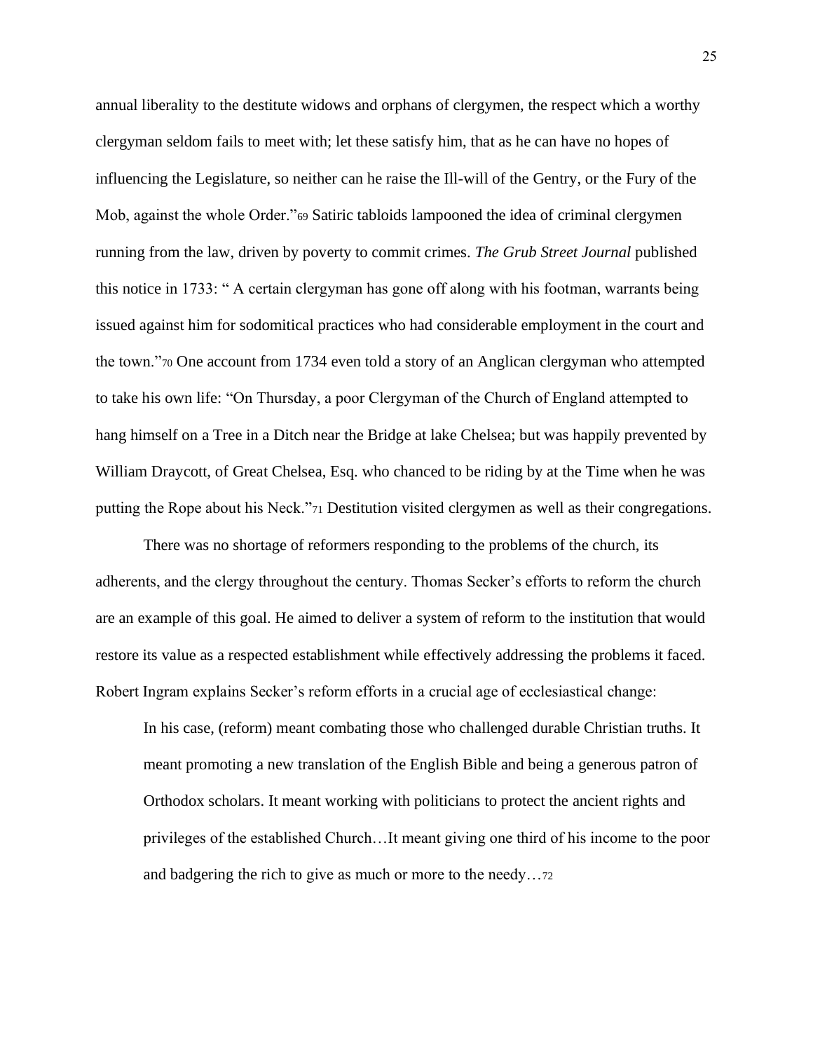annual liberality to the destitute widows and orphans of clergymen, the respect which a worthy clergyman seldom fails to meet with; let these satisfy him, that as he can have no hopes of influencing the Legislature, so neither can he raise the Ill-will of the Gentry, or the Fury of the Mob, against the whole Order."[69] Satiric tabloids lampooned the idea of criminal clergymen running from the law, driven by poverty to commit crimes. *The Grub Street Journal* published this notice in 1733: " A certain clergyman has gone off along with his footman, warrants being issued against him for sodomitical practices who had considerable employment in the court and the town."[70] One account from 1734 even told a story of an Anglican clergyman who attempted to take his own life: "On Thursday, a poor Clergyman of the Church of England attempted to hang himself on a Tree in a Ditch near the Bridge at lake Chelsea; but was happily prevented by William Draycott, of Great Chelsea, Esq. who chanced to be riding by at the Time when he was putting the Rope about his Neck."[71] Destitution visited clergymen as well as their congregations.

There was no shortage of reformers responding to the problems of the church, its adherents, and the clergy throughout the century. Thomas Secker's efforts to reform the church are an example of this goal. He aimed to deliver a system of reform to the institution that would restore its value as a respected establishment while effectively addressing the problems it faced. Robert Ingram explains Secker's reform efforts in a crucial age of ecclesiastical change:

> In his case, (reform) meant combating those who challenged durable Christian truths. It meant promoting a new translation of the English Bible and being a generous patron of Orthodox scholars. It meant working with politicians to protect the ancient rights and privileges of the established Church…It meant giving one third of his income to the poor and badgering the rich to give as much or more to the needy…[72]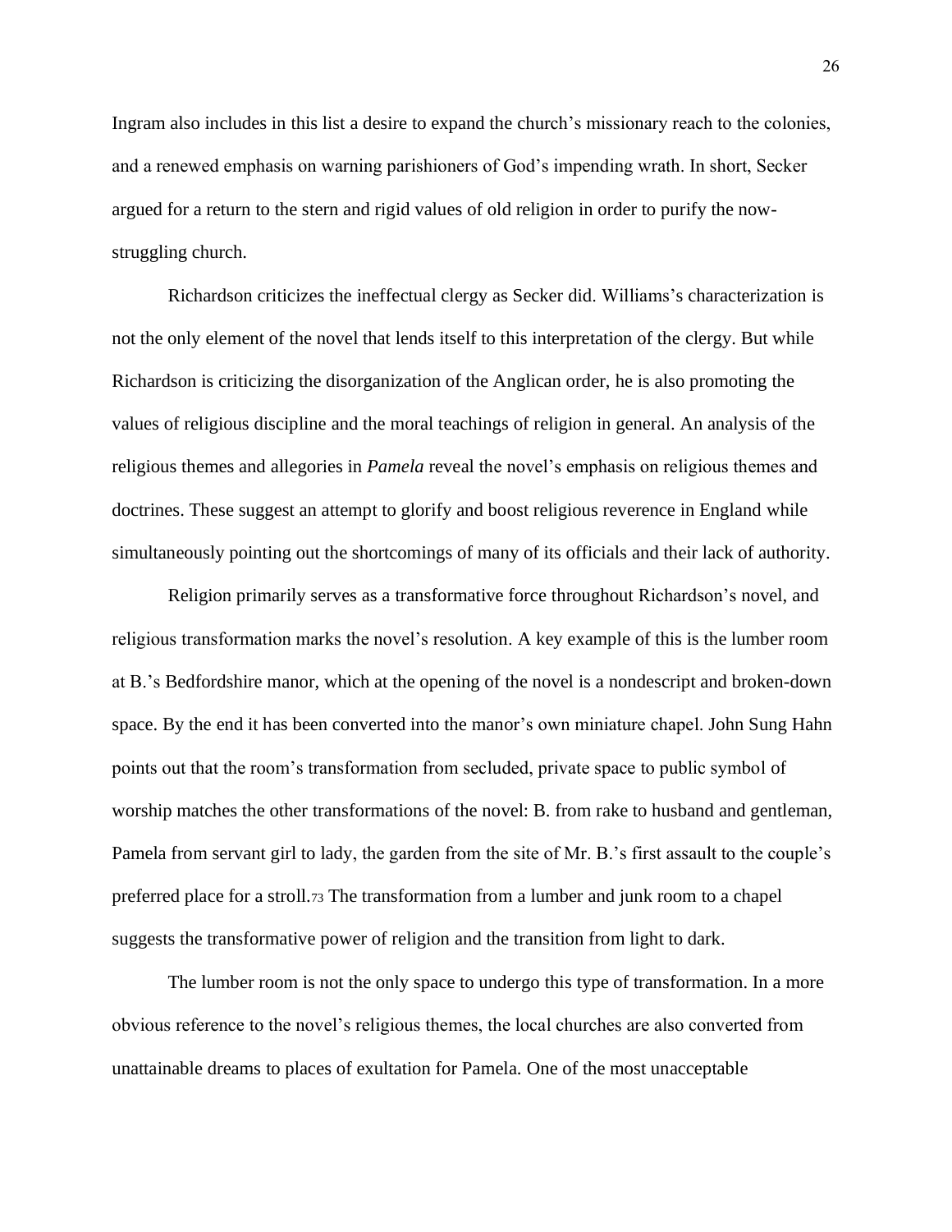Ingram also includes in this list a desire to expand the church's missionary reach to the colonies, and a renewed emphasis on warning parishioners of God's impending wrath. In short, Secker argued for a return to the stern and rigid values of old religion in order to purify the now-struggling church.

Richardson criticizes the ineffectual clergy as Secker did. Williams's characterization is not the only element of the novel that lends itself to this interpretation of the clergy. But while Richardson is criticizing the disorganization of the Anglican order, he is also promoting the values of religious discipline and the moral teachings of religion in general. An analysis of the religious themes and allegories in *Pamela* reveal the novel's emphasis on religious themes and doctrines. These suggest an attempt to glorify and boost religious reverence in England while simultaneously pointing out the shortcomings of many of its officials and their lack of authority.

Religion primarily serves as a transformative force throughout Richardson's novel, and religious transformation marks the novel's resolution. A key example of this is the lumber room at B.'s Bedfordshire manor, which at the opening of the novel is a nondescript and broken-down space. By the end it has been converted into the manor's own miniature chapel. John Sung Hahn points out that the room's transformation from secluded, private space to public symbol of worship matches the other transformations of the novel: B. from rake to husband and gentleman, Pamela from servant girl to lady, the garden from the site of Mr. B.'s first assault to the couple's preferred place for a stroll.[73] The transformation from a lumber and junk room to a chapel suggests the transformative power of religion and the transition from light to dark.

The lumber room is not the only space to undergo this type of transformation. In a more obvious reference to the novel's religious themes, the local churches are also converted from unattainable dreams to places of exultation for Pamela. One of the most unacceptable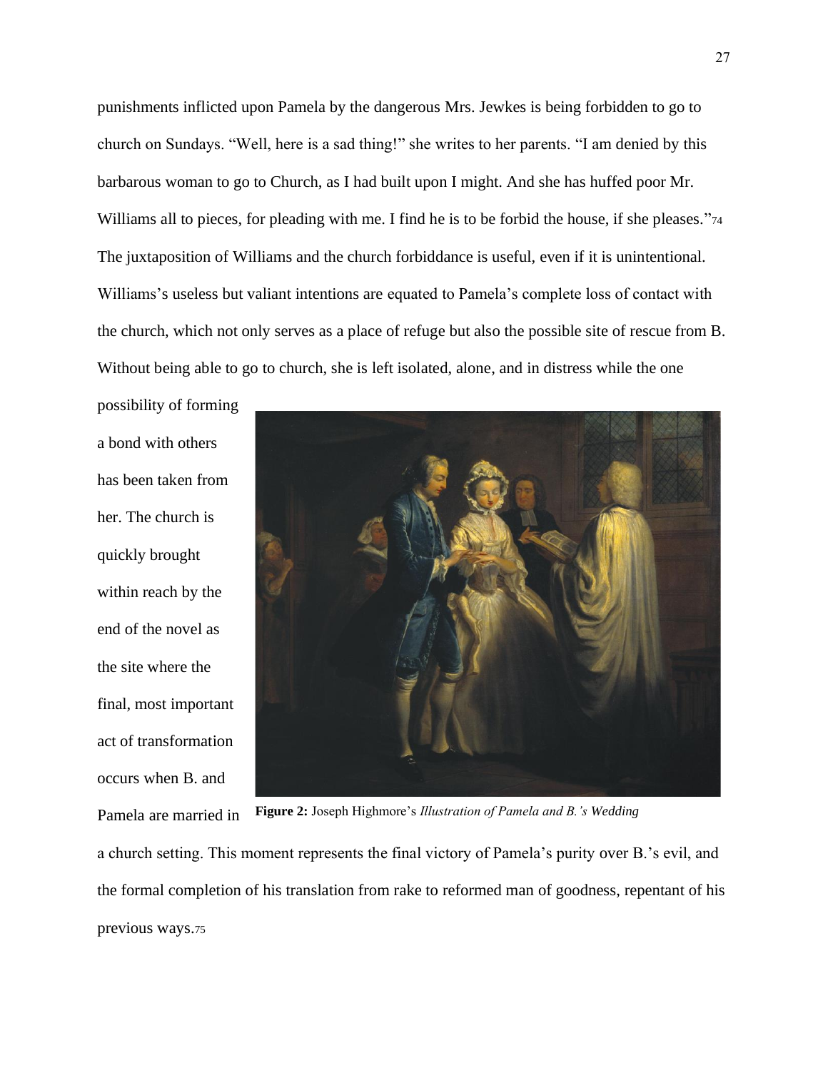punishments inflicted upon Pamela by the dangerous Mrs. Jewkes is being forbidden to go to church on Sundays. "Well, here is a sad thing!" she writes to her parents. "I am denied by this barbarous woman to go to Church, as I had built upon I might. And she has huffed poor Mr. Williams all to pieces, for pleading with me. I find he is to be forbid the house, if she pleases."[74] The juxtaposition of Williams and the church forbiddance is useful, even if it is unintentional. Williams's useless but valiant intentions are equated to Pamela's complete loss of contact with the church, which not only serves as a place of refuge but also the possible site of rescue from B. Without being able to go to church, she is left isolated, alone, and in distress while the one possibility of forming a bond with others has been taken from her. The church is quickly brought within reach by the end of the novel as the site where the final, most important act of transformation occurs when B. and Pamela are married in a church setting. This moment represents the final victory of Pamela's purity over B.'s evil, and the formal completion of his translation from rake to reformed man of goodness, repentant of his previous ways.[75]

**Figure 2:** Joseph Highmore's *Illustration of Pamela and B.'s Wedding*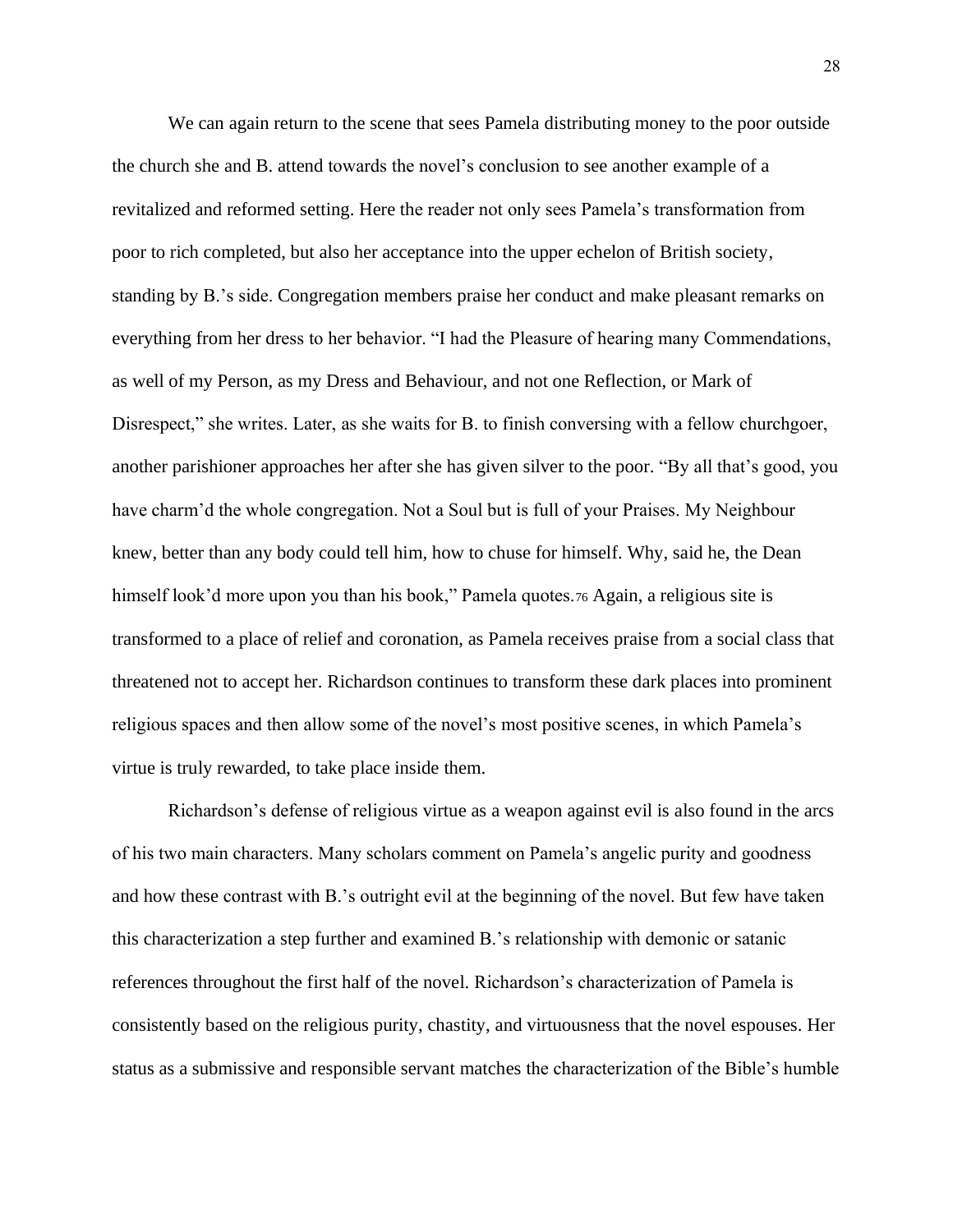We can again return to the scene that sees Pamela distributing money to the poor outside the church she and B. attend towards the novel's conclusion to see another example of a revitalized and reformed setting. Here the reader not only sees Pamela's transformation from poor to rich completed, but also her acceptance into the upper echelon of British society, standing by B.'s side. Congregation members praise her conduct and make pleasant remarks on everything from her dress to her behavior. "I had the Pleasure of hearing many Commendations, as well of my Person, as my Dress and Behaviour, and not one Reflection, or Mark of Disrespect," she writes. Later, as she waits for B. to finish conversing with a fellow churchgoer, another parishioner approaches her after she has given silver to the poor. "By all that's good, you have charm'd the whole congregation. Not a Soul but is full of your Praises. My Neighbour knew, better than any body could tell him, how to chuse for himself. Why, said he, the Dean himself look'd more upon you than his book," Pamela quotes.[76] Again, a religious site is transformed to a place of relief and coronation, as Pamela receives praise from a social class that threatened not to accept her. Richardson continues to transform these dark places into prominent religious spaces and then allow some of the novel's most positive scenes, in which Pamela's virtue is truly rewarded, to take place inside them.

Richardson's defense of religious virtue as a weapon against evil is also found in the arcs of his two main characters. Many scholars comment on Pamela's angelic purity and goodness and how these contrast with B.'s outright evil at the beginning of the novel. But few have taken this characterization a step further and examined B.'s relationship with demonic or satanic references throughout the first half of the novel. Richardson's characterization of Pamela is consistently based on the religious purity, chastity, and virtuousness that the novel espouses. Her status as a submissive and responsible servant matches the characterization of the Bible's humble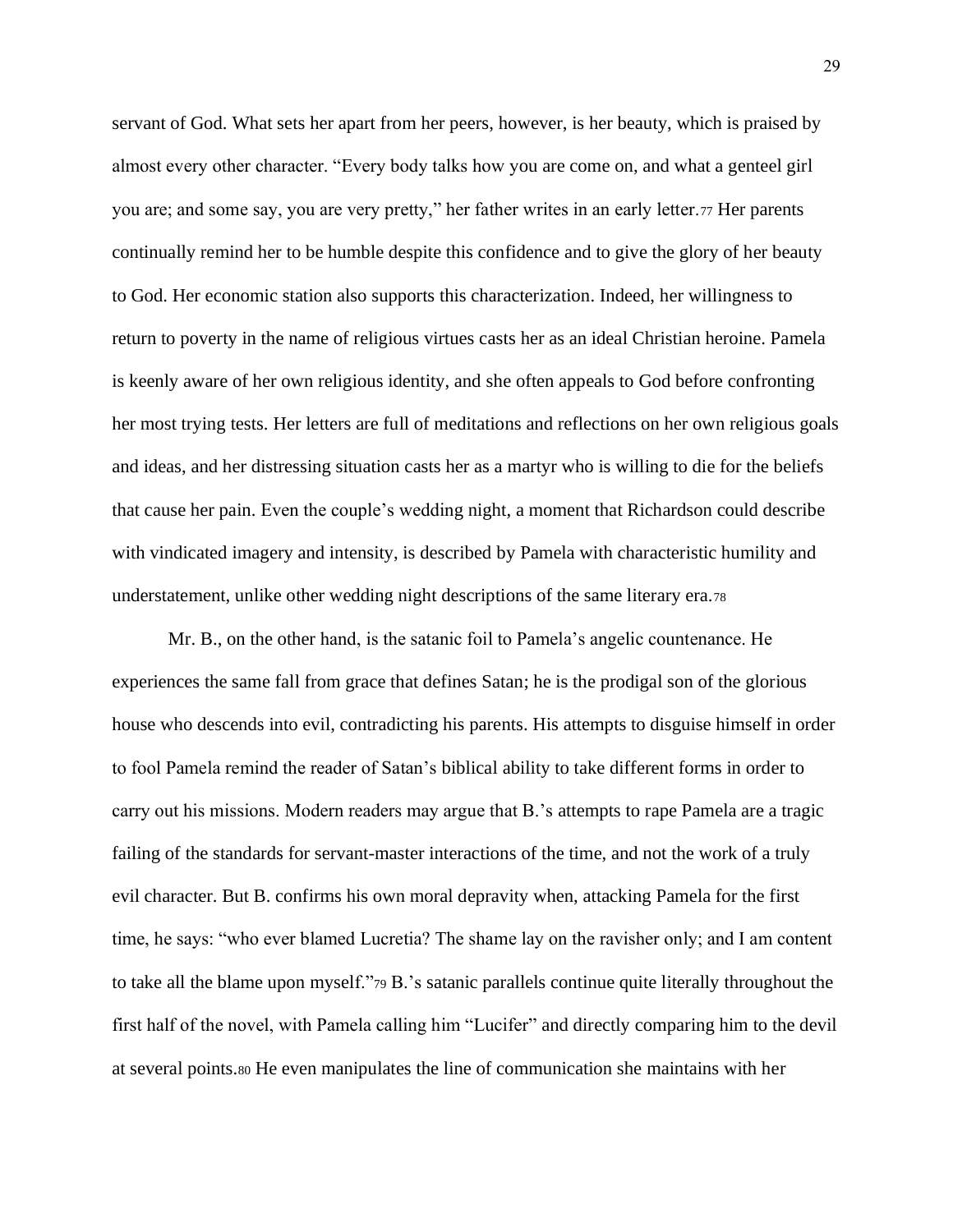servant of God. What sets her apart from her peers, however, is her beauty, which is praised by almost every other character. "Every body talks how you are come on, and what a genteel girl you are; and some say, you are very pretty," her father writes in an early letter.[77] Her parents continually remind her to be humble despite this confidence and to give the glory of her beauty to God. Her economic station also supports this characterization. Indeed, her willingness to return to poverty in the name of religious virtues casts her as an ideal Christian heroine. Pamela is keenly aware of her own religious identity, and she often appeals to God before confronting her most trying tests. Her letters are full of meditations and reflections on her own religious goals and ideas, and her distressing situation casts her as a martyr who is willing to die for the beliefs that cause her pain. Even the couple's wedding night, a moment that Richardson could describe with vindicated imagery and intensity, is described by Pamela with characteristic humility and understatement, unlike other wedding night descriptions of the same literary era.[78]

Mr. B., on the other hand, is the satanic foil to Pamela's angelic countenance. He experiences the same fall from grace that defines Satan; he is the prodigal son of the glorious house who descends into evil, contradicting his parents. His attempts to disguise himself in order to fool Pamela remind the reader of Satan's biblical ability to take different forms in order to carry out his missions. Modern readers may argue that B.'s attempts to rape Pamela are a tragic failing of the standards for servant-master interactions of the time, and not the work of a truly evil character. But B. confirms his own moral depravity when, attacking Pamela for the first time, he says: "who ever blamed Lucretia? The shame lay on the ravisher only; and I am content to take all the blame upon myself."[79] B.'s satanic parallels continue quite literally throughout the first half of the novel, with Pamela calling him "Lucifer" and directly comparing him to the devil at several points.[80] He even manipulates the line of communication she maintains with her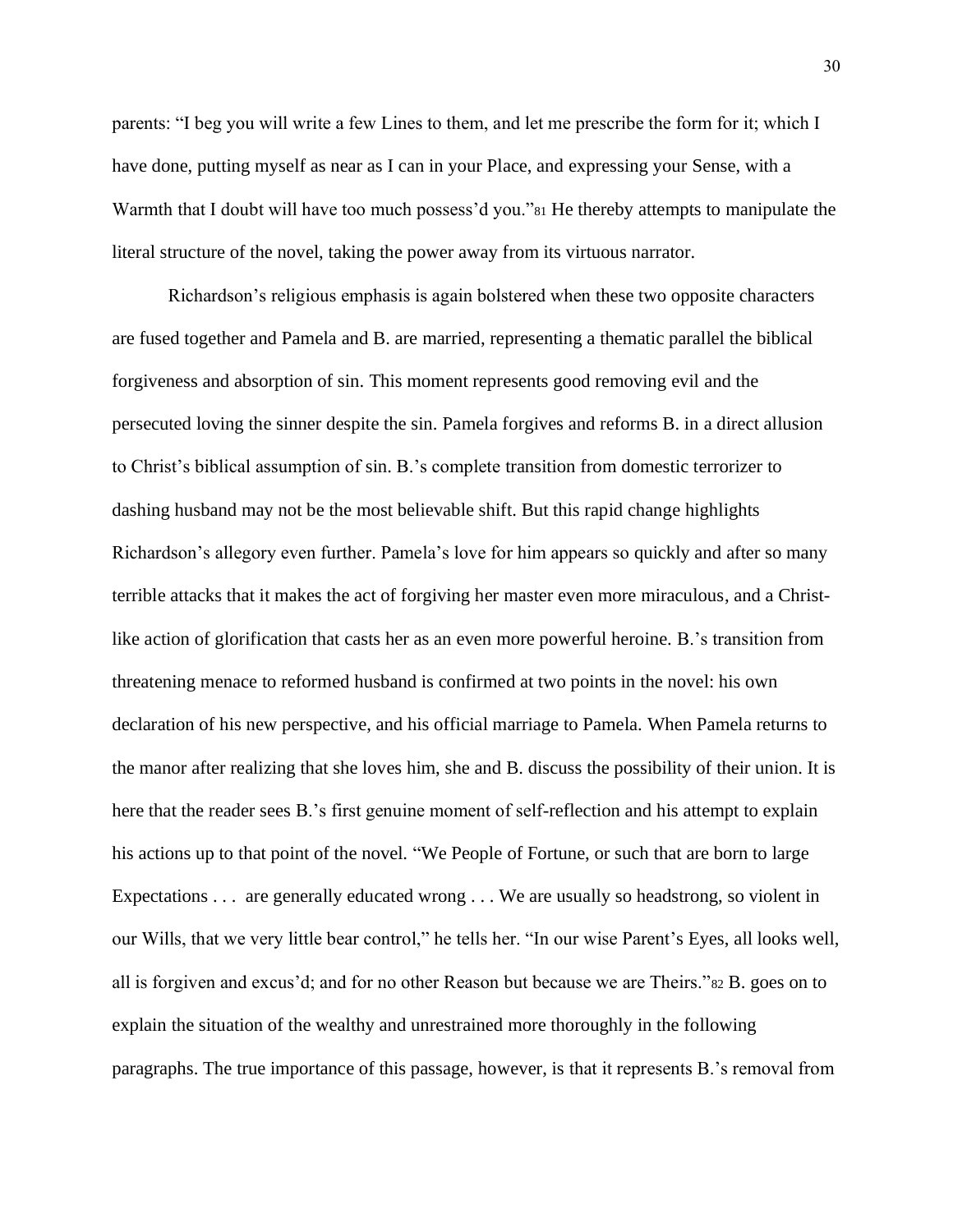parents: "I beg you will write a few Lines to them, and let me prescribe the form for it; which I have done, putting myself as near as I can in your Place, and expressing your Sense, with a Warmth that I doubt will have too much possess'd you."[81] He thereby attempts to manipulate the literal structure of the novel, taking the power away from its virtuous narrator.

Richardson's religious emphasis is again bolstered when these two opposite characters are fused together and Pamela and B. are married, representing a thematic parallel the biblical forgiveness and absorption of sin. This moment represents good removing evil and the persecuted loving the sinner despite the sin. Pamela forgives and reforms B. in a direct allusion to Christ's biblical assumption of sin. B.'s complete transition from domestic terrorizer to dashing husband may not be the most believable shift. But this rapid change highlights Richardson's allegory even further. Pamela's love for him appears so quickly and after so many terrible attacks that it makes the act of forgiving her master even more miraculous, and a Christ-like action of glorification that casts her as an even more powerful heroine. B.'s transition from threatening menace to reformed husband is confirmed at two points in the novel: his own declaration of his new perspective, and his official marriage to Pamela. When Pamela returns to the manor after realizing that she loves him, she and B. discuss the possibility of their union. It is here that the reader sees B.'s first genuine moment of self-reflection and his attempt to explain his actions up to that point of the novel. "We People of Fortune, or such that are born to large Expectations . . . are generally educated wrong . . . We are usually so headstrong, so violent in our Wills, that we very little bear control," he tells her. "In our wise Parent's Eyes, all looks well, all is forgiven and excus'd; and for no other Reason but because we are Theirs."[82] B. goes on to explain the situation of the wealthy and unrestrained more thoroughly in the following paragraphs. The true importance of this passage, however, is that it represents B.'s removal from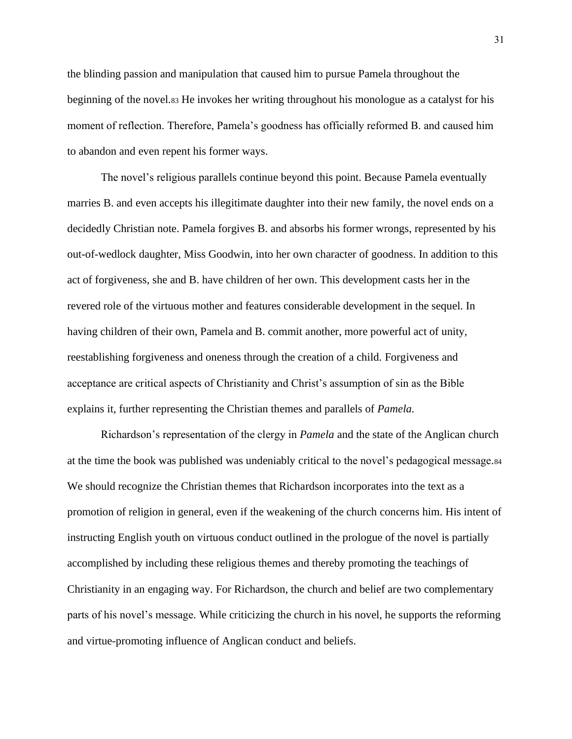the blinding passion and manipulation that caused him to pursue Pamela throughout the beginning of the novel.[83] He invokes her writing throughout his monologue as a catalyst for his moment of reflection. Therefore, Pamela's goodness has officially reformed B. and caused him to abandon and even repent his former ways.

The novel's religious parallels continue beyond this point. Because Pamela eventually marries B. and even accepts his illegitimate daughter into their new family, the novel ends on a decidedly Christian note. Pamela forgives B. and absorbs his former wrongs, represented by his out-of-wedlock daughter, Miss Goodwin, into her own character of goodness. In addition to this act of forgiveness, she and B. have children of her own. This development casts her in the revered role of the virtuous mother and features considerable development in the sequel. In having children of their own, Pamela and B. commit another, more powerful act of unity, reestablishing forgiveness and oneness through the creation of a child. Forgiveness and acceptance are critical aspects of Christianity and Christ's assumption of sin as the Bible explains it, further representing the Christian themes and parallels of *Pamela*.

Richardson's representation of the clergy in *Pamela* and the state of the Anglican church at the time the book was published was undeniably critical to the novel's pedagogical message.[84] We should recognize the Christian themes that Richardson incorporates into the text as a promotion of religion in general, even if the weakening of the church concerns him. His intent of instructing English youth on virtuous conduct outlined in the prologue of the novel is partially accomplished by including these religious themes and thereby promoting the teachings of Christianity in an engaging way. For Richardson, the church and belief are two complementary parts of his novel's message. While criticizing the church in his novel, he supports the reforming and virtue-promoting influence of Anglican conduct and beliefs.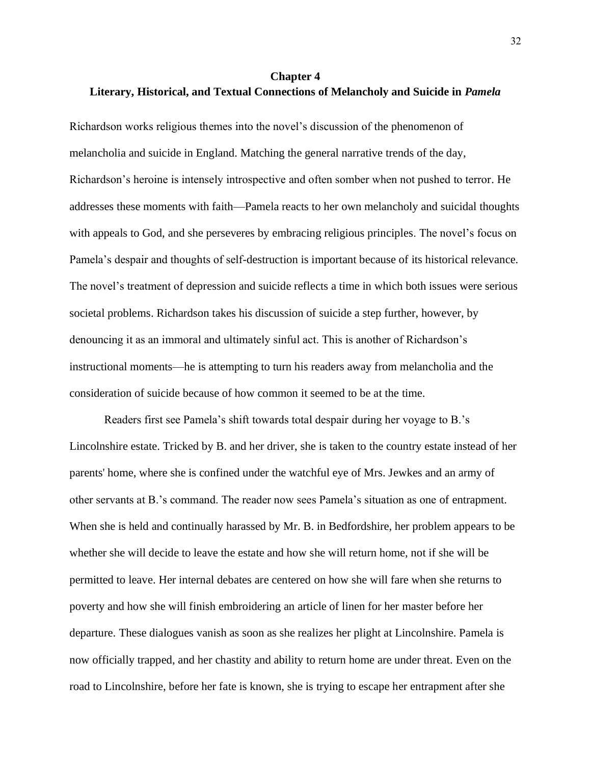# Chapter 4

## Literary, Historical, and Textual Connections of Melancholy and Suicide in *Pamela*

Richardson works religious themes into the novel's discussion of the phenomenon of melancholia and suicide in England. Matching the general narrative trends of the day, Richardson's heroine is intensely introspective and often somber when not pushed to terror. He addresses these moments with faith—Pamela reacts to her own melancholy and suicidal thoughts with appeals to God, and she perseveres by embracing religious principles. The novel's focus on Pamela's despair and thoughts of self-destruction is important because of its historical relevance. The novel's treatment of depression and suicide reflects a time in which both issues were serious societal problems. Richardson takes his discussion of suicide a step further, however, by denouncing it as an immoral and ultimately sinful act. This is another of Richardson's instructional moments—he is attempting to turn his readers away from melancholia and the consideration of suicide because of how common it seemed to be at the time.

Readers first see Pamela's shift towards total despair during her voyage to B.'s Lincolnshire estate. Tricked by B. and her driver, she is taken to the country estate instead of her parents' home, where she is confined under the watchful eye of Mrs. Jewkes and an army of other servants at B.'s command. The reader now sees Pamela's situation as one of entrapment. When she is held and continually harassed by Mr. B. in Bedfordshire, her problem appears to be whether she will decide to leave the estate and how she will return home, not if she will be permitted to leave. Her internal debates are centered on how she will fare when she returns to poverty and how she will finish embroidering an article of linen for her master before her departure. These dialogues vanish as soon as she realizes her plight at Lincolnshire. Pamela is now officially trapped, and her chastity and ability to return home are under threat. Even on the road to Lincolnshire, before her fate is known, she is trying to escape her entrapment after she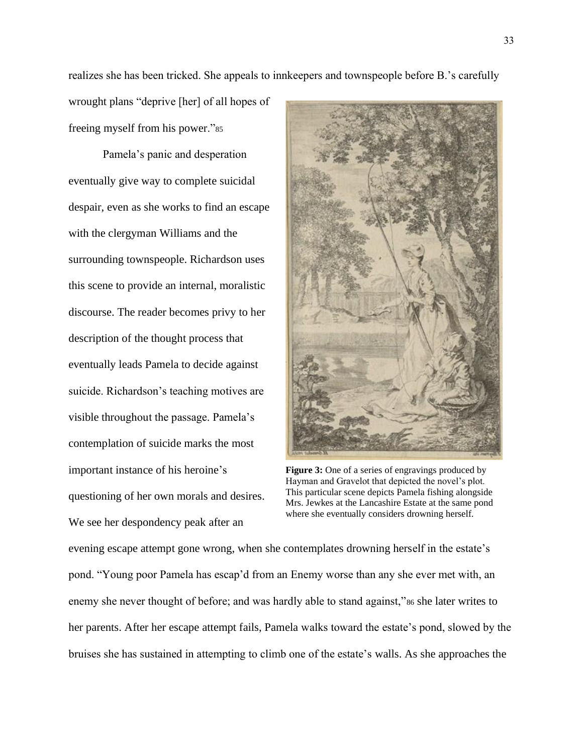realizes she has been tricked. She appeals to innkeepers and townspeople before B.'s carefully wrought plans "deprive [her] of all hopes of freeing myself from his power."[85]

Pamela's panic and desperation eventually give way to complete suicidal despair, even as she works to find an escape with the clergyman Williams and the surrounding townspeople. Richardson uses this scene to provide an internal, moralistic discourse. The reader becomes privy to her description of the thought process that eventually leads Pamela to decide against suicide. Richardson's teaching motives are visible throughout the passage. Pamela's contemplation of suicide marks the most important instance of his heroine's questioning of her own morals and desires. We see her despondency peak after an evening escape attempt gone wrong, when she contemplates drowning herself in the estate's pond. "Young poor Pamela has escap'd from an Enemy worse than any she ever met with, an enemy she never thought of before; and was hardly able to stand against,"[86] she later writes to her parents. After her escape attempt fails, Pamela walks toward the estate's pond, slowed by the bruises she has sustained in attempting to climb one of the estate's walls. As she approaches the

**Figure 3:** One of a series of engravings produced by Hayman and Gravelot that depicted the novel's plot. This particular scene depicts Pamela fishing alongside Mrs. Jewkes at the Lancashire Estate at the same pond where she eventually considers drowning herself.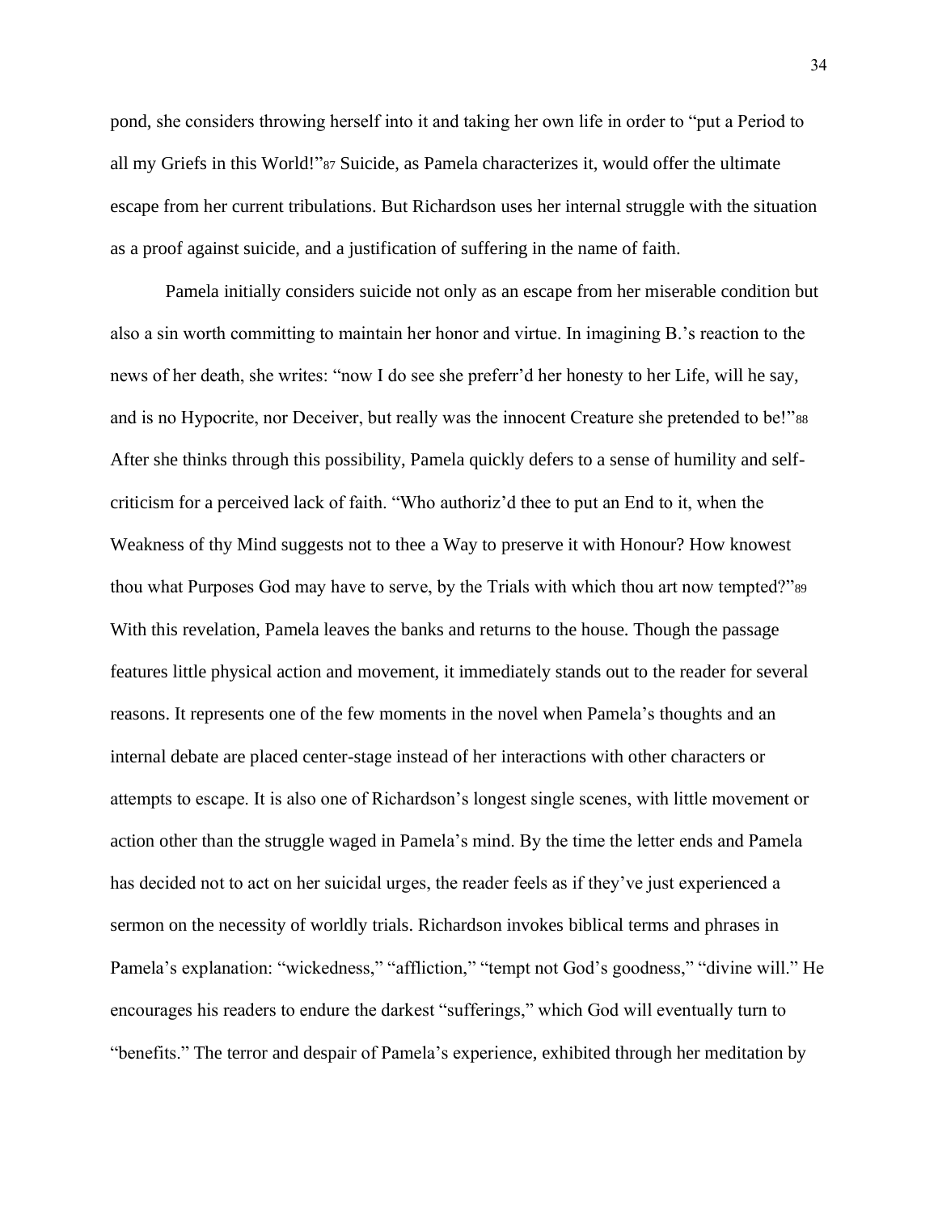pond, she considers throwing herself into it and taking her own life in order to "put a Period to all my Griefs in this World!"[87] Suicide, as Pamela characterizes it, would offer the ultimate escape from her current tribulations. But Richardson uses her internal struggle with the situation as a proof against suicide, and a justification of suffering in the name of faith.

Pamela initially considers suicide not only as an escape from her miserable condition but also a sin worth committing to maintain her honor and virtue. In imagining B.'s reaction to the news of her death, she writes: "now I do see she preferr'd her honesty to her Life, will he say, and is no Hypocrite, nor Deceiver, but really was the innocent Creature she pretended to be!"[88] After she thinks through this possibility, Pamela quickly defers to a sense of humility and self-criticism for a perceived lack of faith. "Who authoriz'd thee to put an End to it, when the Weakness of thy Mind suggests not to thee a Way to preserve it with Honour? How knowest thou what Purposes God may have to serve, by the Trials with which thou art now tempted?"[89] With this revelation, Pamela leaves the banks and returns to the house. Though the passage features little physical action and movement, it immediately stands out to the reader for several reasons. It represents one of the few moments in the novel when Pamela's thoughts and an internal debate are placed center-stage instead of her interactions with other characters or attempts to escape. It is also one of Richardson's longest single scenes, with little movement or action other than the struggle waged in Pamela's mind. By the time the letter ends and Pamela has decided not to act on her suicidal urges, the reader feels as if they've just experienced a sermon on the necessity of worldly trials. Richardson invokes biblical terms and phrases in Pamela's explanation: "wickedness," "affliction," "tempt not God's goodness," "divine will." He encourages his readers to endure the darkest "sufferings," which God will eventually turn to "benefits." The terror and despair of Pamela's experience, exhibited through her meditation by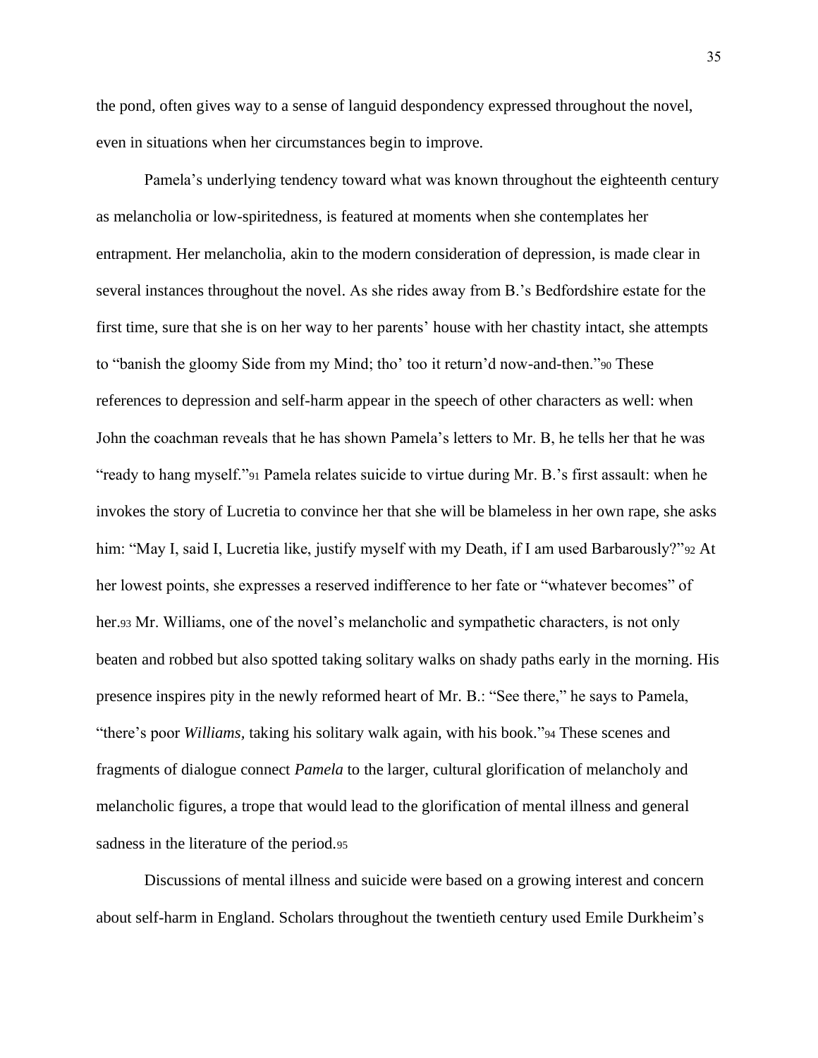the pond, often gives way to a sense of languid despondency expressed throughout the novel, even in situations when her circumstances begin to improve.

Pamela's underlying tendency toward what was known throughout the eighteenth century as melancholia or low-spiritedness, is featured at moments when she contemplates her entrapment. Her melancholia, akin to the modern consideration of depression, is made clear in several instances throughout the novel. As she rides away from B.'s Bedfordshire estate for the first time, sure that she is on her way to her parents' house with her chastity intact, she attempts to "banish the gloomy Side from my Mind; tho' too it return'd now-and-then."[90] These references to depression and self-harm appear in the speech of other characters as well: when John the coachman reveals that he has shown Pamela's letters to Mr. B, he tells her that he was "ready to hang myself."[91] Pamela relates suicide to virtue during Mr. B.'s first assault: when he invokes the story of Lucretia to convince her that she will be blameless in her own rape, she asks him: "May I, said I, Lucretia like, justify myself with my Death, if I am used Barbarously?"[92] At her lowest points, she expresses a reserved indifference to her fate or "whatever becomes" of her.[93] Mr. Williams, one of the novel's melancholic and sympathetic characters, is not only beaten and robbed but also spotted taking solitary walks on shady paths early in the morning. His presence inspires pity in the newly reformed heart of Mr. B.: "See there," he says to Pamela, "there's poor *Williams*, taking his solitary walk again, with his book."[94] These scenes and fragments of dialogue connect *Pamela* to the larger, cultural glorification of melancholy and melancholic figures, a trope that would lead to the glorification of mental illness and general sadness in the literature of the period.[95]

Discussions of mental illness and suicide were based on a growing interest and concern about self-harm in England. Scholars throughout the twentieth century used Emile Durkheim's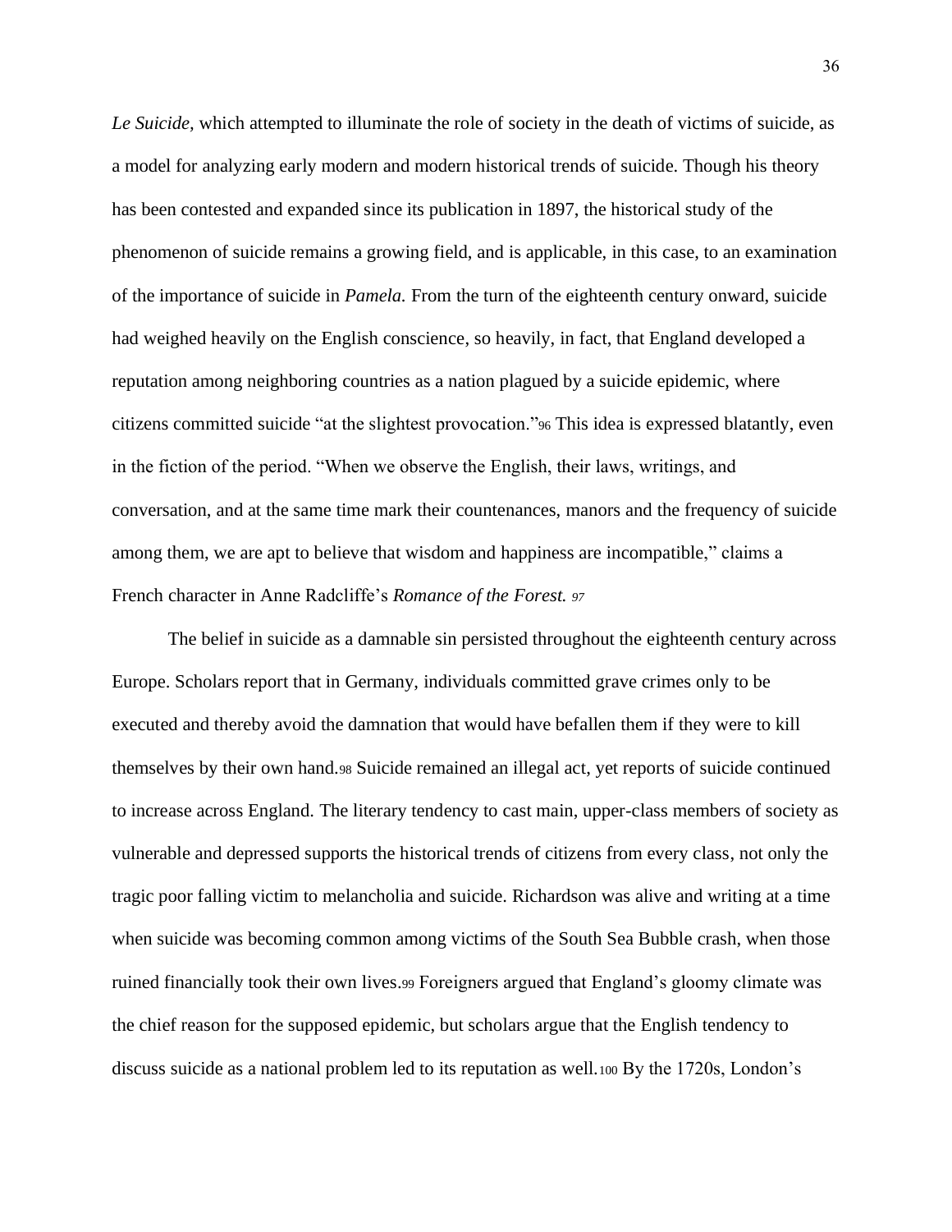*Le Suicide,* which attempted to illuminate the role of society in the death of victims of suicide, as a model for analyzing early modern and modern historical trends of suicide. Though his theory has been contested and expanded since its publication in 1897, the historical study of the phenomenon of suicide remains a growing field, and is applicable, in this case, to an examination of the importance of suicide in *Pamela.* From the turn of the eighteenth century onward, suicide had weighed heavily on the English conscience, so heavily, in fact, that England developed a reputation among neighboring countries as a nation plagued by a suicide epidemic, where citizens committed suicide "at the slightest provocation."[96] This idea is expressed blatantly, even in the fiction of the period. "When we observe the English, their laws, writings, and conversation, and at the same time mark their countenances, manors and the frequency of suicide among them, we are apt to believe that wisdom and happiness are incompatible," claims a French character in Anne Radcliffe's *Romance of the Forest.* [97]

The belief in suicide as a damnable sin persisted throughout the eighteenth century across Europe. Scholars report that in Germany, individuals committed grave crimes only to be executed and thereby avoid the damnation that would have befallen them if they were to kill themselves by their own hand.[98] Suicide remained an illegal act, yet reports of suicide continued to increase across England. The literary tendency to cast main, upper-class members of society as vulnerable and depressed supports the historical trends of citizens from every class, not only the tragic poor falling victim to melancholia and suicide. Richardson was alive and writing at a time when suicide was becoming common among victims of the South Sea Bubble crash, when those ruined financially took their own lives.[99] Foreigners argued that England's gloomy climate was the chief reason for the supposed epidemic, but scholars argue that the English tendency to discuss suicide as a national problem led to its reputation as well.[100] By the 1720s, London's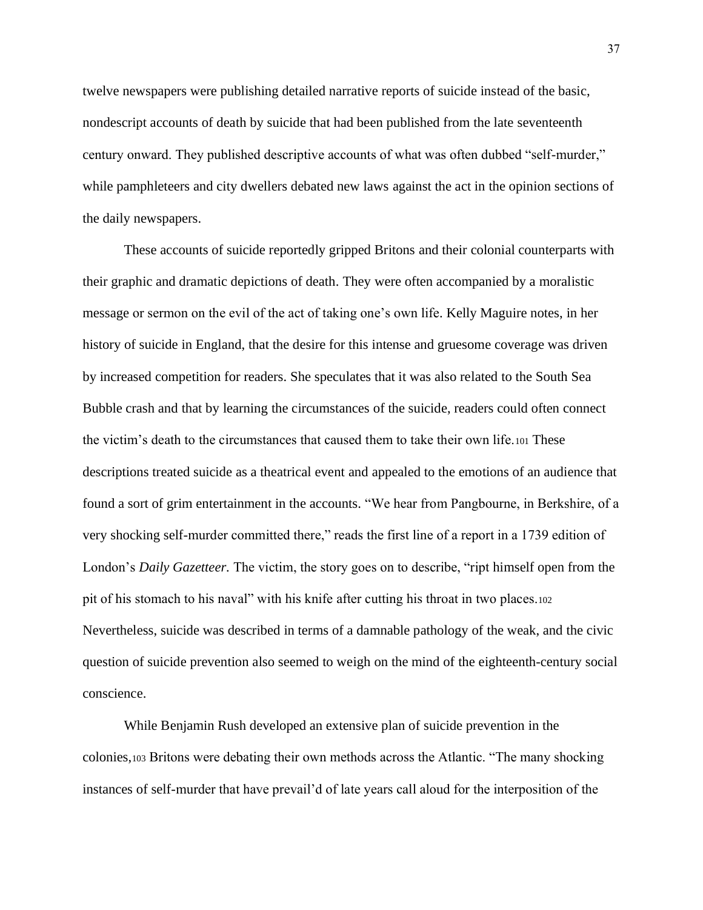twelve newspapers were publishing detailed narrative reports of suicide instead of the basic, nondescript accounts of death by suicide that had been published from the late seventeenth century onward. They published descriptive accounts of what was often dubbed "self-murder," while pamphleteers and city dwellers debated new laws against the act in the opinion sections of the daily newspapers.

These accounts of suicide reportedly gripped Britons and their colonial counterparts with their graphic and dramatic depictions of death. They were often accompanied by a moralistic message or sermon on the evil of the act of taking one's own life. Kelly Maguire notes, in her history of suicide in England, that the desire for this intense and gruesome coverage was driven by increased competition for readers. She speculates that it was also related to the South Sea Bubble crash and that by learning the circumstances of the suicide, readers could often connect the victim's death to the circumstances that caused them to take their own life.[101] These descriptions treated suicide as a theatrical event and appealed to the emotions of an audience that found a sort of grim entertainment in the accounts. "We hear from Pangbourne, in Berkshire, of a very shocking self-murder committed there," reads the first line of a report in a 1739 edition of London's *Daily Gazetteer.* The victim, the story goes on to describe, "ript himself open from the pit of his stomach to his naval" with his knife after cutting his throat in two places.[102] Nevertheless, suicide was described in terms of a damnable pathology of the weak, and the civic question of suicide prevention also seemed to weigh on the mind of the eighteenth-century social conscience.

While Benjamin Rush developed an extensive plan of suicide prevention in the colonies,[103] Britons were debating their own methods across the Atlantic. "The many shocking instances of self-murder that have prevail'd of late years call aloud for the interposition of the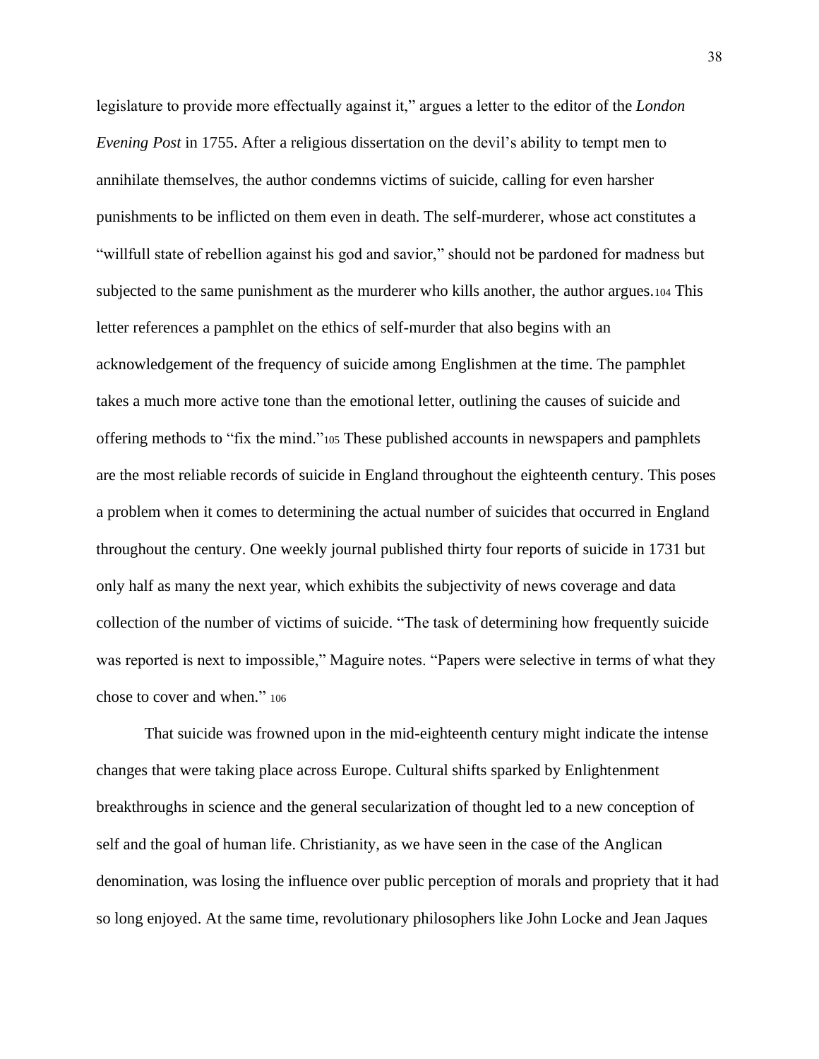legislature to provide more effectually against it," argues a letter to the editor of the *London Evening Post* in 1755. After a religious dissertation on the devil's ability to tempt men to annihilate themselves, the author condemns victims of suicide, calling for even harsher punishments to be inflicted on them even in death. The self-murderer, whose act constitutes a "willfull state of rebellion against his god and savior," should not be pardoned for madness but subjected to the same punishment as the murderer who kills another, the author argues.[104] This letter references a pamphlet on the ethics of self-murder that also begins with an acknowledgement of the frequency of suicide among Englishmen at the time. The pamphlet takes a much more active tone than the emotional letter, outlining the causes of suicide and offering methods to "fix the mind."[105] These published accounts in newspapers and pamphlets are the most reliable records of suicide in England throughout the eighteenth century. This poses a problem when it comes to determining the actual number of suicides that occurred in England throughout the century. One weekly journal published thirty four reports of suicide in 1731 but only half as many the next year, which exhibits the subjectivity of news coverage and data collection of the number of victims of suicide. "The task of determining how frequently suicide was reported is next to impossible," Maguire notes. "Papers were selective in terms of what they chose to cover and when." [106]

That suicide was frowned upon in the mid-eighteenth century might indicate the intense changes that were taking place across Europe. Cultural shifts sparked by Enlightenment breakthroughs in science and the general secularization of thought led to a new conception of self and the goal of human life. Christianity, as we have seen in the case of the Anglican denomination, was losing the influence over public perception of morals and propriety that it had so long enjoyed. At the same time, revolutionary philosophers like John Locke and Jean Jaques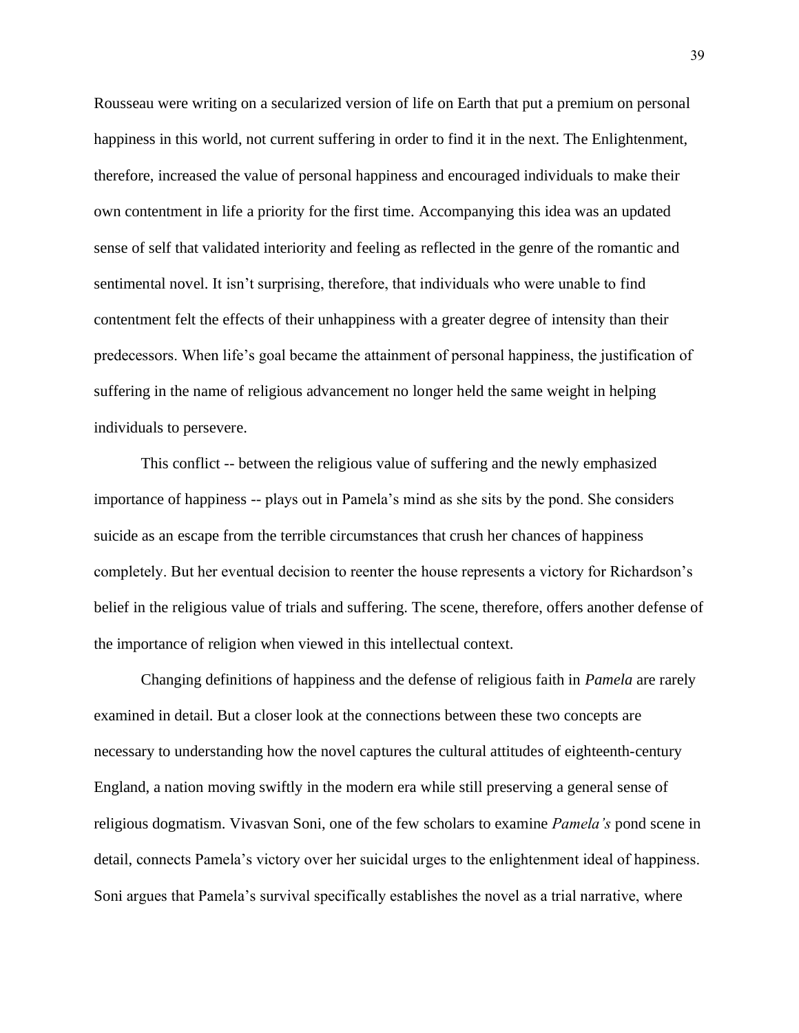Rousseau were writing on a secularized version of life on Earth that put a premium on personal happiness in this world, not current suffering in order to find it in the next. The Enlightenment, therefore, increased the value of personal happiness and encouraged individuals to make their own contentment in life a priority for the first time. Accompanying this idea was an updated sense of self that validated interiority and feeling as reflected in the genre of the romantic and sentimental novel. It isn't surprising, therefore, that individuals who were unable to find contentment felt the effects of their unhappiness with a greater degree of intensity than their predecessors. When life's goal became the attainment of personal happiness, the justification of suffering in the name of religious advancement no longer held the same weight in helping individuals to persevere.

This conflict -- between the religious value of suffering and the newly emphasized importance of happiness -- plays out in Pamela's mind as she sits by the pond. She considers suicide as an escape from the terrible circumstances that crush her chances of happiness completely. But her eventual decision to reenter the house represents a victory for Richardson's belief in the religious value of trials and suffering. The scene, therefore, offers another defense of the importance of religion when viewed in this intellectual context.

Changing definitions of happiness and the defense of religious faith in *Pamela* are rarely examined in detail. But a closer look at the connections between these two concepts are necessary to understanding how the novel captures the cultural attitudes of eighteenth-century England, a nation moving swiftly in the modern era while still preserving a general sense of religious dogmatism. Vivasvan Soni, one of the few scholars to examine *Pamela's* pond scene in detail, connects Pamela's victory over her suicidal urges to the enlightenment ideal of happiness. Soni argues that Pamela's survival specifically establishes the novel as a trial narrative, where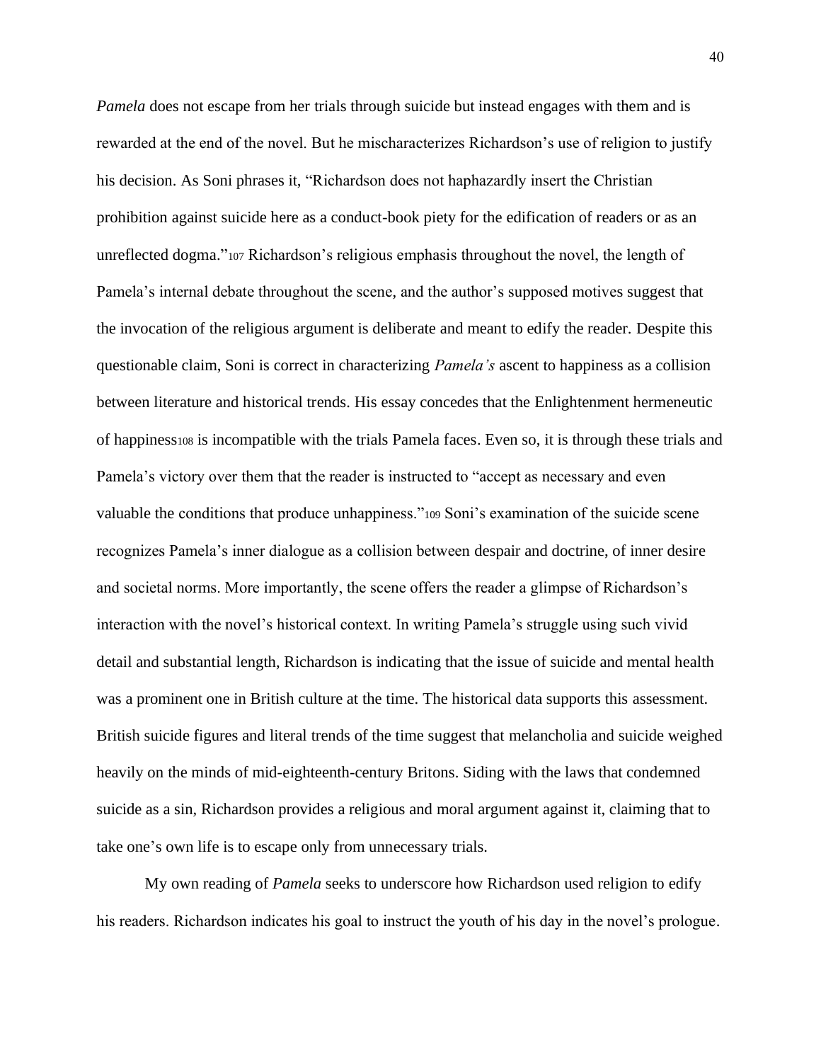*Pamela* does not escape from her trials through suicide but instead engages with them and is rewarded at the end of the novel. But he mischaracterizes Richardson's use of religion to justify his decision. As Soni phrases it, "Richardson does not haphazardly insert the Christian prohibition against suicide here as a conduct-book piety for the edification of readers or as an unreflected dogma."[107] Richardson's religious emphasis throughout the novel, the length of Pamela's internal debate throughout the scene, and the author's supposed motives suggest that the invocation of the religious argument is deliberate and meant to edify the reader. Despite this questionable claim, Soni is correct in characterizing *Pamela's* ascent to happiness as a collision between literature and historical trends. His essay concedes that the Enlightenment hermeneutic of happiness[108] is incompatible with the trials Pamela faces. Even so, it is through these trials and Pamela's victory over them that the reader is instructed to "accept as necessary and even valuable the conditions that produce unhappiness."[109] Soni's examination of the suicide scene recognizes Pamela's inner dialogue as a collision between despair and doctrine, of inner desire and societal norms. More importantly, the scene offers the reader a glimpse of Richardson's interaction with the novel's historical context. In writing Pamela's struggle using such vivid detail and substantial length, Richardson is indicating that the issue of suicide and mental health was a prominent one in British culture at the time. The historical data supports this assessment. British suicide figures and literal trends of the time suggest that melancholia and suicide weighed heavily on the minds of mid-eighteenth-century Britons. Siding with the laws that condemned suicide as a sin, Richardson provides a religious and moral argument against it, claiming that to take one's own life is to escape only from unnecessary trials.

My own reading of *Pamela* seeks to underscore how Richardson used religion to edify his readers. Richardson indicates his goal to instruct the youth of his day in the novel's prologue.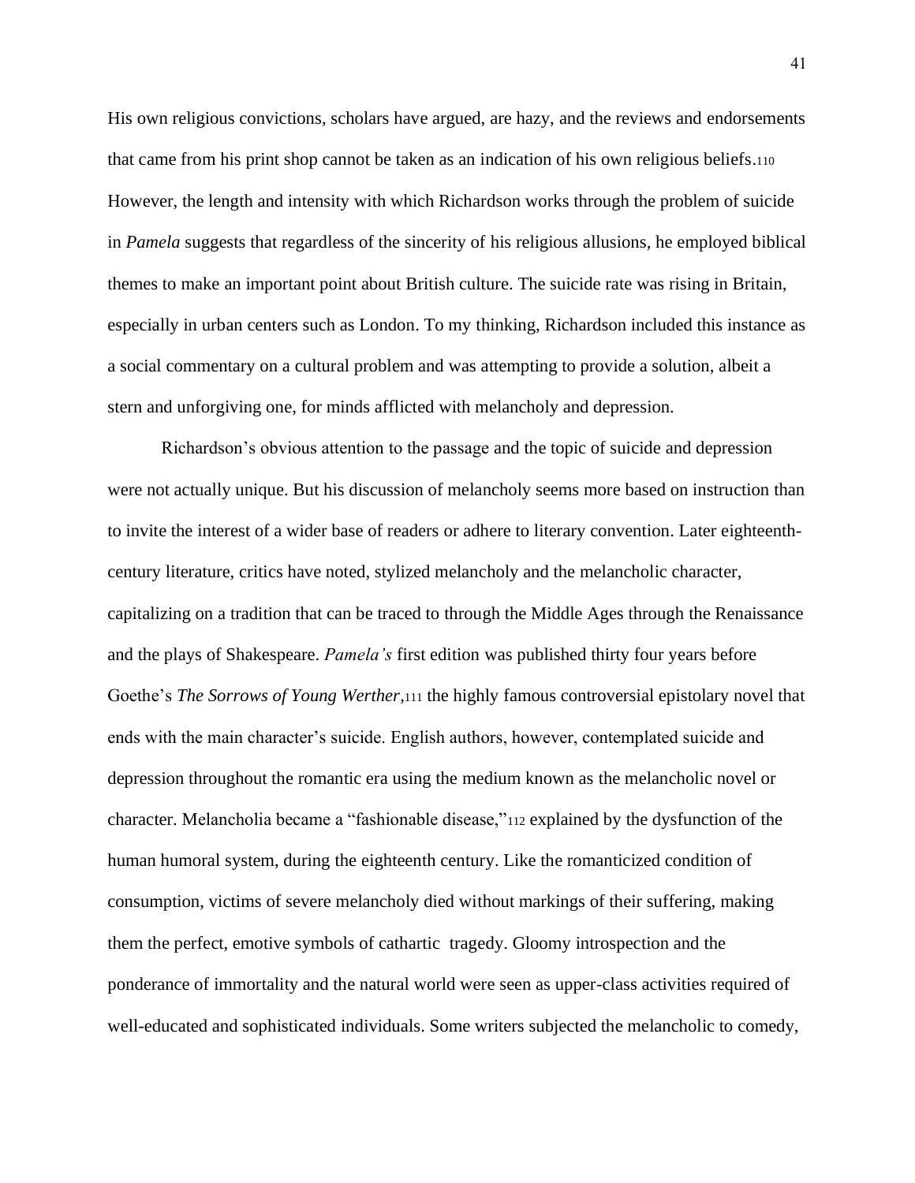His own religious convictions, scholars have argued, are hazy, and the reviews and endorsements that came from his print shop cannot be taken as an indication of his own religious beliefs.[110] However, the length and intensity with which Richardson works through the problem of suicide in *Pamela* suggests that regardless of the sincerity of his religious allusions, he employed biblical themes to make an important point about British culture. The suicide rate was rising in Britain, especially in urban centers such as London. To my thinking, Richardson included this instance as a social commentary on a cultural problem and was attempting to provide a solution, albeit a stern and unforgiving one, for minds afflicted with melancholy and depression.

Richardson's obvious attention to the passage and the topic of suicide and depression were not actually unique. But his discussion of melancholy seems more based on instruction than to invite the interest of a wider base of readers or adhere to literary convention. Later eighteenth-century literature, critics have noted, stylized melancholy and the melancholic character, capitalizing on a tradition that can be traced to through the Middle Ages through the Renaissance and the plays of Shakespeare. *Pamela's* first edition was published thirty four years before Goethe's *The Sorrows of Young Werther*,[111] the highly famous controversial epistolary novel that ends with the main character's suicide. English authors, however, contemplated suicide and depression throughout the romantic era using the medium known as the melancholic novel or character. Melancholia became a "fashionable disease,"[112] explained by the dysfunction of the human humoral system, during the eighteenth century. Like the romanticized condition of consumption, victims of severe melancholy died without markings of their suffering, making them the perfect, emotive symbols of cathartic tragedy. Gloomy introspection and the ponderance of immortality and the natural world were seen as upper-class activities required of well-educated and sophisticated individuals. Some writers subjected the melancholic to comedy,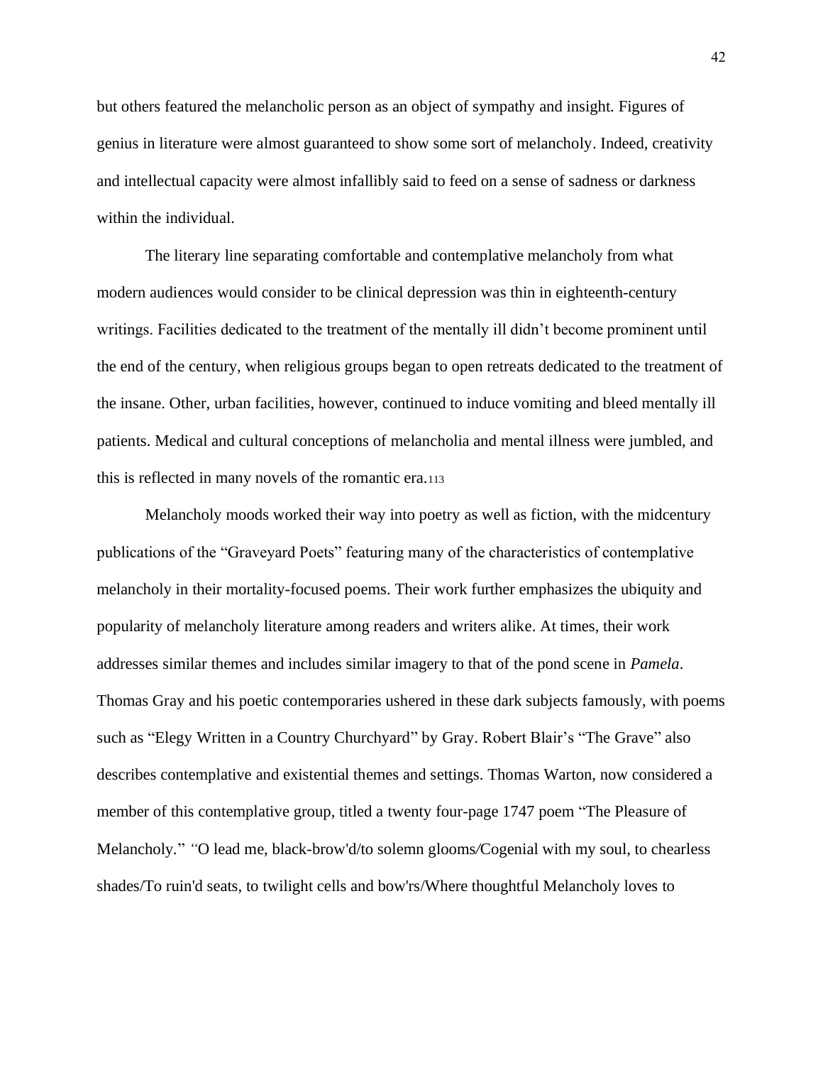but others featured the melancholic person as an object of sympathy and insight. Figures of genius in literature were almost guaranteed to show some sort of melancholy. Indeed, creativity and intellectual capacity were almost infallibly said to feed on a sense of sadness or darkness within the individual.

The literary line separating comfortable and contemplative melancholy from what modern audiences would consider to be clinical depression was thin in eighteenth-century writings. Facilities dedicated to the treatment of the mentally ill didn't become prominent until the end of the century, when religious groups began to open retreats dedicated to the treatment of the insane. Other, urban facilities, however, continued to induce vomiting and bleed mentally ill patients. Medical and cultural conceptions of melancholia and mental illness were jumbled, and this is reflected in many novels of the romantic era.[113]

Melancholy moods worked their way into poetry as well as fiction, with the midcentury publications of the "Graveyard Poets" featuring many of the characteristics of contemplative melancholy in their mortality-focused poems. Their work further emphasizes the ubiquity and popularity of melancholy literature among readers and writers alike. At times, their work addresses similar themes and includes similar imagery to that of the pond scene in *Pamela*. Thomas Gray and his poetic contemporaries ushered in these dark subjects famously, with poems such as "Elegy Written in a Country Churchyard" by Gray. Robert Blair's "The Grave" also describes contemplative and existential themes and settings. Thomas Warton, now considered a member of this contemplative group, titled a twenty four-page 1747 poem "The Pleasure of Melancholy." "O lead me, black-brow'd/to solemn glooms/Cogenial with my soul, to chearless shades/To ruin'd seats, to twilight cells and bow'rs/Where thoughtful Melancholy loves to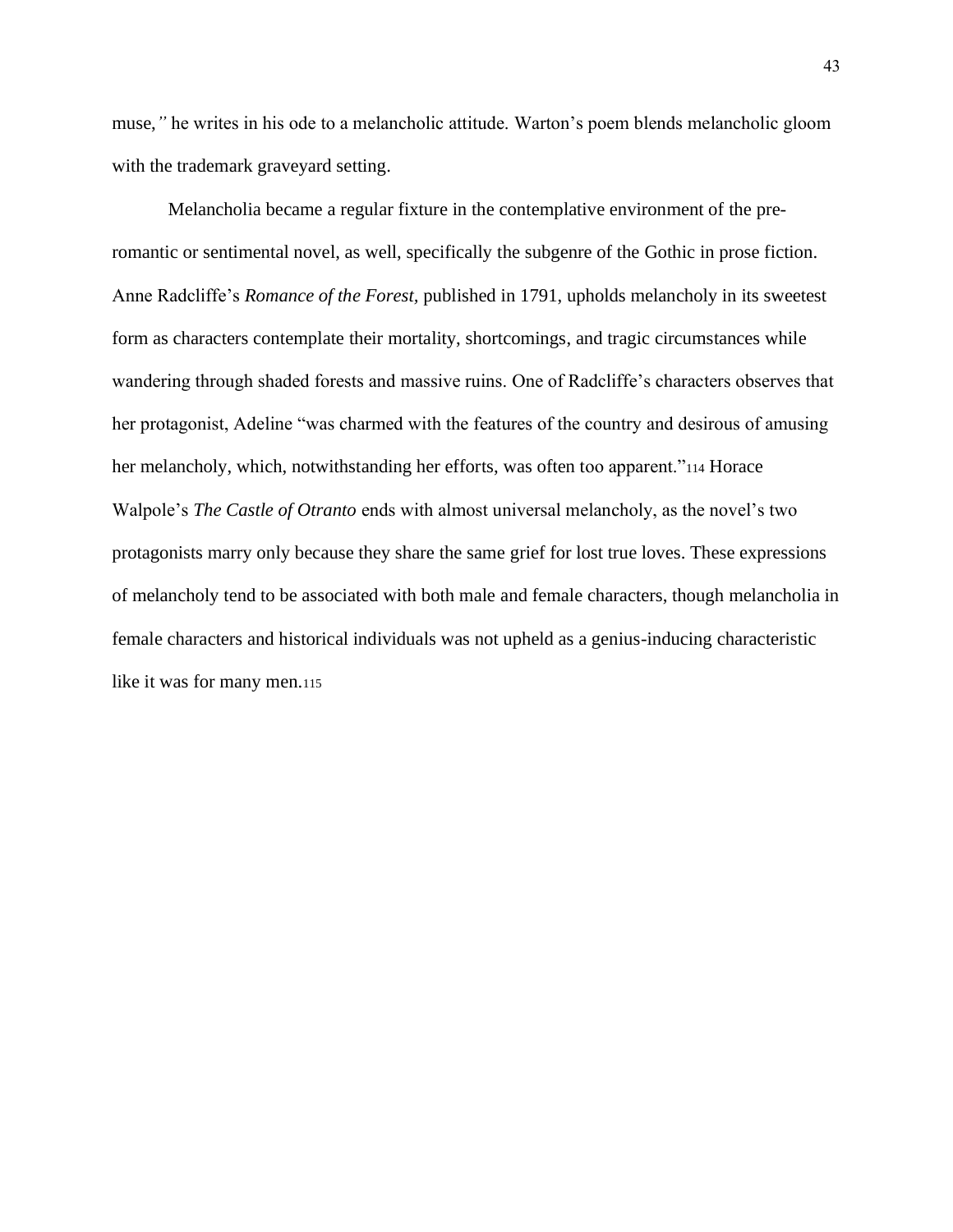muse,*"* he writes in his ode to a melancholic attitude. Warton's poem blends melancholic gloom with the trademark graveyard setting.

Melancholia became a regular fixture in the contemplative environment of the pre-romantic or sentimental novel, as well, specifically the subgenre of the Gothic in prose fiction. Anne Radcliffe's *Romance of the Forest,* published in 1791, upholds melancholy in its sweetest form as characters contemplate their mortality, shortcomings, and tragic circumstances while wandering through shaded forests and massive ruins. One of Radcliffe's characters observes that her protagonist, Adeline "was charmed with the features of the country and desirous of amusing her melancholy, which, notwithstanding her efforts, was often too apparent."[114] Horace Walpole's *The Castle of Otranto* ends with almost universal melancholy, as the novel's two protagonists marry only because they share the same grief for lost true loves. These expressions of melancholy tend to be associated with both male and female characters, though melancholia in female characters and historical individuals was not upheld as a genius-inducing characteristic like it was for many men.[115]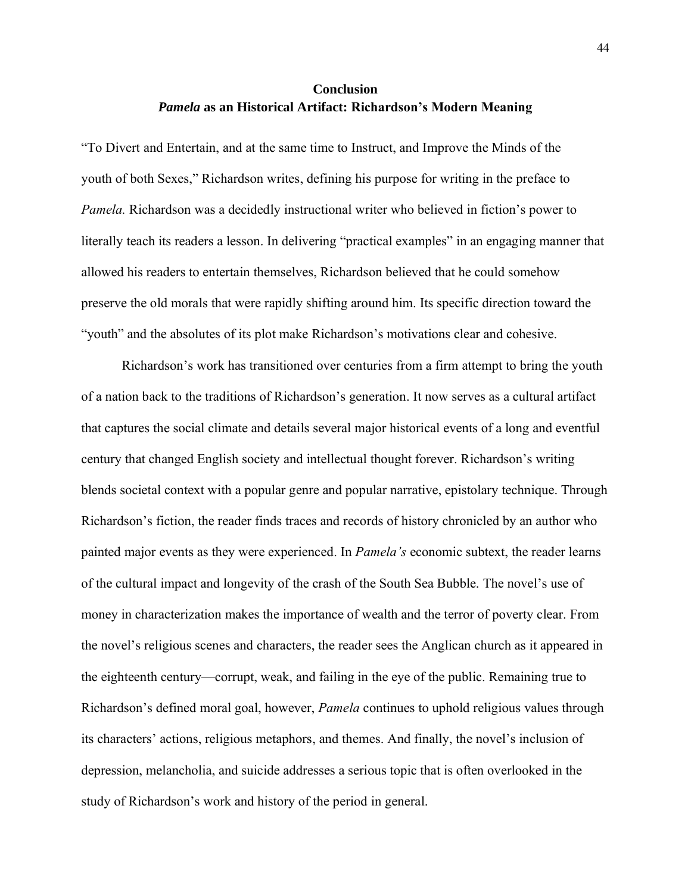## Conclusion

## *Pamela* as an Historical Artifact: Richardson's Modern Meaning

"To Divert and Entertain, and at the same time to Instruct, and Improve the Minds of the youth of both Sexes," Richardson writes, defining his purpose for writing in the preface to *Pamela.* Richardson was a decidedly instructional writer who believed in fiction's power to literally teach its readers a lesson. In delivering "practical examples" in an engaging manner that allowed his readers to entertain themselves, Richardson believed that he could somehow preserve the old morals that were rapidly shifting around him. Its specific direction toward the "youth" and the absolutes of its plot make Richardson's motivations clear and cohesive.

Richardson's work has transitioned over centuries from a firm attempt to bring the youth of a nation back to the traditions of Richardson's generation. It now serves as a cultural artifact that captures the social climate and details several major historical events of a long and eventful century that changed English society and intellectual thought forever. Richardson's writing blends societal context with a popular genre and popular narrative, epistolary technique. Through Richardson's fiction, the reader finds traces and records of history chronicled by an author who painted major events as they were experienced. In *Pamela's* economic subtext, the reader learns of the cultural impact and longevity of the crash of the South Sea Bubble. The novel's use of money in characterization makes the importance of wealth and the terror of poverty clear. From the novel's religious scenes and characters, the reader sees the Anglican church as it appeared in the eighteenth century—corrupt, weak, and failing in the eye of the public. Remaining true to Richardson's defined moral goal, however, *Pamela* continues to uphold religious values through its characters' actions, religious metaphors, and themes. And finally, the novel's inclusion of depression, melancholia, and suicide addresses a serious topic that is often overlooked in the study of Richardson's work and history of the period in general.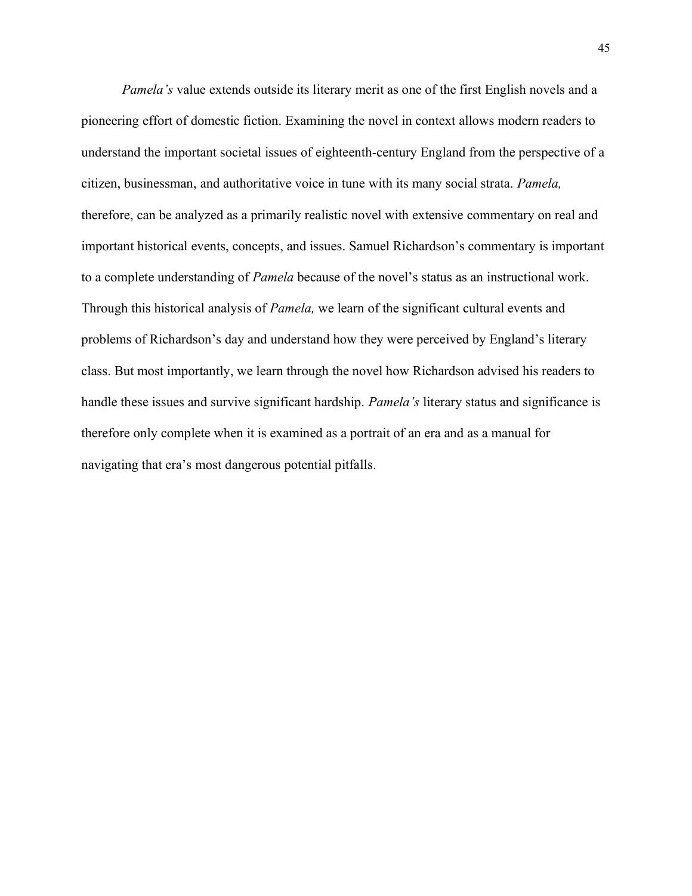*Pamela's* value extends outside its literary merit as one of the first English novels and a pioneering effort of domestic fiction. Examining the novel in context allows modern readers to understand the important societal issues of eighteenth-century England from the perspective of a citizen, businessman, and authoritative voice in tune with its many social strata. *Pamela,* therefore, can be analyzed as a primarily realistic novel with extensive commentary on real and important historical events, concepts, and issues. Samuel Richardson's commentary is important to a complete understanding of *Pamela* because of the novel's status as an instructional work. Through this historical analysis of *Pamela,* we learn of the significant cultural events and problems of Richardson's day and understand how they were perceived by England's literary class. But most importantly, we learn through the novel how Richardson advised his readers to handle these issues and survive significant hardship. *Pamela's* literary status and significance is therefore only complete when it is examined as a portrait of an era and as a manual for navigating that era's most dangerous potential pitfalls.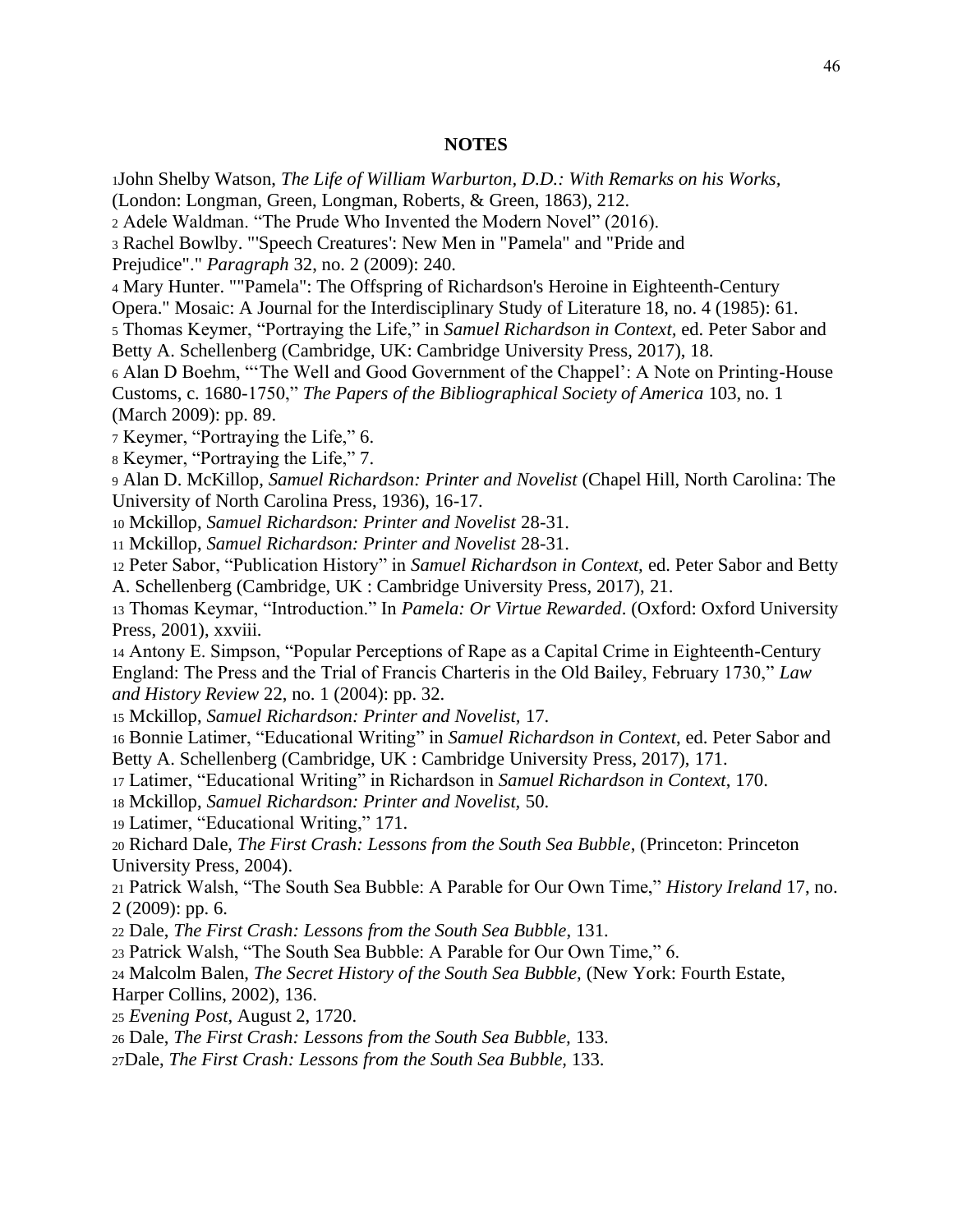**NOTES**

1John Shelby Watson, *The Life of William Warburton, D.D.: With Remarks on his Works,* (London: Longman, Green, Longman, Roberts, & Green, 1863), 212.

2 Adele Waldman. "The Prude Who Invented the Modern Novel" (2016).

3 Rachel Bowlby. "'Speech Creatures': New Men in "Pamela" and "Pride and Prejudice"." *Paragraph* 32, no. 2 (2009): 240.

4 Mary Hunter. ""Pamela": The Offspring of Richardson's Heroine in Eighteenth-Century Opera." Mosaic: A Journal for the Interdisciplinary Study of Literature 18, no. 4 (1985): 61.

5 Thomas Keymer, "Portraying the Life," in *Samuel Richardson in Context,* ed. Peter Sabor and Betty A. Schellenberg (Cambridge, UK: Cambridge University Press, 2017), 18.

6 Alan D Boehm, "'The Well and Good Government of the Chappel': A Note on Printing-House Customs, c. 1680-1750," *The Papers of the Bibliographical Society of America* 103, no. 1 (March 2009): pp. 89.

7 Keymer, "Portraying the Life," 6.

8 Keymer, "Portraying the Life," 7.

9 Alan D. McKillop, *Samuel Richardson: Printer and Novelist* (Chapel Hill, North Carolina: The University of North Carolina Press, 1936), 16-17.

10 Mckillop, *Samuel Richardson: Printer and Novelist* 28-31.

11 Mckillop, *Samuel Richardson: Printer and Novelist* 28-31.

12 Peter Sabor, "Publication History" in *Samuel Richardson in Context,* ed. Peter Sabor and Betty A. Schellenberg (Cambridge, UK : Cambridge University Press, 2017), 21.

13 Thomas Keymar, "Introduction." In *Pamela: Or Virtue Rewarded*. (Oxford: Oxford University Press, 2001), xxviii.

14 Antony E. Simpson, "Popular Perceptions of Rape as a Capital Crime in Eighteenth-Century England: The Press and the Trial of Francis Charteris in the Old Bailey, February 1730," *Law and History Review* 22, no. 1 (2004): pp. 32.

15 Mckillop, *Samuel Richardson: Printer and Novelist,* 17.

16 Bonnie Latimer, "Educational Writing" in *Samuel Richardson in Context,* ed. Peter Sabor and Betty A. Schellenberg (Cambridge, UK : Cambridge University Press, 2017), 171.

17 Latimer, "Educational Writing" in Richardson in *Samuel Richardson in Context*, 170.

18 Mckillop, *Samuel Richardson: Printer and Novelist,* 50.

19 Latimer, "Educational Writing," 171.

20 Richard Dale, *The First Crash: Lessons from the South Sea Bubble*, (Princeton: Princeton University Press, 2004).

21 Patrick Walsh, "The South Sea Bubble: A Parable for Our Own Time," *History Ireland* 17, no. 2 (2009): pp. 6.

22 Dale, *The First Crash: Lessons from the South Sea Bubble*, 131.

23 Patrick Walsh, "The South Sea Bubble: A Parable for Our Own Time," 6.

24 Malcolm Balen, *The Secret History of the South Sea Bubble,* (New York: Fourth Estate, Harper Collins, 2002), 136.

25 *Evening Post*, August 2, 1720.

26 Dale, *The First Crash: Lessons from the South Sea Bubble,* 133.

27Dale, *The First Crash: Lessons from the South Sea Bubble,* 133.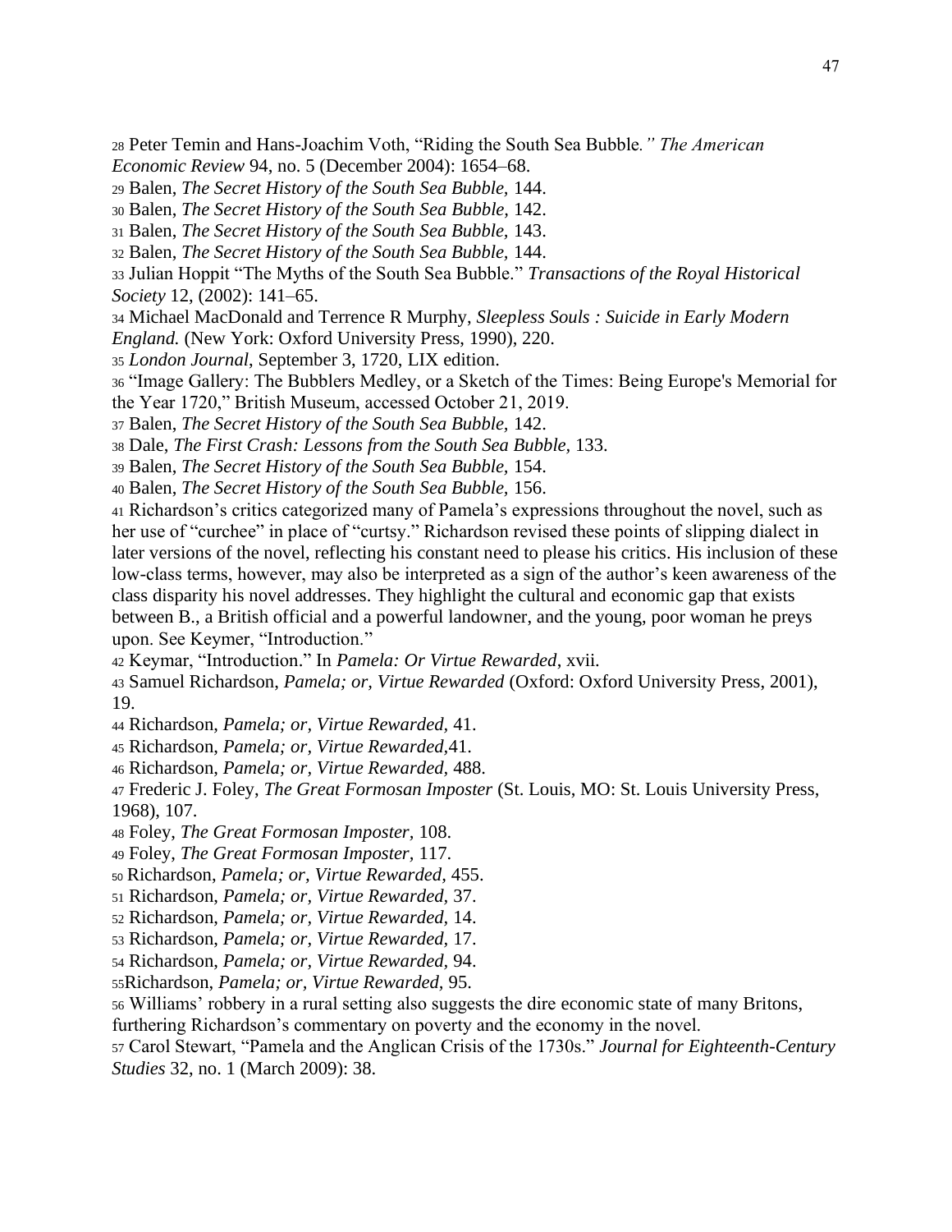28 Peter Temin and Hans-Joachim Voth, "Riding the South Sea Bubble*." The American Economic Review* 94, no. 5 (December 2004): 1654–68.
29 Balen, *The Secret History of the South Sea Bubble,* 144.
30 Balen, *The Secret History of the South Sea Bubble,* 142.
31 Balen, *The Secret History of the South Sea Bubble,* 143.
32 Balen, *The Secret History of the South Sea Bubble,* 144.
33 Julian Hoppit "The Myths of the South Sea Bubble." *Transactions of the Royal Historical Society* 12, (2002): 141–65.
34 Michael MacDonald and Terrence R Murphy, *Sleepless Souls : Suicide in Early Modern England.* (New York: Oxford University Press, 1990), 220.
35 *London Journal*, September 3, 1720, LIX edition.
36 "Image Gallery: The Bubblers Medley, or a Sketch of the Times: Being Europe's Memorial for the Year 1720," British Museum, accessed October 21, 2019.
37 Balen, *The Secret History of the South Sea Bubble,* 142.
38 Dale, *The First Crash: Lessons from the South Sea Bubble,* 133.
39 Balen, *The Secret History of the South Sea Bubble,* 154.
40 Balen, *The Secret History of the South Sea Bubble,* 156.
41 Richardson's critics categorized many of Pamela's expressions throughout the novel, such as her use of "curchee" in place of "curtsy." Richardson revised these points of slipping dialect in later versions of the novel, reflecting his constant need to please his critics. His inclusion of these low-class terms, however, may also be interpreted as a sign of the author's keen awareness of the class disparity his novel addresses. They highlight the cultural and economic gap that exists between B., a British official and a powerful landowner, and the young, poor woman he preys upon. See Keymer, "Introduction."
42 Keymar, "Introduction." In *Pamela: Or Virtue Rewarded*, xvii.
43 Samuel Richardson, *Pamela; or, Virtue Rewarded* (Oxford: Oxford University Press, 2001), 19.
44 Richardson, *Pamela; or, Virtue Rewarded,* 41.
45 Richardson, *Pamela; or, Virtue Rewarded,*41.
46 Richardson, *Pamela; or, Virtue Rewarded,* 488.
47 Frederic J. Foley, *The Great Formosan Imposter* (St. Louis, MO: St. Louis University Press, 1968), 107.
48 Foley, *The Great Formosan Imposter,* 108.
49 Foley, *The Great Formosan Imposter,* 117.
50 Richardson, *Pamela; or, Virtue Rewarded,* 455.
51 Richardson, *Pamela; or, Virtue Rewarded,* 37.
52 Richardson, *Pamela; or, Virtue Rewarded,* 14.
53 Richardson, *Pamela; or, Virtue Rewarded,* 17.
54 Richardson, *Pamela; or, Virtue Rewarded*, 94.
55Richardson, *Pamela; or, Virtue Rewarded,* 95.
56 Williams' robbery in a rural setting also suggests the dire economic state of many Britons, furthering Richardson's commentary on poverty and the economy in the novel.
57 Carol Stewart, "Pamela and the Anglican Crisis of the 1730s." *Journal for Eighteenth-Century Studies* 32, no. 1 (March 2009): 38.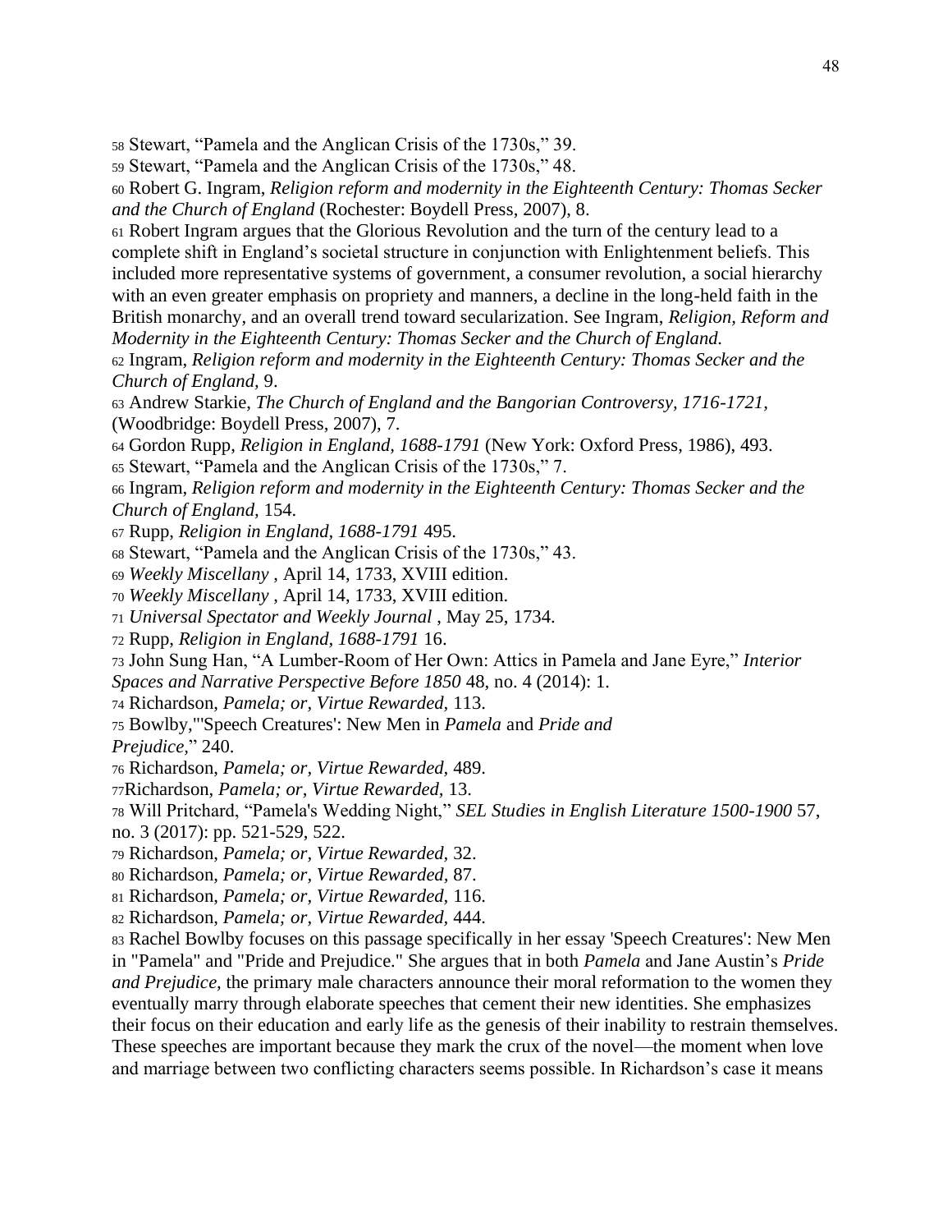58 Stewart, "Pamela and the Anglican Crisis of the 1730s," 39.

59 Stewart, "Pamela and the Anglican Crisis of the 1730s," 48.

60 Robert G. Ingram, *Religion reform and modernity in the Eighteenth Century: Thomas Secker and the Church of England* (Rochester: Boydell Press, 2007), 8.

61 Robert Ingram argues that the Glorious Revolution and the turn of the century lead to a complete shift in England's societal structure in conjunction with Enlightenment beliefs. This included more representative systems of government, a consumer revolution, a social hierarchy with an even greater emphasis on propriety and manners, a decline in the long-held faith in the British monarchy, and an overall trend toward secularization. See Ingram, *Religion, Reform and Modernity in the Eighteenth Century: Thomas Secker and the Church of England.*

62 Ingram, *Religion reform and modernity in the Eighteenth Century: Thomas Secker and the Church of England,* 9.

63 Andrew Starkie, *The Church of England and the Bangorian Controversy, 1716-1721,* (Woodbridge: Boydell Press, 2007), 7.

64 Gordon Rupp, *Religion in England, 1688-1791* (New York: Oxford Press, 1986), 493.

65 Stewart, "Pamela and the Anglican Crisis of the 1730s," 7.

66 Ingram, *Religion reform and modernity in the Eighteenth Century: Thomas Secker and the Church of England,* 154.

67 Rupp, *Religion in England, 1688-1791* 495.

68 Stewart, "Pamela and the Anglican Crisis of the 1730s," 43.

69 *Weekly Miscellany* , April 14, 1733, XVIII edition.

70 *Weekly Miscellany* , April 14, 1733, XVIII edition.

71 *Universal Spectator and Weekly Journal* , May 25, 1734.

72 Rupp, *Religion in England, 1688-1791* 16.

73 John Sung Han, "A Lumber-Room of Her Own: Attics in Pamela and Jane Eyre," *Interior Spaces and Narrative Perspective Before 1850* 48, no. 4 (2014): 1.

74 Richardson, *Pamela; or, Virtue Rewarded,* 113.

75 Bowlby,"'Speech Creatures': New Men in *Pamela* and *Pride and Prejudice,*" 240.

76 Richardson, *Pamela; or, Virtue Rewarded,* 489.

77Richardson, *Pamela; or, Virtue Rewarded,* 13.

78 Will Pritchard, "Pamela's Wedding Night," *SEL Studies in English Literature 1500-1900* 57, no. 3 (2017): pp. 521-529, 522.

79 Richardson, *Pamela; or, Virtue Rewarded,* 32.

80 Richardson, *Pamela; or, Virtue Rewarded,* 87.

81 Richardson, *Pamela; or, Virtue Rewarded,* 116.

82 Richardson, *Pamela; or, Virtue Rewarded,* 444.

83 Rachel Bowlby focuses on this passage specifically in her essay 'Speech Creatures': New Men in "Pamela" and "Pride and Prejudice." She argues that in both *Pamela* and Jane Austin's *Pride and Prejudice,* the primary male characters announce their moral reformation to the women they eventually marry through elaborate speeches that cement their new identities. She emphasizes their focus on their education and early life as the genesis of their inability to restrain themselves. These speeches are important because they mark the crux of the novel—the moment when love and marriage between two conflicting characters seems possible. In Richardson's case it means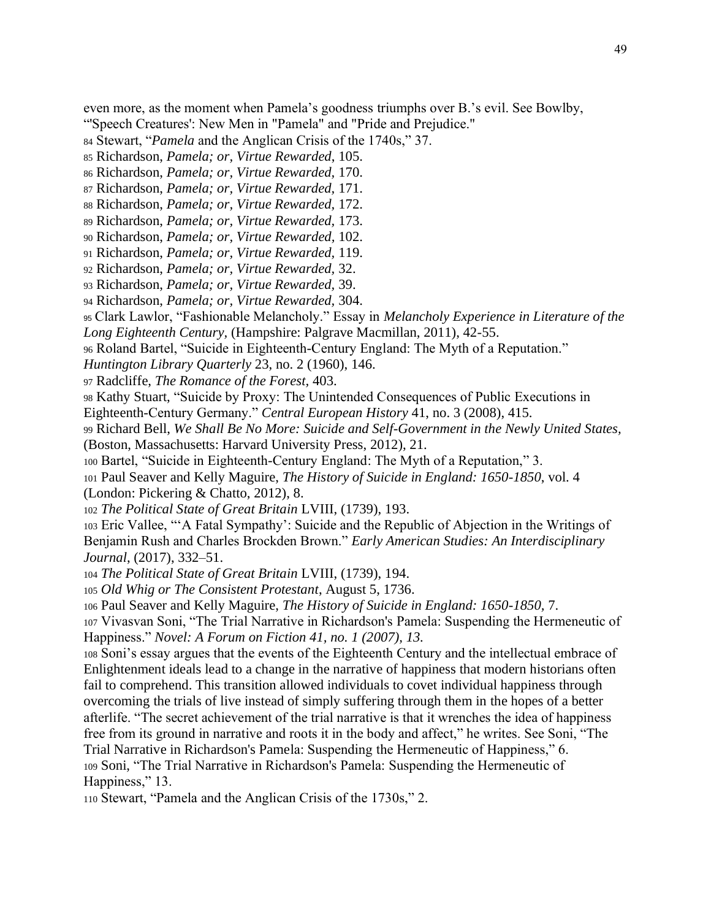even more, as the moment when Pamela's goodness triumphs over B.'s evil. See Bowlby, "'Speech Creatures': New Men in "Pamela" and "Pride and Prejudice."

84 Stewart, "*Pamela* and the Anglican Crisis of the 1740s," 37.

85 Richardson, *Pamela; or, Virtue Rewarded*, 105.

86 Richardson, *Pamela; or, Virtue Rewarded,* 170.

87 Richardson, *Pamela; or, Virtue Rewarded,* 171.

88 Richardson, *Pamela; or, Virtue Rewarded,* 172.

89 Richardson, *Pamela; or, Virtue Rewarded,* 173.

90 Richardson, *Pamela; or, Virtue Rewarded*, 102.

91 Richardson, *Pamela; or, Virtue Rewarded*, 119.

92 Richardson, *Pamela; or, Virtue Rewarded,* 32.

93 Richardson, *Pamela; or, Virtue Rewarded,* 39.

94 Richardson, *Pamela; or, Virtue Rewarded,* 304.

95 Clark Lawlor, "Fashionable Melancholy." Essay in *Melancholy Experience in Literature of the Long Eighteenth Century,* (Hampshire: Palgrave Macmillan, 2011), 42-55.

96 Roland Bartel, "Suicide in Eighteenth-Century England: The Myth of a Reputation." *Huntington Library Quarterly* 23, no. 2 (1960), 146.

97 Radcliffe, *The Romance of the Forest*, 403.

98 Kathy Stuart, "Suicide by Proxy: The Unintended Consequences of Public Executions in Eighteenth-Century Germany." *Central European History* 41, no. 3 (2008), 415.

99 Richard Bell, *We Shall Be No More: Suicide and Self-Government in the Newly United States,* (Boston, Massachusetts: Harvard University Press, 2012), 21.

100 Bartel, "Suicide in Eighteenth-Century England: The Myth of a Reputation," 3.

101 Paul Seaver and Kelly Maguire, *The History of Suicide in England: 1650-1850*, vol. 4 (London: Pickering & Chatto, 2012), 8.

102 *The Political State of Great Britain* LVIII, (1739), 193.

103 Eric Vallee, "'A Fatal Sympathy': Suicide and the Republic of Abjection in the Writings of Benjamin Rush and Charles Brockden Brown." *Early American Studies: An Interdisciplinary Journal*, (2017), 332–51.

104 *The Political State of Great Britain* LVIII, (1739), 194.

105 *Old Whig or The Consistent Protestant*, August 5, 1736.

106 Paul Seaver and Kelly Maguire, *The History of Suicide in England: 1650-1850*, 7.

107 Vivasvan Soni, "The Trial Narrative in Richardson's Pamela: Suspending the Hermeneutic of Happiness." *Novel: A Forum on Fiction 41, no. 1 (2007), 13.*

108 Soni's essay argues that the events of the Eighteenth Century and the intellectual embrace of Enlightenment ideals lead to a change in the narrative of happiness that modern historians often fail to comprehend. This transition allowed individuals to covet individual happiness through overcoming the trials of live instead of simply suffering through them in the hopes of a better afterlife. "The secret achievement of the trial narrative is that it wrenches the idea of happiness free from its ground in narrative and roots it in the body and affect," he writes. See Soni, "The Trial Narrative in Richardson's Pamela: Suspending the Hermeneutic of Happiness," 6.

109 Soni, "The Trial Narrative in Richardson's Pamela: Suspending the Hermeneutic of Happiness," 13.

110 Stewart, "Pamela and the Anglican Crisis of the 1730s," 2.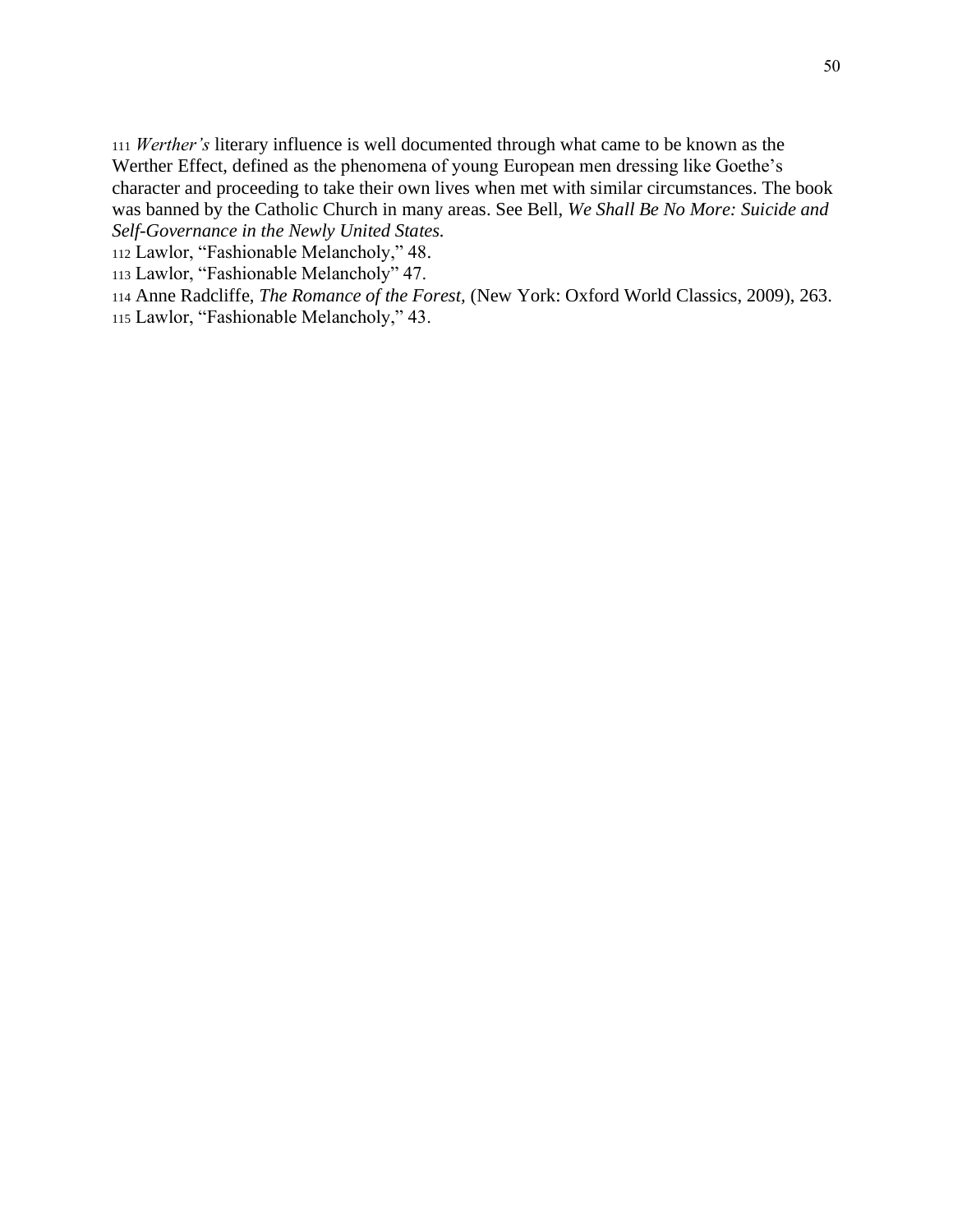[111] *Werther's* literary influence is well documented through what came to be known as the Werther Effect, defined as the phenomena of young European men dressing like Goethe's character and proceeding to take their own lives when met with similar circumstances. The book was banned by the Catholic Church in many areas. See Bell, *We Shall Be No More: Suicide and Self-Governance in the Newly United States.*

[112] Lawlor, "Fashionable Melancholy," 48.

[113] Lawlor, "Fashionable Melancholy" 47.

[114] Anne Radcliffe, *The Romance of the Forest,* (New York: Oxford World Classics, 2009), 263.

[115] Lawlor, "Fashionable Melancholy," 43.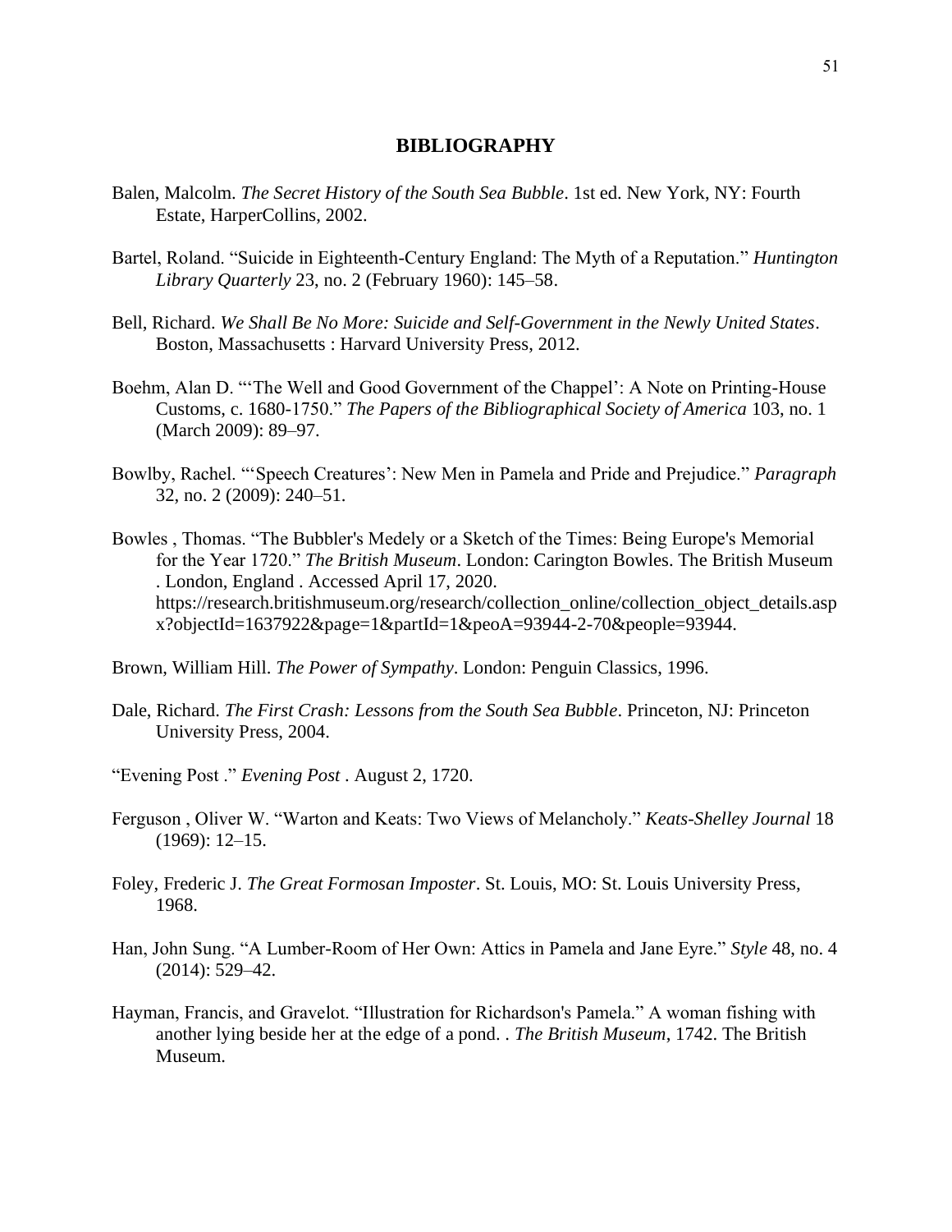# BIBLIOGRAPHY

Balen, Malcolm. *The Secret History of the South Sea Bubble*. 1st ed. New York, NY: Fourth Estate, HarperCollins, 2002.

Bartel, Roland. "Suicide in Eighteenth-Century England: The Myth of a Reputation." *Huntington Library Quarterly* 23, no. 2 (February 1960): 145–58.

Bell, Richard. *We Shall Be No More: Suicide and Self-Government in the Newly United States*. Boston, Massachusetts : Harvard University Press, 2012.

Boehm, Alan D. "'The Well and Good Government of the Chappel': A Note on Printing-House Customs, c. 1680-1750." *The Papers of the Bibliographical Society of America* 103, no. 1 (March 2009): 89–97.

Bowlby, Rachel. "'Speech Creatures': New Men in Pamela and Pride and Prejudice." *Paragraph* 32, no. 2 (2009): 240–51.

Bowles , Thomas. "The Bubbler's Medely or a Sketch of the Times: Being Europe's Memorial for the Year 1720." *The British Museum*. London: Carington Bowles. The British Museum . London, England . Accessed April 17, 2020. https://research.britishmuseum.org/research/collection_online/collection_object_details.aspx?objectId=1637922&page=1&partId=1&peoA=93944-2-70&people=93944.

Brown, William Hill. *The Power of Sympathy*. London: Penguin Classics, 1996.

Dale, Richard. *The First Crash: Lessons from the South Sea Bubble*. Princeton, NJ: Princeton University Press, 2004.

"Evening Post ." *Evening Post* . August 2, 1720.

Ferguson , Oliver W. "Warton and Keats: Two Views of Melancholy." *Keats-Shelley Journal* 18 (1969): 12–15.

Foley, Frederic J. *The Great Formosan Imposter*. St. Louis, MO: St. Louis University Press, 1968.

Han, John Sung. "A Lumber-Room of Her Own: Attics in Pamela and Jane Eyre." *Style* 48, no. 4 (2014): 529–42.

Hayman, Francis, and Gravelot. "Illustration for Richardson's Pamela." A woman fishing with another lying beside her at the edge of a pond. . *The British Museum*, 1742. The British Museum.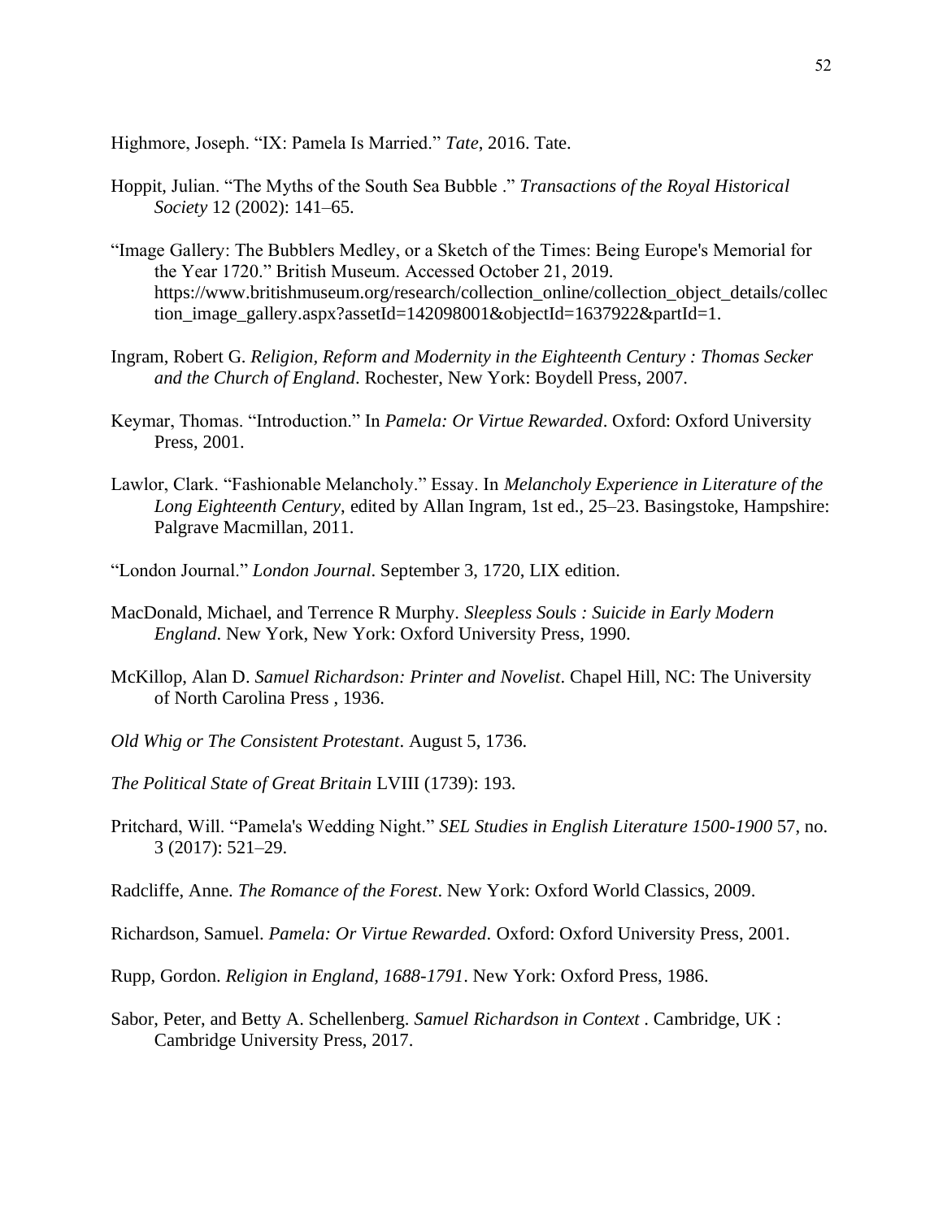Highmore, Joseph. “IX: Pamela Is Married.” *Tate*, 2016. Tate.

Hoppit, Julian. “The Myths of the South Sea Bubble .” *Transactions of the Royal Historical Society* 12 (2002): 141–65.

“Image Gallery: The Bubblers Medley, or a Sketch of the Times: Being Europe's Memorial for the Year 1720.” British Museum. Accessed October 21, 2019. https://www.britishmuseum.org/research/collection_online/collection_object_details/collection_image_gallery.aspx?assetId=142098001&objectId=1637922&partId=1.

Ingram, Robert G. *Religion, Reform and Modernity in the Eighteenth Century : Thomas Secker and the Church of England*. Rochester, New York: Boydell Press, 2007.

Keymar, Thomas. “Introduction.” In *Pamela: Or Virtue Rewarded*. Oxford: Oxford University Press, 2001.

Lawlor, Clark. “Fashionable Melancholy.” Essay. In *Melancholy Experience in Literature of the Long Eighteenth Century*, edited by Allan Ingram, 1st ed., 25–23. Basingstoke, Hampshire: Palgrave Macmillan, 2011.

“London Journal.” *London Journal*. September 3, 1720, LIX edition.

MacDonald, Michael, and Terrence R Murphy. *Sleepless Souls : Suicide in Early Modern England*. New York, New York: Oxford University Press, 1990.

McKillop, Alan D. *Samuel Richardson: Printer and Novelist*. Chapel Hill, NC: The University of North Carolina Press , 1936.

*Old Whig or The Consistent Protestant*. August 5, 1736.

*The Political State of Great Britain* LVIII (1739): 193.

Pritchard, Will. “Pamela's Wedding Night.” *SEL Studies in English Literature 1500-1900* 57, no. 3 (2017): 521–29.

Radcliffe, Anne. *The Romance of the Forest*. New York: Oxford World Classics, 2009.

Richardson, Samuel. *Pamela: Or Virtue Rewarded*. Oxford: Oxford University Press, 2001.

Rupp, Gordon. *Religion in England, 1688-1791*. New York: Oxford Press, 1986.

Sabor, Peter, and Betty A. Schellenberg. *Samuel Richardson in Context* . Cambridge, UK : Cambridge University Press, 2017.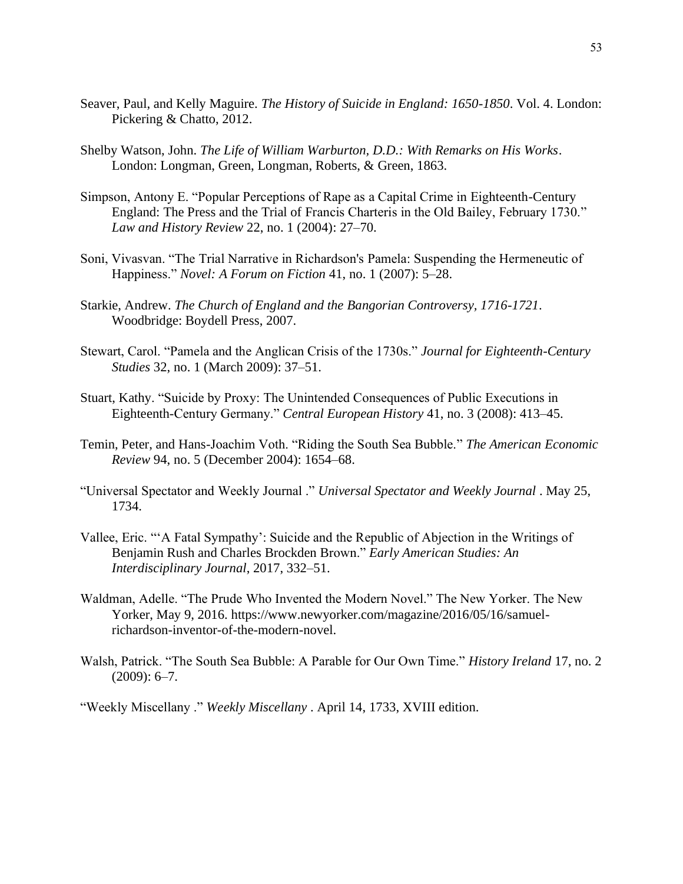Seaver, Paul, and Kelly Maguire. *The History of Suicide in England: 1650-1850*. Vol. 4. London: Pickering & Chatto, 2012.

Shelby Watson, John. *The Life of William Warburton, D.D.: With Remarks on His Works*. London: Longman, Green, Longman, Roberts, & Green, 1863.

Simpson, Antony E. "Popular Perceptions of Rape as a Capital Crime in Eighteenth-Century England: The Press and the Trial of Francis Charteris in the Old Bailey, February 1730." *Law and History Review* 22, no. 1 (2004): 27–70.

Soni, Vivasvan. "The Trial Narrative in Richardson's Pamela: Suspending the Hermeneutic of Happiness." *Novel: A Forum on Fiction* 41, no. 1 (2007): 5–28.

Starkie, Andrew. *The Church of England and the Bangorian Controversy, 1716-1721*. Woodbridge: Boydell Press, 2007.

Stewart, Carol. "Pamela and the Anglican Crisis of the 1730s." *Journal for Eighteenth-Century Studies* 32, no. 1 (March 2009): 37–51.

Stuart, Kathy. "Suicide by Proxy: The Unintended Consequences of Public Executions in Eighteenth-Century Germany." *Central European History* 41, no. 3 (2008): 413–45.

Temin, Peter, and Hans-Joachim Voth. "Riding the South Sea Bubble." *The American Economic Review* 94, no. 5 (December 2004): 1654–68.

"Universal Spectator and Weekly Journal ." *Universal Spectator and Weekly Journal* . May 25, 1734.

Vallee, Eric. "'A Fatal Sympathy': Suicide and the Republic of Abjection in the Writings of Benjamin Rush and Charles Brockden Brown." *Early American Studies: An Interdisciplinary Journal*, 2017, 332–51.

Waldman, Adelle. "The Prude Who Invented the Modern Novel." The New Yorker. The New Yorker, May 9, 2016. https://www.newyorker.com/magazine/2016/05/16/samuel-richardson-inventor-of-the-modern-novel.

Walsh, Patrick. "The South Sea Bubble: A Parable for Our Own Time." *History Ireland* 17, no. 2 (2009): 6–7.

"Weekly Miscellany ." *Weekly Miscellany* . April 14, 1733, XVIII edition.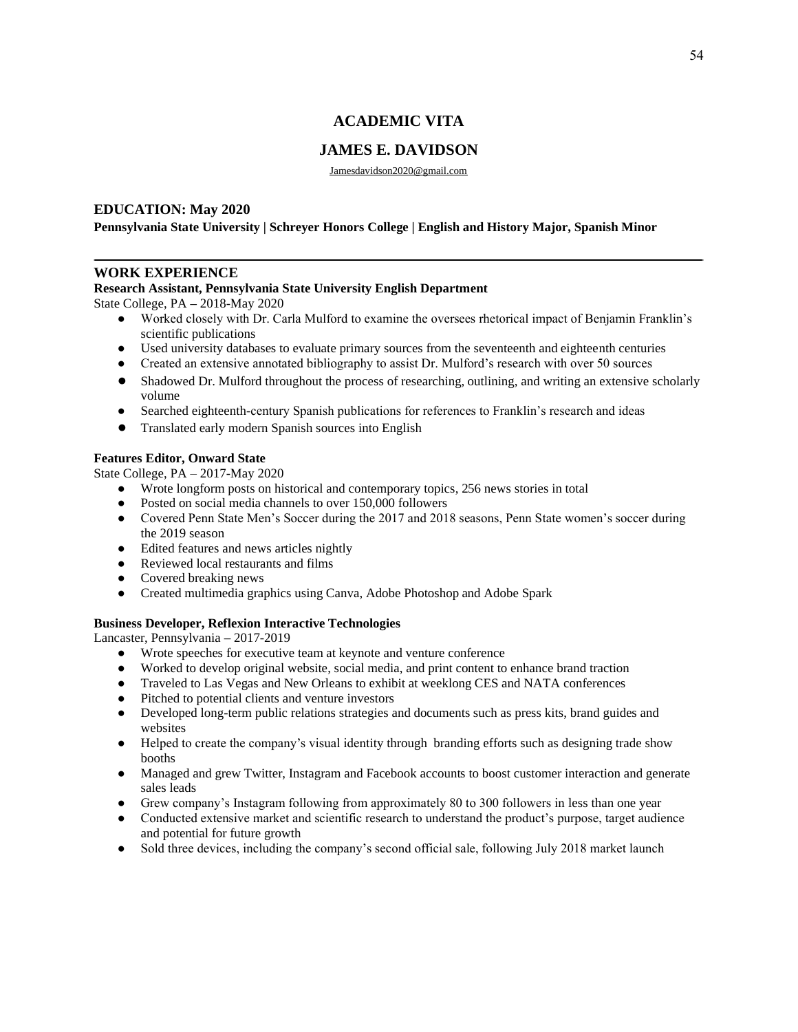# ACADEMIC VITA

# JAMES E. DAVIDSON

Jamesdavidson2020@gmail.com

## EDUCATION: May 2020

**Pennsylvania State University | Schreyer Honors College | English and History Major, Spanish Minor**

---

## WORK EXPERIENCE

**Research Assistant, Pennsylvania State University English Department**
State College, PA – 2018-May 2020

- Worked closely with Dr. Carla Mulford to examine the oversees rhetorical impact of Benjamin Franklin's scientific publications
- Used university databases to evaluate primary sources from the seventeenth and eighteenth centuries
- Created an extensive annotated bibliography to assist Dr. Mulford's research with over 50 sources
- Shadowed Dr. Mulford throughout the process of researching, outlining, and writing an extensive scholarly volume
- Searched eighteenth-century Spanish publications for references to Franklin's research and ideas
- Translated early modern Spanish sources into English

**Features Editor, Onward State**
State College, PA – 2017-May 2020

- Wrote longform posts on historical and contemporary topics, 256 news stories in total
- Posted on social media channels to over 150,000 followers
- Covered Penn State Men's Soccer during the 2017 and 2018 seasons, Penn State women's soccer during the 2019 season
- Edited features and news articles nightly
- Reviewed local restaurants and films
- Covered breaking news
- Created multimedia graphics using Canva, Adobe Photoshop and Adobe Spark

**Business Developer, Reflexion Interactive Technologies**
Lancaster, Pennsylvania – 2017-2019

- Wrote speeches for executive team at keynote and venture conference
- Worked to develop original website, social media, and print content to enhance brand traction
- Traveled to Las Vegas and New Orleans to exhibit at weeklong CES and NATA conferences
- Pitched to potential clients and venture investors
- Developed long-term public relations strategies and documents such as press kits, brand guides and websites
- Helped to create the company's visual identity through branding efforts such as designing trade show booths
- Managed and grew Twitter, Instagram and Facebook accounts to boost customer interaction and generate sales leads
- Grew company's Instagram following from approximately 80 to 300 followers in less than one year
- Conducted extensive market and scientific research to understand the product's purpose, target audience and potential for future growth
- Sold three devices, including the company's second official sale, following July 2018 market launch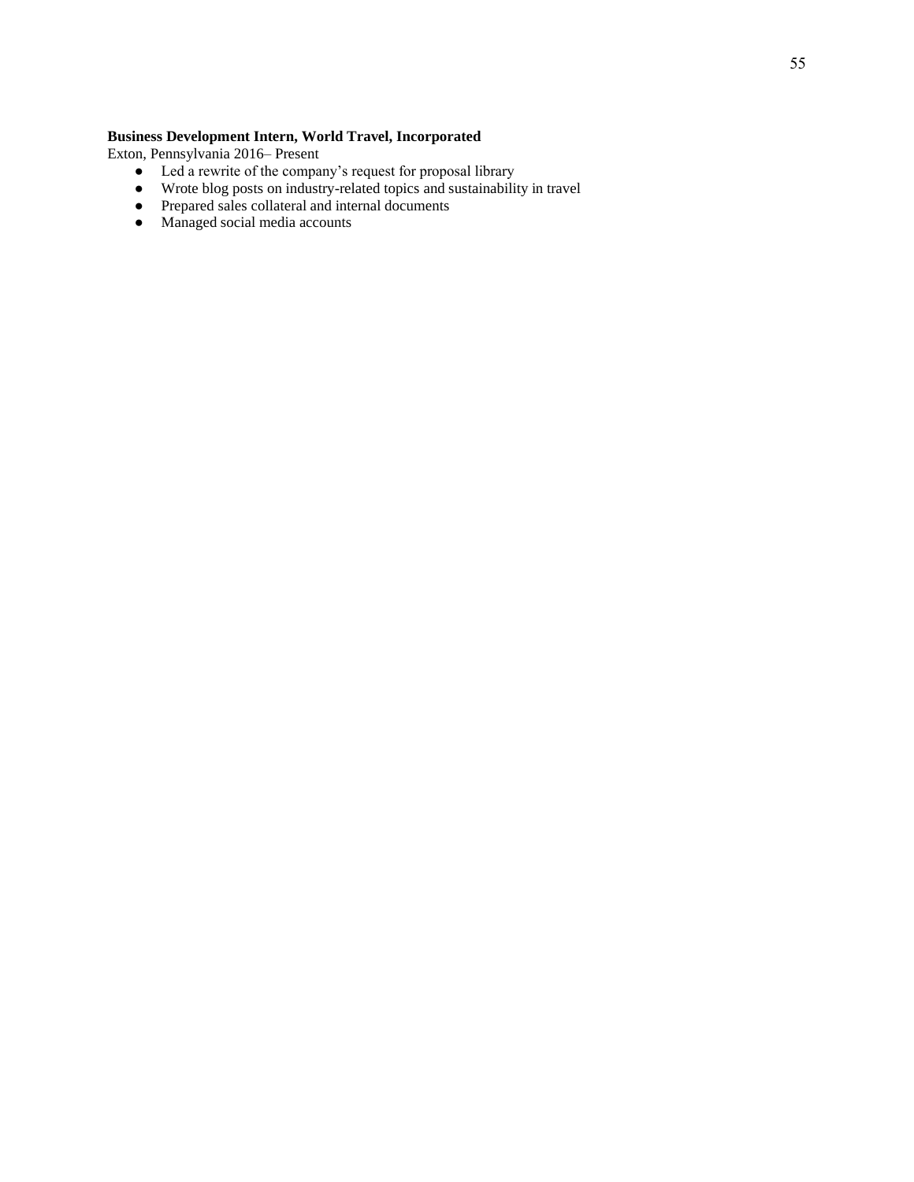**Business Development Intern, World Travel, Incorporated**

Exton, Pennsylvania 2016– Present

- Led a rewrite of the company's request for proposal library
- Wrote blog posts on industry-related topics and sustainability in travel
- Prepared sales collateral and internal documents
- Managed social media accounts